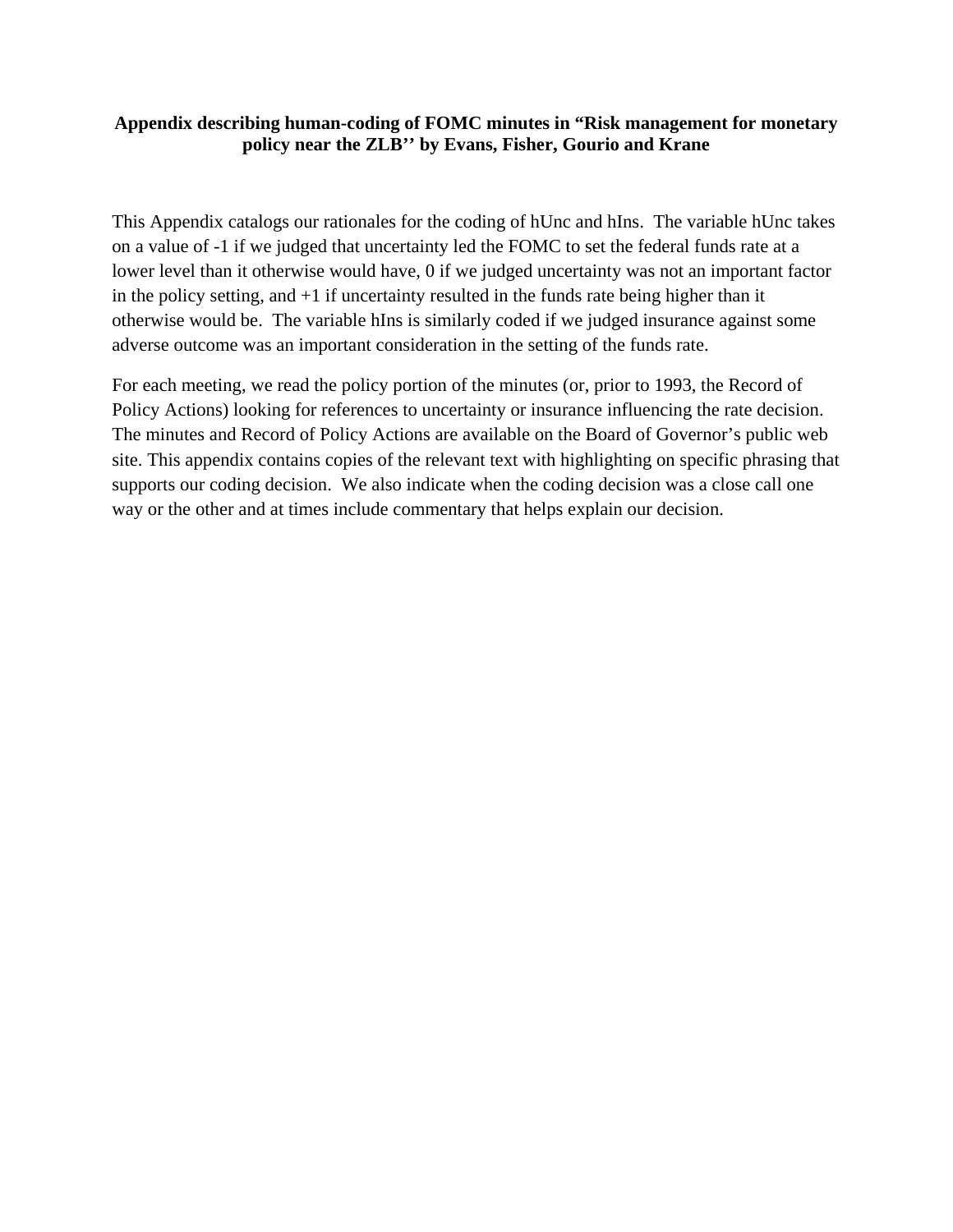# Appendix describing human-coding of FOMC minutes in "Risk management for monetary policy near the ZLB'' by Evans, Fisher, Gourio and Krane

This Appendix catalogs our rationales for the coding of hUnc and hIns. The variable hUnc takes on a value of -1 if we judged that uncertainty led the FOMC to set the federal funds rate at a lower level than it otherwise would have, 0 if we judged uncertainty was not an important factor in the policy setting, and +1 if uncertainty resulted in the funds rate being higher than it otherwise would be. The variable hIns is similarly coded if we judged insurance against some adverse outcome was an important consideration in the setting of the funds rate.

For each meeting, we read the policy portion of the minutes (or, prior to 1993, the Record of Policy Actions) looking for references to uncertainty or insurance influencing the rate decision. The minutes and Record of Policy Actions are available on the Board of Governor's public web site. This appendix contains copies of the relevant text with highlighting on specific phrasing that supports our coding decision. We also indicate when the coding decision was a close call one way or the other and at times include commentary that helps explain our decision.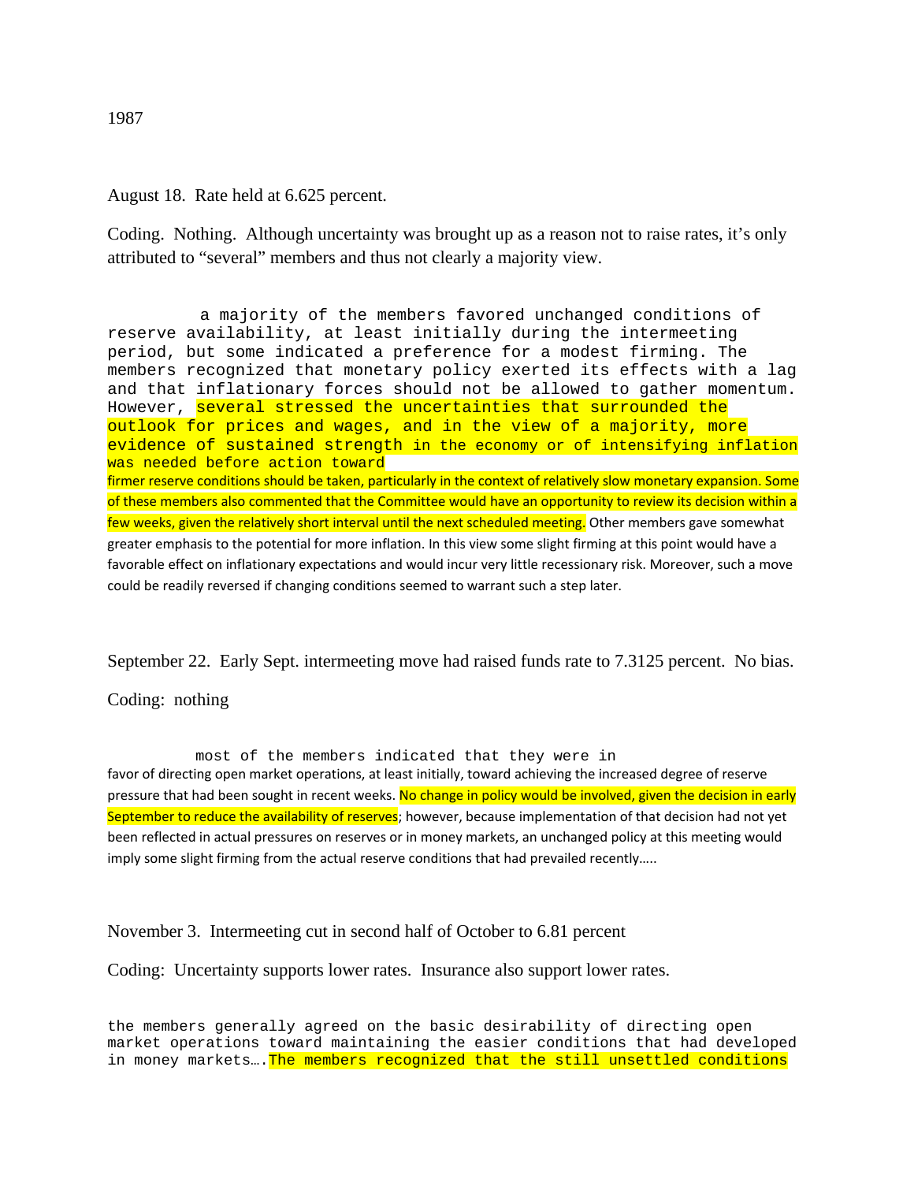1987

August 18. Rate held at 6.625 percent.

Coding. Nothing. Although uncertainty was brought up as a reason not to raise rates, it's only attributed to "several" members and thus not clearly a majority view.

a majority of the members favored unchanged conditions of reserve availability, at least initially during the intermeeting period, but some indicated a preference for a modest firming. The members recognized that monetary policy exerted its effects with a lag and that inflationary forces should not be allowed to gather momentum. However, several stressed the uncertainties that surrounded the outlook for prices and wages, and in the view of a majority, more evidence of sustained strength in the economy or of intensifying inflation was needed before action toward firmer reserve conditions should be taken, particularly in the context of relatively slow monetary expansion. Some of these members also commented that the Committee would have an opportunity to review its decision within a few weeks, given the relatively short interval until the next scheduled meeting. Other members gave somewhat greater emphasis to the potential for more inflation. In this view some slight firming at this point would have a favorable effect on inflationary expectations and would incur very little recessionary risk. Moreover, such a move could be readily reversed if changing conditions seemed to warrant such a step later.

September 22. Early Sept. intermeeting move had raised funds rate to 7.3125 percent. No bias.

Coding: nothing

most of the members indicated that they were in favor of directing open market operations, at least initially, toward achieving the increased degree of reserve pressure that had been sought in recent weeks. No change in policy would be involved, given the decision in early September to reduce the availability of reserves; however, because implementation of that decision had not yet been reflected in actual pressures on reserves or in money markets, an unchanged policy at this meeting would imply some slight firming from the actual reserve conditions that had prevailed recently…..

November 3. Intermeeting cut in second half of October to 6.81 percent

Coding: Uncertainty supports lower rates. Insurance also support lower rates.

the members generally agreed on the basic desirability of directing open market operations toward maintaining the easier conditions that had developed in money markets….The members recognized that the still unsettled conditions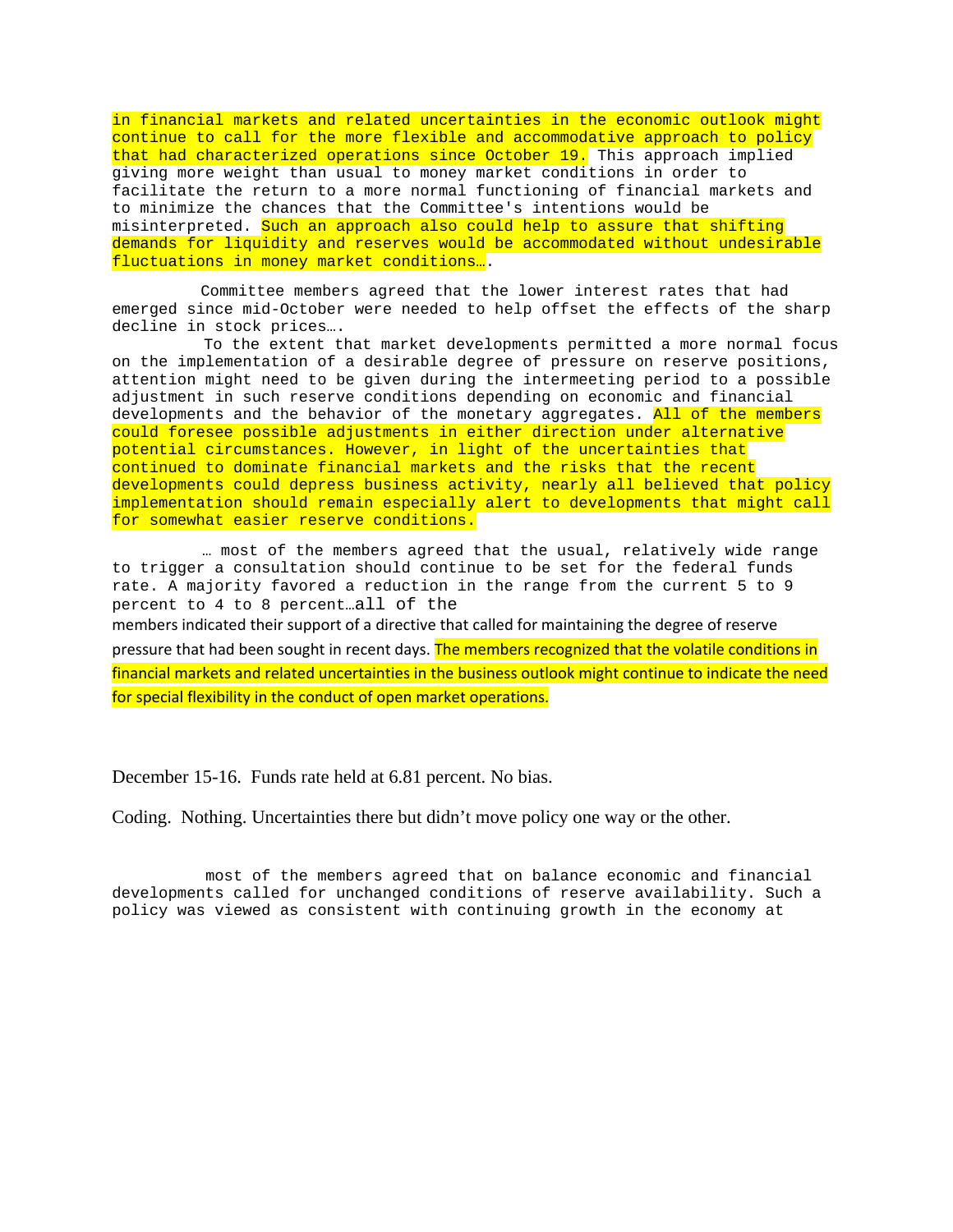in financial markets and related uncertainties in the economic outlook might continue to call for the more flexible and accommodative approach to policy that had characterized operations since October 19. This approach implied giving more weight than usual to money market conditions in order to facilitate the return to a more normal functioning of financial markets and to minimize the chances that the Committee's intentions would be misinterpreted. Such an approach also could help to assure that shifting demands for liquidity and reserves would be accommodated without undesirable fluctuations in money market conditions….

Committee members agreed that the lower interest rates that had emerged since mid-October were needed to help offset the effects of the sharp decline in stock prices….

To the extent that market developments permitted a more normal focus on the implementation of a desirable degree of pressure on reserve positions, attention might need to be given during the intermeeting period to a possible adjustment in such reserve conditions depending on economic and financial developments and the behavior of the monetary aggregates. All of the members could foresee possible adjustments in either direction under alternative potential circumstances. However, in light of the uncertainties that continued to dominate financial markets and the risks that the recent developments could depress business activity, nearly all believed that policy implementation should remain especially alert to developments that might call for somewhat easier reserve conditions.

… most of the members agreed that the usual, relatively wide range to trigger a consultation should continue to be set for the federal funds rate. A majority favored a reduction in the range from the current 5 to 9 percent to 4 to 8 percent…all of the members indicated their support of a directive that called for maintaining the degree of reserve pressure that had been sought in recent days. The members recognized that the volatile conditions in financial markets and related uncertainties in the business outlook might continue to indicate the need for special flexibility in the conduct of open market operations.

December 15-16. Funds rate held at 6.81 percent. No bias.

Coding. Nothing. Uncertainties there but didn't move policy one way or the other.

most of the members agreed that on balance economic and financial developments called for unchanged conditions of reserve availability. Such a policy was viewed as consistent with continuing growth in the economy at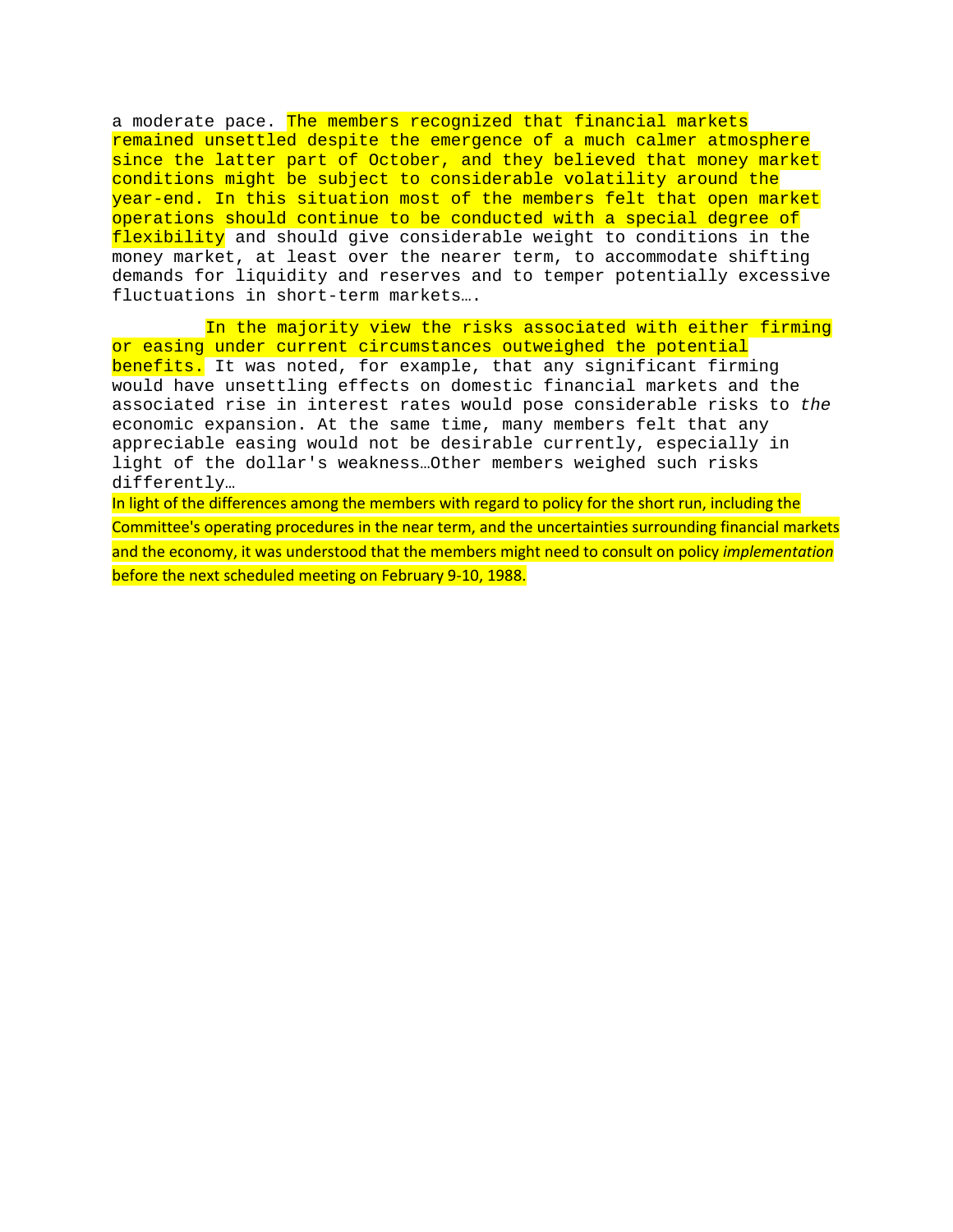a moderate pace. The members recognized that financial markets remained unsettled despite the emergence of a much calmer atmosphere since the latter part of October, and they believed that money market conditions might be subject to considerable volatility around the year-end. In this situation most of the members felt that open market operations should continue to be conducted with a special degree of flexibility and should give considerable weight to conditions in the money market, at least over the nearer term, to accommodate shifting demands for liquidity and reserves and to temper potentially excessive fluctuations in short-term markets….

In the majority view the risks associated with either firming or easing under current circumstances outweighed the potential benefits. It was noted, for example, that any significant firming would have unsettling effects on domestic financial markets and the associated rise in interest rates would pose considerable risks to *the* economic expansion. At the same time, many members felt that any appreciable easing would not be desirable currently, especially in light of the dollar's weakness…Other members weighed such risks differently…

In light of the differences among the members with regard to policy for the short run, including the Committee's operating procedures in the near term, and the uncertainties surrounding financial markets and the economy, it was understood that the members might need to consult on policy *implementation* before the next scheduled meeting on February 9-10, 1988.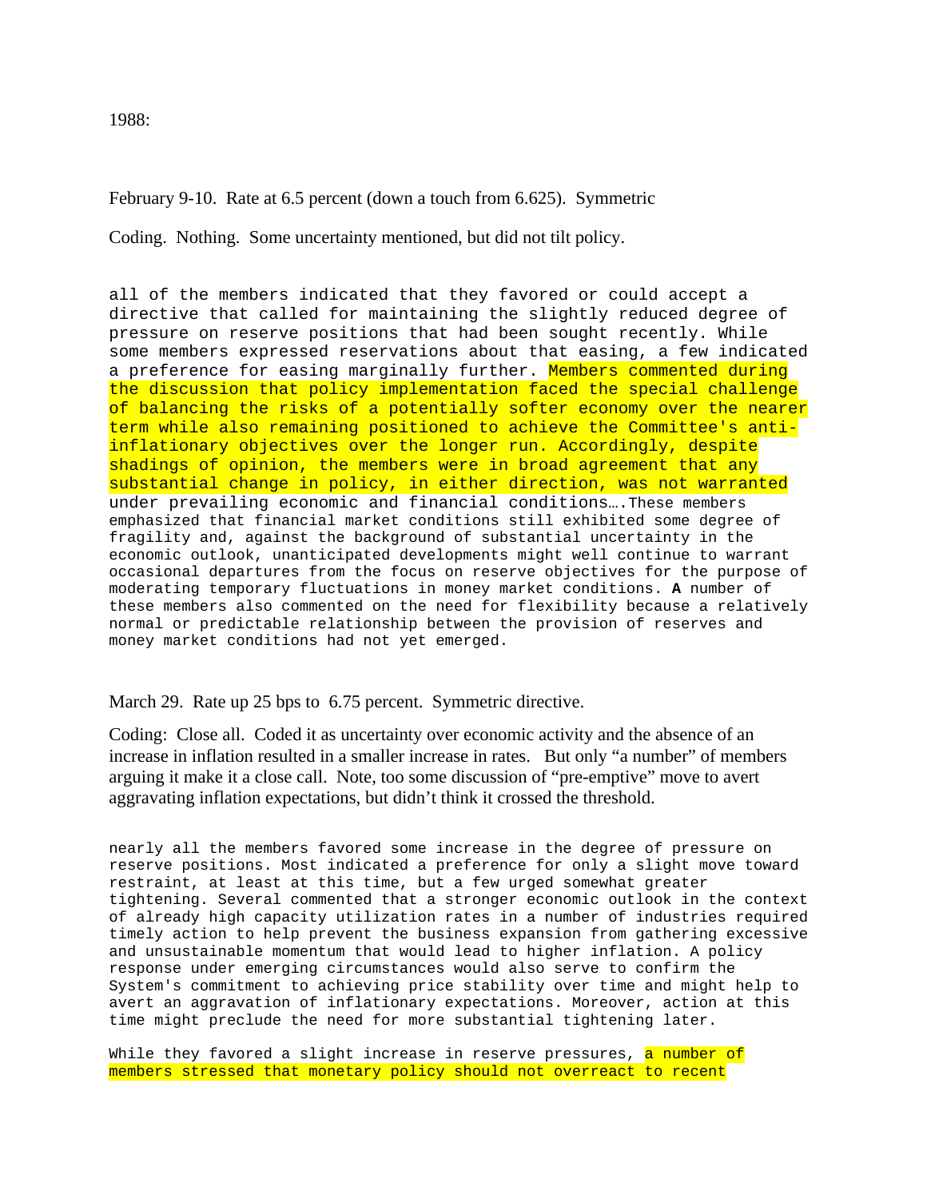1988:

February 9-10. Rate at 6.5 percent (down a touch from 6.625). Symmetric

Coding. Nothing. Some uncertainty mentioned, but did not tilt policy.

all of the members indicated that they favored or could accept a directive that called for maintaining the slightly reduced degree of pressure on reserve positions that had been sought recently. While some members expressed reservations about that easing, a few indicated a preference for easing marginally further. Members commented during the discussion that policy implementation faced the special challenge of balancing the risks of a potentially softer economy over the nearer term while also remaining positioned to achieve the Committee's anti-inflationary objectives over the longer run. Accordingly, despite shadings of opinion, the members were in broad agreement that any substantial change in policy, in either direction, was not warranted under prevailing economic and financial conditions….These members emphasized that financial market conditions still exhibited some degree of fragility and, against the background of substantial uncertainty in the economic outlook, unanticipated developments might well continue to warrant occasional departures from the focus on reserve objectives for the purpose of moderating temporary fluctuations in money market conditions. **A** number of these members also commented on the need for flexibility because a relatively normal or predictable relationship between the provision of reserves and money market conditions had not yet emerged.

March 29. Rate up 25 bps to 6.75 percent. Symmetric directive.

Coding: Close all. Coded it as uncertainty over economic activity and the absence of an increase in inflation resulted in a smaller increase in rates. But only "a number" of members arguing it make it a close call. Note, too some discussion of "pre-emptive" move to avert aggravating inflation expectations, but didn't think it crossed the threshold.

nearly all the members favored some increase in the degree of pressure on reserve positions. Most indicated a preference for only a slight move toward restraint, at least at this time, but a few urged somewhat greater tightening. Several commented that a stronger economic outlook in the context of already high capacity utilization rates in a number of industries required timely action to help prevent the business expansion from gathering excessive and unsustainable momentum that would lead to higher inflation. A policy response under emerging circumstances would also serve to confirm the System's commitment to achieving price stability over time and might help to avert an aggravation of inflationary expectations. Moreover, action at this time might preclude the need for more substantial tightening later.

While they favored a slight increase in reserve pressures, a number of members stressed that monetary policy should not overreact to recent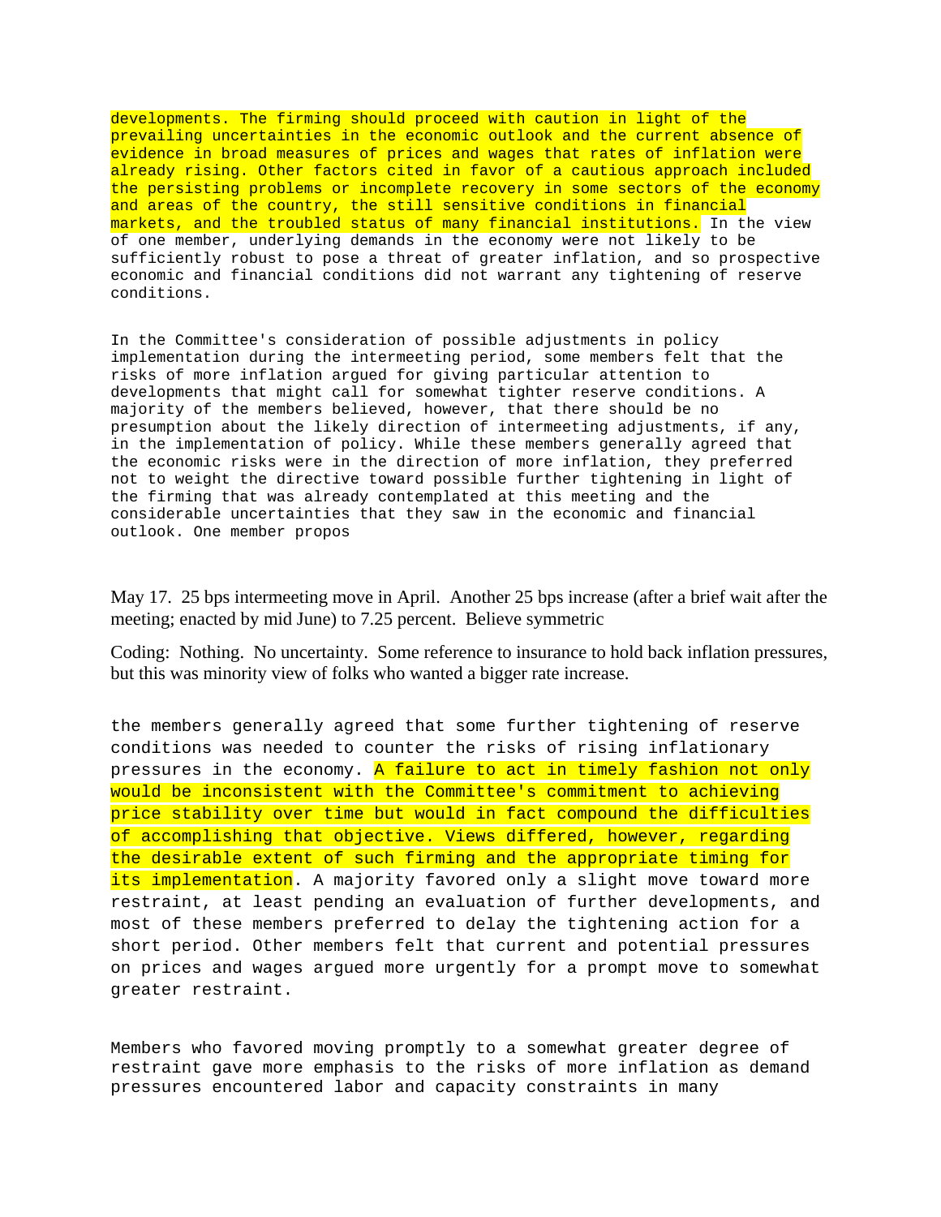developments. The firming should proceed with caution in light of the prevailing uncertainties in the economic outlook and the current absence of evidence in broad measures of prices and wages that rates of inflation were already rising. Other factors cited in favor of a cautious approach included the persisting problems or incomplete recovery in some sectors of the economy and areas of the country, the still sensitive conditions in financial markets, and the troubled status of many financial institutions. In the view of one member, underlying demands in the economy were not likely to be sufficiently robust to pose a threat of greater inflation, and so prospective economic and financial conditions did not warrant any tightening of reserve conditions.

In the Committee's consideration of possible adjustments in policy implementation during the intermeeting period, some members felt that the risks of more inflation argued for giving particular attention to developments that might call for somewhat tighter reserve conditions. A majority of the members believed, however, that there should be no presumption about the likely direction of intermeeting adjustments, if any, in the implementation of policy. While these members generally agreed that the economic risks were in the direction of more inflation, they preferred not to weight the directive toward possible further tightening in light of the firming that was already contemplated at this meeting and the considerable uncertainties that they saw in the economic and financial outlook. One member propos

May 17. 25 bps intermeeting move in April. Another 25 bps increase (after a brief wait after the meeting; enacted by mid June) to 7.25 percent. Believe symmetric

Coding: Nothing. No uncertainty. Some reference to insurance to hold back inflation pressures, but this was minority view of folks who wanted a bigger rate increase.

the members generally agreed that some further tightening of reserve conditions was needed to counter the risks of rising inflationary pressures in the economy. A failure to act in timely fashion not only would be inconsistent with the Committee's commitment to achieving price stability over time but would in fact compound the difficulties of accomplishing that objective. Views differed, however, regarding the desirable extent of such firming and the appropriate timing for its implementation. A majority favored only a slight move toward more restraint, at least pending an evaluation of further developments, and most of these members preferred to delay the tightening action for a short period. Other members felt that current and potential pressures on prices and wages argued more urgently for a prompt move to somewhat greater restraint.

Members who favored moving promptly to a somewhat greater degree of restraint gave more emphasis to the risks of more inflation as demand pressures encountered labor and capacity constraints in many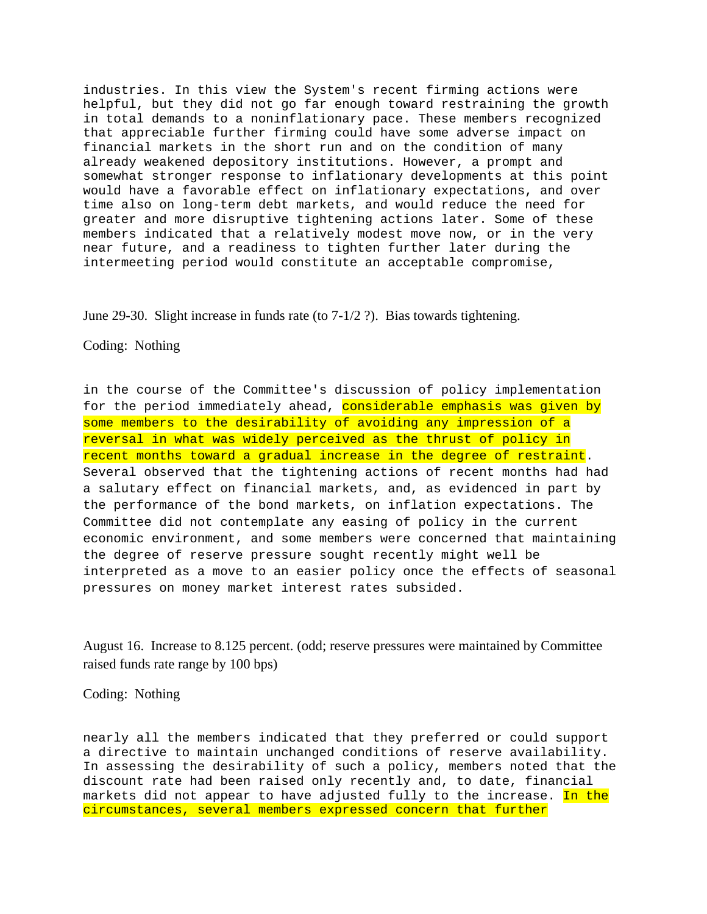industries. In this view the System's recent firming actions were helpful, but they did not go far enough toward restraining the growth in total demands to a noninflationary pace. These members recognized that appreciable further firming could have some adverse impact on financial markets in the short run and on the condition of many already weakened depository institutions. However, a prompt and somewhat stronger response to inflationary developments at this point would have a favorable effect on inflationary expectations, and over time also on long-term debt markets, and would reduce the need for greater and more disruptive tightening actions later. Some of these members indicated that a relatively modest move now, or in the very near future, and a readiness to tighten further later during the intermeeting period would constitute an acceptable compromise,

June 29-30. Slight increase in funds rate (to 7-1/2 ?). Bias towards tightening.

Coding: Nothing

in the course of the Committee's discussion of policy implementation for the period immediately ahead, considerable emphasis was given by some members to the desirability of avoiding any impression of a reversal in what was widely perceived as the thrust of policy in recent months toward a gradual increase in the degree of restraint. Several observed that the tightening actions of recent months had had a salutary effect on financial markets, and, as evidenced in part by the performance of the bond markets, on inflation expectations. The Committee did not contemplate any easing of policy in the current economic environment, and some members were concerned that maintaining the degree of reserve pressure sought recently might well be interpreted as a move to an easier policy once the effects of seasonal pressures on money market interest rates subsided.

August 16. Increase to 8.125 percent. (odd; reserve pressures were maintained by Committee raised funds rate range by 100 bps)

Coding: Nothing

nearly all the members indicated that they preferred or could support a directive to maintain unchanged conditions of reserve availability. In assessing the desirability of such a policy, members noted that the discount rate had been raised only recently and, to date, financial markets did not appear to have adjusted fully to the increase. In the circumstances, several members expressed concern that further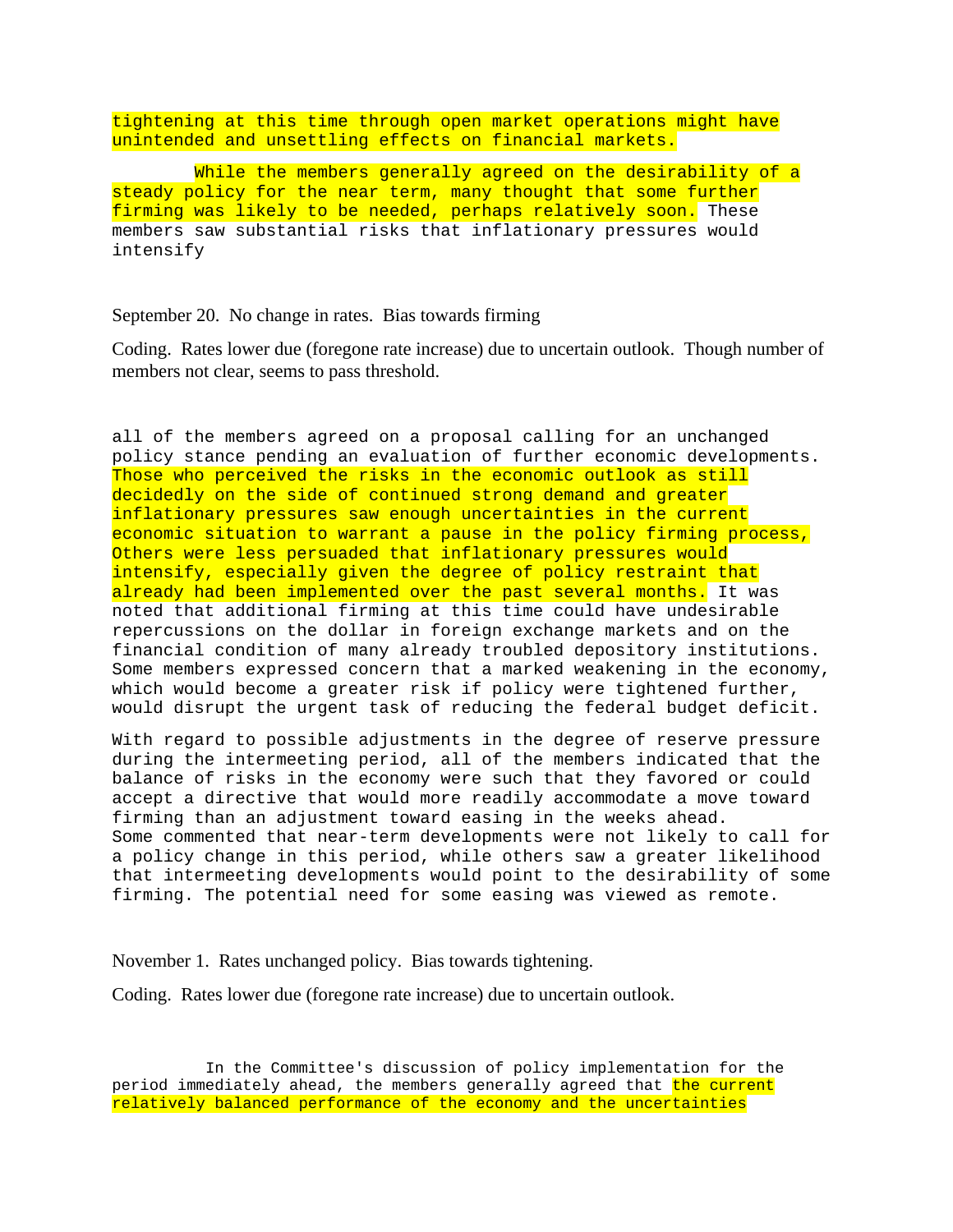tightening at this time through open market operations might have unintended and unsettling effects on financial markets.

While the members generally agreed on the desirability of a steady policy for the near term, many thought that some further firming was likely to be needed, perhaps relatively soon. These members saw substantial risks that inflationary pressures would intensify

September 20. No change in rates. Bias towards firming

Coding. Rates lower due (foregone rate increase) due to uncertain outlook. Though number of members not clear, seems to pass threshold.

all of the members agreed on a proposal calling for an unchanged policy stance pending an evaluation of further economic developments. Those who perceived the risks in the economic outlook as still decidedly on the side of continued strong demand and greater inflationary pressures saw enough uncertainties in the current economic situation to warrant a pause in the policy firming process, Others were less persuaded that inflationary pressures would intensify, especially given the degree of policy restraint that already had been implemented over the past several months. It was noted that additional firming at this time could have undesirable repercussions on the dollar in foreign exchange markets and on the financial condition of many already troubled depository institutions. Some members expressed concern that a marked weakening in the economy, which would become a greater risk if policy were tightened further, would disrupt the urgent task of reducing the federal budget deficit.

With regard to possible adjustments in the degree of reserve pressure during the intermeeting period, all of the members indicated that the balance of risks in the economy were such that they favored or could accept a directive that would more readily accommodate a move toward firming than an adjustment toward easing in the weeks ahead. Some commented that near-term developments were not likely to call for a policy change in this period, while others saw a greater likelihood that intermeeting developments would point to the desirability of some firming. The potential need for some easing was viewed as remote.

November 1. Rates unchanged policy. Bias towards tightening.

Coding. Rates lower due (foregone rate increase) due to uncertain outlook.

In the Committee's discussion of policy implementation for the period immediately ahead, the members generally agreed that the current relatively balanced performance of the economy and the uncertainties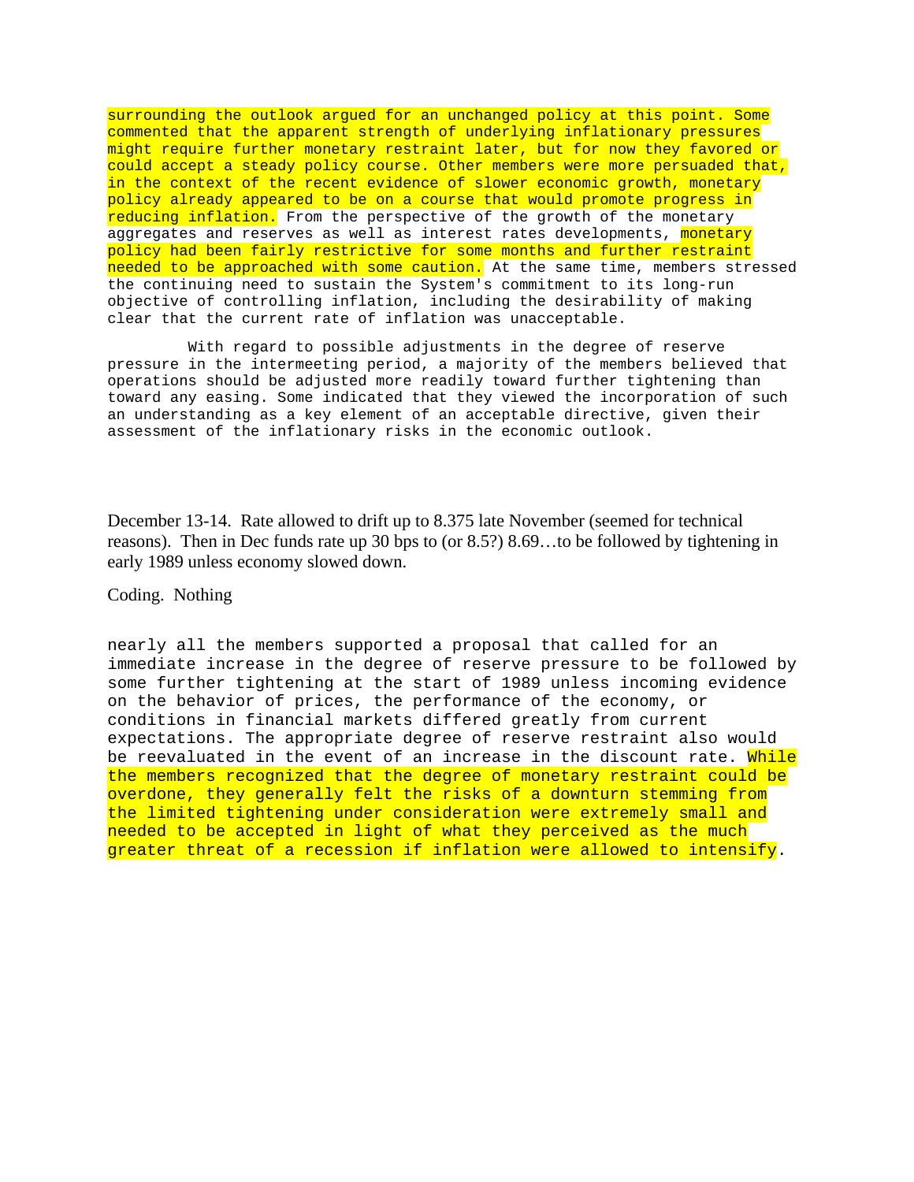surrounding the outlook argued for an unchanged policy at this point. Some commented that the apparent strength of underlying inflationary pressures might require further monetary restraint later, but for now they favored or could accept a steady policy course. Other members were more persuaded that, in the context of the recent evidence of slower economic growth, monetary policy already appeared to be on a course that would promote progress in reducing inflation. From the perspective of the growth of the monetary aggregates and reserves as well as interest rates developments, monetary policy had been fairly restrictive for some months and further restraint needed to be approached with some caution. At the same time, members stressed the continuing need to sustain the System's commitment to its long-run objective of controlling inflation, including the desirability of making clear that the current rate of inflation was unacceptable.

With regard to possible adjustments in the degree of reserve pressure in the intermeeting period, a majority of the members believed that operations should be adjusted more readily toward further tightening than toward any easing. Some indicated that they viewed the incorporation of such an understanding as a key element of an acceptable directive, given their assessment of the inflationary risks in the economic outlook.

December 13-14. Rate allowed to drift up to 8.375 late November (seemed for technical reasons). Then in Dec funds rate up 30 bps to (or 8.5?) 8.69…to be followed by tightening in early 1989 unless economy slowed down.

Coding. Nothing

nearly all the members supported a proposal that called for an immediate increase in the degree of reserve pressure to be followed by some further tightening at the start of 1989 unless incoming evidence on the behavior of prices, the performance of the economy, or conditions in financial markets differed greatly from current expectations. The appropriate degree of reserve restraint also would be reevaluated in the event of an increase in the discount rate. While the members recognized that the degree of monetary restraint could be overdone, they generally felt the risks of a downturn stemming from the limited tightening under consideration were extremely small and needed to be accepted in light of what they perceived as the much greater threat of a recession if inflation were allowed to intensify.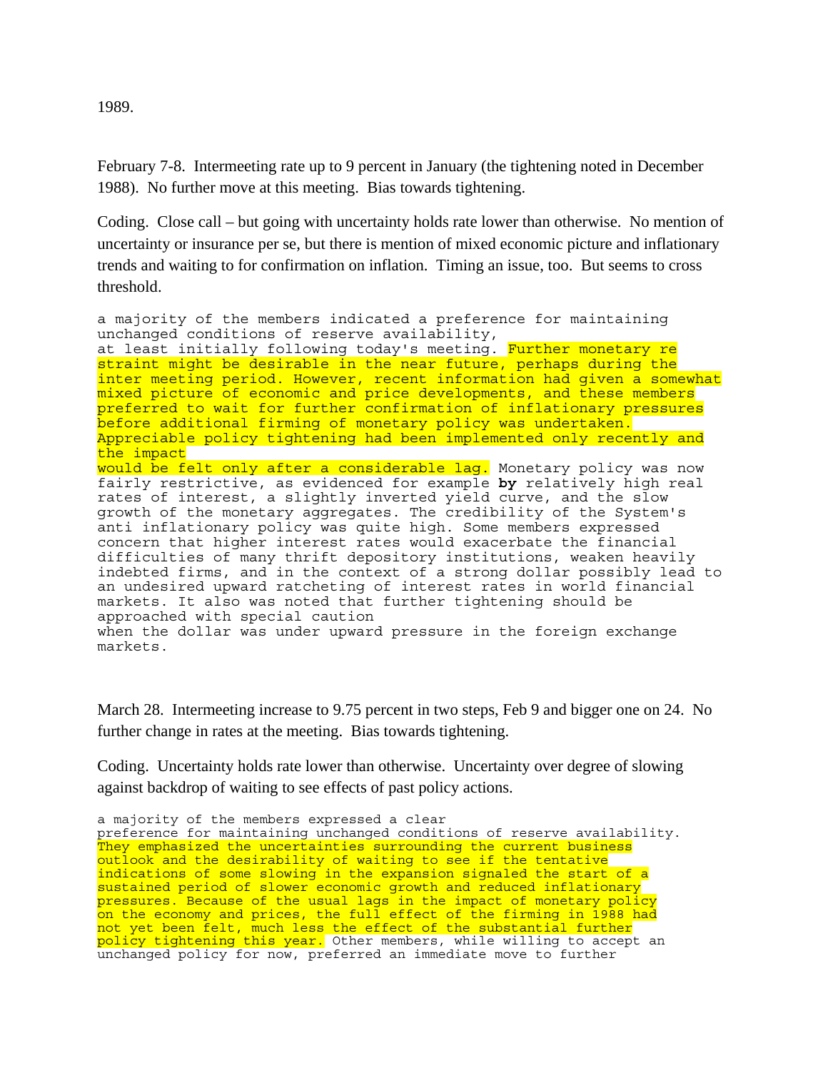1989.

February 7-8. Intermeeting rate up to 9 percent in January (the tightening noted in December 1988). No further move at this meeting. Bias towards tightening.

Coding. Close call – but going with uncertainty holds rate lower than otherwise. No mention of uncertainty or insurance per se, but there is mention of mixed economic picture and inflationary trends and waiting to for confirmation on inflation. Timing an issue, too. But seems to cross threshold.

```
a majority of the members indicated a preference for maintaining
unchanged conditions of reserve availability,
at least initially following today's meeting. Further monetary re
straint might be desirable in the near future, perhaps during the
inter meeting period. However, recent information had given a somewhat
mixed picture of economic and price developments, and these members
preferred to wait for further confirmation of inflationary pressures
before additional firming of monetary policy was undertaken.
Appreciable policy tightening had been implemented only recently and
the impact
would be felt only after a considerable lag. Monetary policy was now
fairly restrictive, as evidenced for example by relatively high real
rates of interest, a slightly inverted yield curve, and the slow
growth of the monetary aggregates. The credibility of the System's
anti inflationary policy was quite high. Some members expressed
concern that higher interest rates would exacerbate the financial
difficulties of many thrift depository institutions, weaken heavily
indebted firms, and in the context of a strong dollar possibly lead to
an undesired upward ratcheting of interest rates in world financial
markets. It also was noted that further tightening should be
approached with special caution
when the dollar was under upward pressure in the foreign exchange
markets.
```

March 28. Intermeeting increase to 9.75 percent in two steps, Feb 9 and bigger one on 24. No further change in rates at the meeting. Bias towards tightening.

Coding. Uncertainty holds rate lower than otherwise. Uncertainty over degree of slowing against backdrop of waiting to see effects of past policy actions.

```
a majority of the members expressed a clear
preference for maintaining unchanged conditions of reserve availability.
They emphasized the uncertainties surrounding the current business
outlook and the desirability of waiting to see if the tentative
indications of some slowing in the expansion signaled the start of a
sustained period of slower economic growth and reduced inflationary
pressures. Because of the usual lags in the impact of monetary policy
on the economy and prices, the full effect of the firming in 1988 had
not yet been felt, much less the effect of the substantial further
policy tightening this year. Other members, while willing to accept an
unchanged policy for now, preferred an immediate move to further
```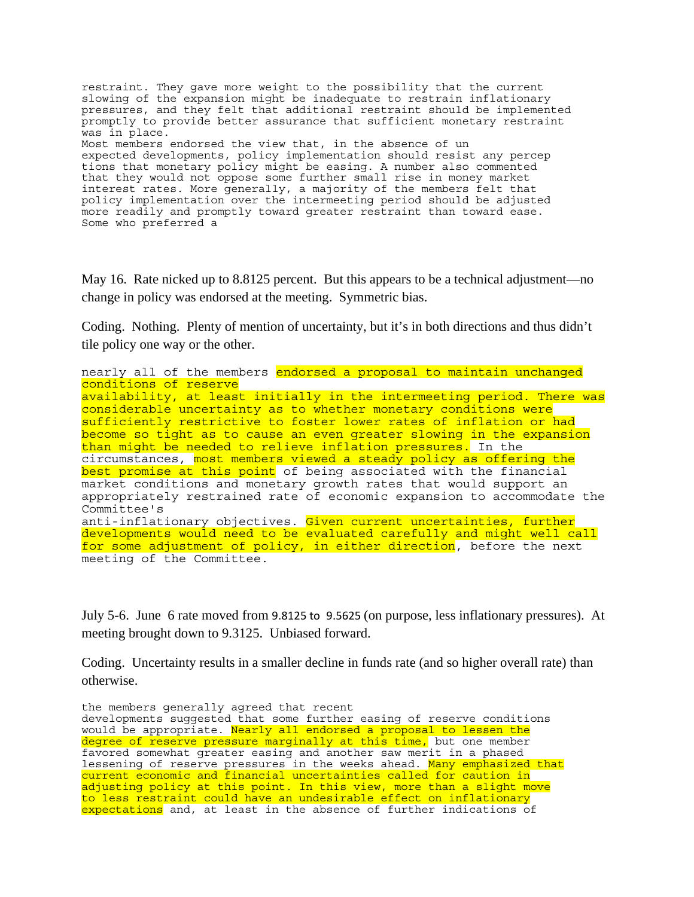restraint. They gave more weight to the possibility that the current slowing of the expansion might be inadequate to restrain inflationary pressures, and they felt that additional restraint should be implemented promptly to provide better assurance that sufficient monetary restraint was in place.

Most members endorsed the view that, in the absence of un expected developments, policy implementation should resist any percep tions that monetary policy might be easing. A number also commented that they would not oppose some further small rise in money market interest rates. More generally, a majority of the members felt that policy implementation over the intermeeting period should be adjusted more readily and promptly toward greater restraint than toward ease. Some who preferred a

May 16. Rate nicked up to 8.8125 percent. But this appears to be a technical adjustment—no change in policy was endorsed at the meeting. Symmetric bias.

Coding. Nothing. Plenty of mention of uncertainty, but it's in both directions and thus didn't tile policy one way or the other.

nearly all of the members endorsed a proposal to maintain unchanged conditions of reserve availability, at least initially in the intermeeting period. There was considerable uncertainty as to whether monetary conditions were sufficiently restrictive to foster lower rates of inflation or had become so tight as to cause an even greater slowing in the expansion than might be needed to relieve inflation pressures. In the circumstances, most members viewed a steady policy as offering the best promise at this point of being associated with the financial market conditions and monetary growth rates that would support an appropriately restrained rate of economic expansion to accommodate the Committee's anti-inflationary objectives. Given current uncertainties, further developments would need to be evaluated carefully and might well call for some adjustment of policy, in either direction, before the next meeting of the Committee.

July 5-6. June 6 rate moved from 9.8125 to 9.5625 (on purpose, less inflationary pressures). At meeting brought down to 9.3125. Unbiased forward.

Coding. Uncertainty results in a smaller decline in funds rate (and so higher overall rate) than otherwise.

the members generally agreed that recent developments suggested that some further easing of reserve conditions would be appropriate. Nearly all endorsed a proposal to lessen the degree of reserve pressure marginally at this time, but one member favored somewhat greater easing and another saw merit in a phased lessening of reserve pressures in the weeks ahead. Many emphasized that current economic and financial uncertainties called for caution in adjusting policy at this point. In this view, more than a slight move to less restraint could have an undesirable effect on inflationary expectations and, at least in the absence of further indications of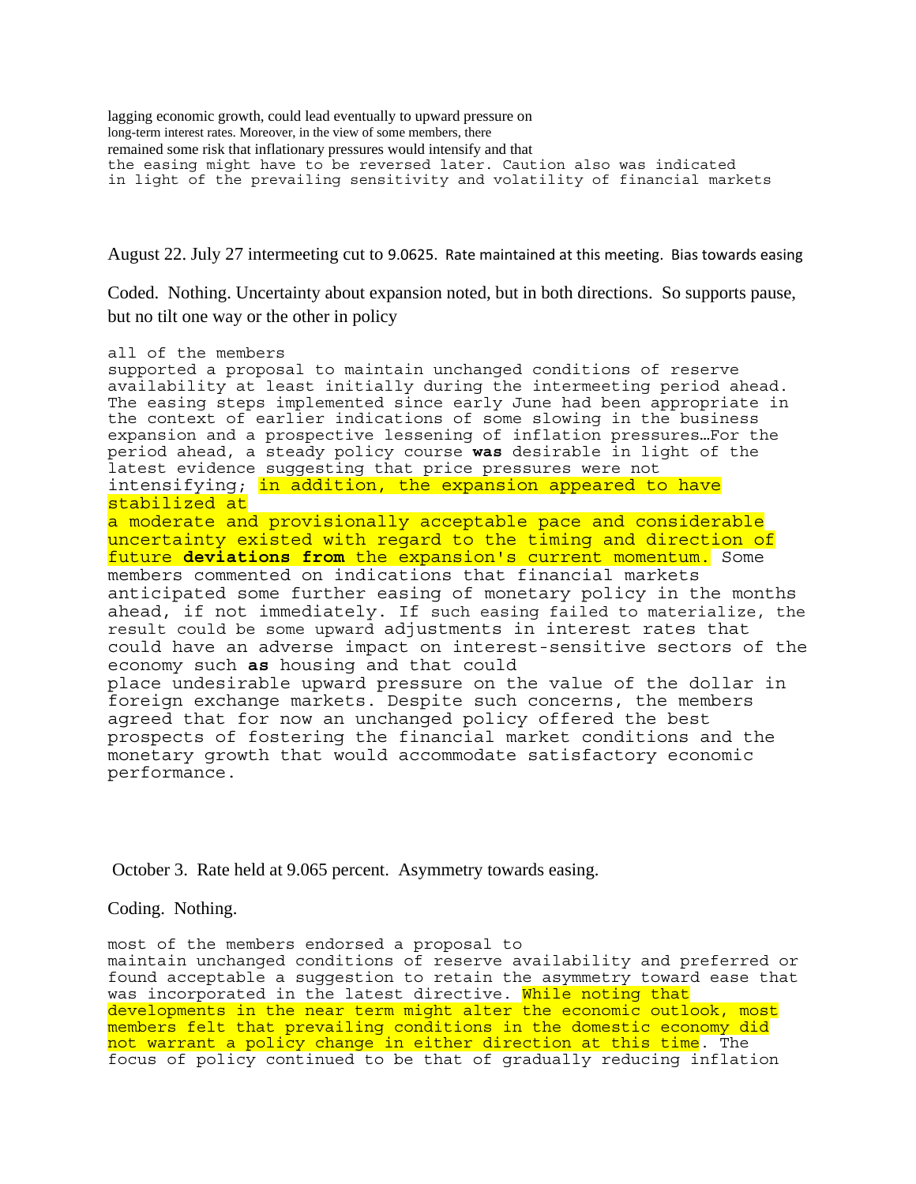lagging economic growth, could lead eventually to upward pressure on long-term interest rates. Moreover, in the view of some members, there remained some risk that inflationary pressures would intensify and that the easing might have to be reversed later. Caution also was indicated in light of the prevailing sensitivity and volatility of financial markets

August 22. July 27 intermeeting cut to 9.0625. Rate maintained at this meeting. Bias towards easing

Coded. Nothing. Uncertainty about expansion noted, but in both directions. So supports pause, but no tilt one way or the other in policy

all of the members supported a proposal to maintain unchanged conditions of reserve availability at least initially during the intermeeting period ahead. The easing steps implemented since early June had been appropriate in the context of earlier indications of some slowing in the business expansion and a prospective lessening of inflation pressures…For the period ahead, a steady policy course **was** desirable in light of the latest evidence suggesting that price pressures were not intensifying; in addition, the expansion appeared to have stabilized at a moderate and provisionally acceptable pace and considerable uncertainty existed with regard to the timing and direction of future **deviations from** the expansion's current momentum. Some members commented on indications that financial markets anticipated some further easing of monetary policy in the months ahead, if not immediately. If such easing failed to materialize, the result could be some upward adjustments in interest rates that could have an adverse impact on interest-sensitive sectors of the economy such **as** housing and that could place undesirable upward pressure on the value of the dollar in foreign exchange markets. Despite such concerns, the members agreed that for now an unchanged policy offered the best prospects of fostering the financial market conditions and the monetary growth that would accommodate satisfactory economic performance.

October 3. Rate held at 9.065 percent. Asymmetry towards easing.

Coding. Nothing.

most of the members endorsed a proposal to maintain unchanged conditions of reserve availability and preferred or found acceptable a suggestion to retain the asymmetry toward ease that was incorporated in the latest directive. While noting that developments in the near term might alter the economic outlook, most members felt that prevailing conditions in the domestic economy did not warrant a policy change in either direction at this time. The focus of policy continued to be that of gradually reducing inflation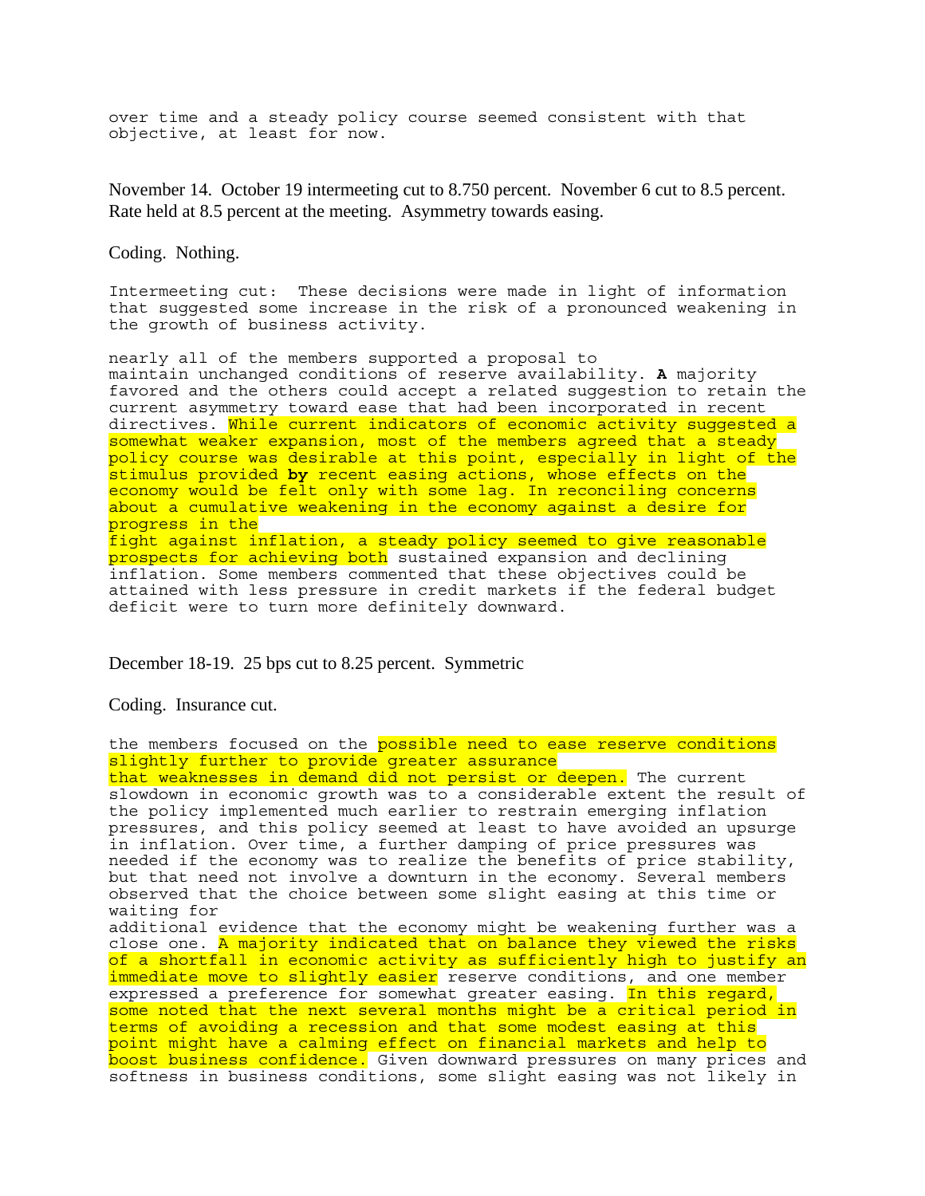over time and a steady policy course seemed consistent with that objective, at least for now.

November 14. October 19 intermeeting cut to 8.750 percent. November 6 cut to 8.5 percent. Rate held at 8.5 percent at the meeting. Asymmetry towards easing.

Coding. Nothing.

Intermeeting cut: These decisions were made in light of information that suggested some increase in the risk of a pronounced weakening in the growth of business activity.

nearly all of the members supported a proposal to maintain unchanged conditions of reserve availability. **A** majority favored and the others could accept a related suggestion to retain the current asymmetry toward ease that had been incorporated in recent directives. While current indicators of economic activity suggested a somewhat weaker expansion, most of the members agreed that a steady policy course was desirable at this point, especially in light of the stimulus provided **by** recent easing actions, whose effects on the economy would be felt only with some lag. In reconciling concerns about a cumulative weakening in the economy against a desire for progress in the fight against inflation, a steady policy seemed to give reasonable prospects for achieving both sustained expansion and declining inflation. Some members commented that these objectives could be attained with less pressure in credit markets if the federal budget deficit were to turn more definitely downward.

December 18-19. 25 bps cut to 8.25 percent. Symmetric

Coding. Insurance cut.

the members focused on the possible need to ease reserve conditions slightly further to provide greater assurance that weaknesses in demand did not persist or deepen. The current slowdown in economic growth was to a considerable extent the result of the policy implemented much earlier to restrain emerging inflation pressures, and this policy seemed at least to have avoided an upsurge in inflation. Over time, a further damping of price pressures was needed if the economy was to realize the benefits of price stability, but that need not involve a downturn in the economy. Several members observed that the choice between some slight easing at this time or waiting for additional evidence that the economy might be weakening further was a close one. A majority indicated that on balance they viewed the risks of a shortfall in economic activity as sufficiently high to justify an immediate move to slightly easier reserve conditions, and one member expressed a preference for somewhat greater easing. In this regard, some noted that the next several months might be a critical period in terms of avoiding a recession and that some modest easing at this point might have a calming effect on financial markets and help to boost business confidence. Given downward pressures on many prices and softness in business conditions, some slight easing was not likely in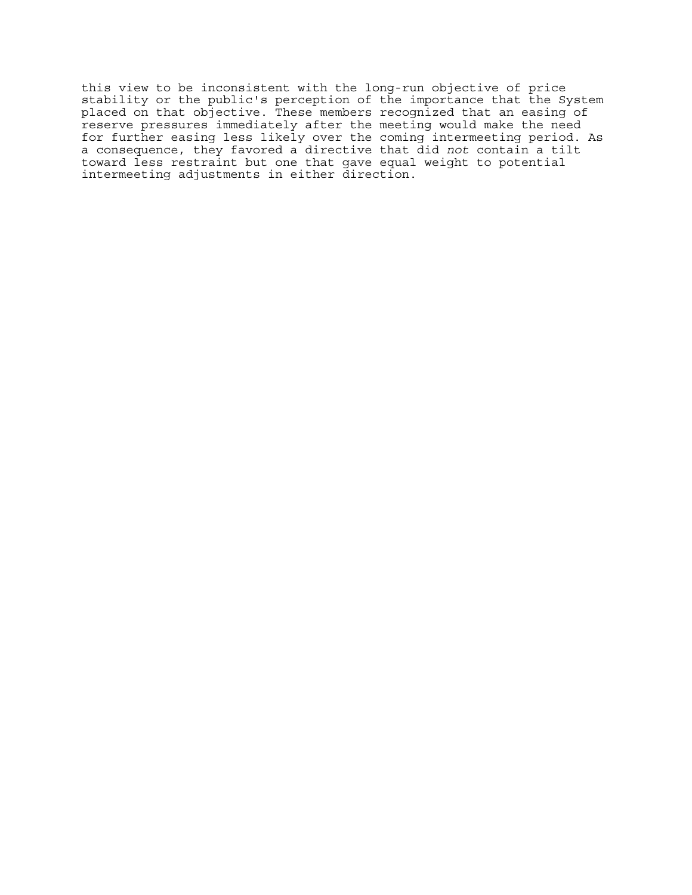this view to be inconsistent with the long-run objective of price stability or the public's perception of the importance that the System placed on that objective. These members recognized that an easing of reserve pressures immediately after the meeting would make the need for further easing less likely over the coming intermeeting period. As a consequence, they favored a directive that did *not* contain a tilt toward less restraint but one that gave equal weight to potential intermeeting adjustments in either direction.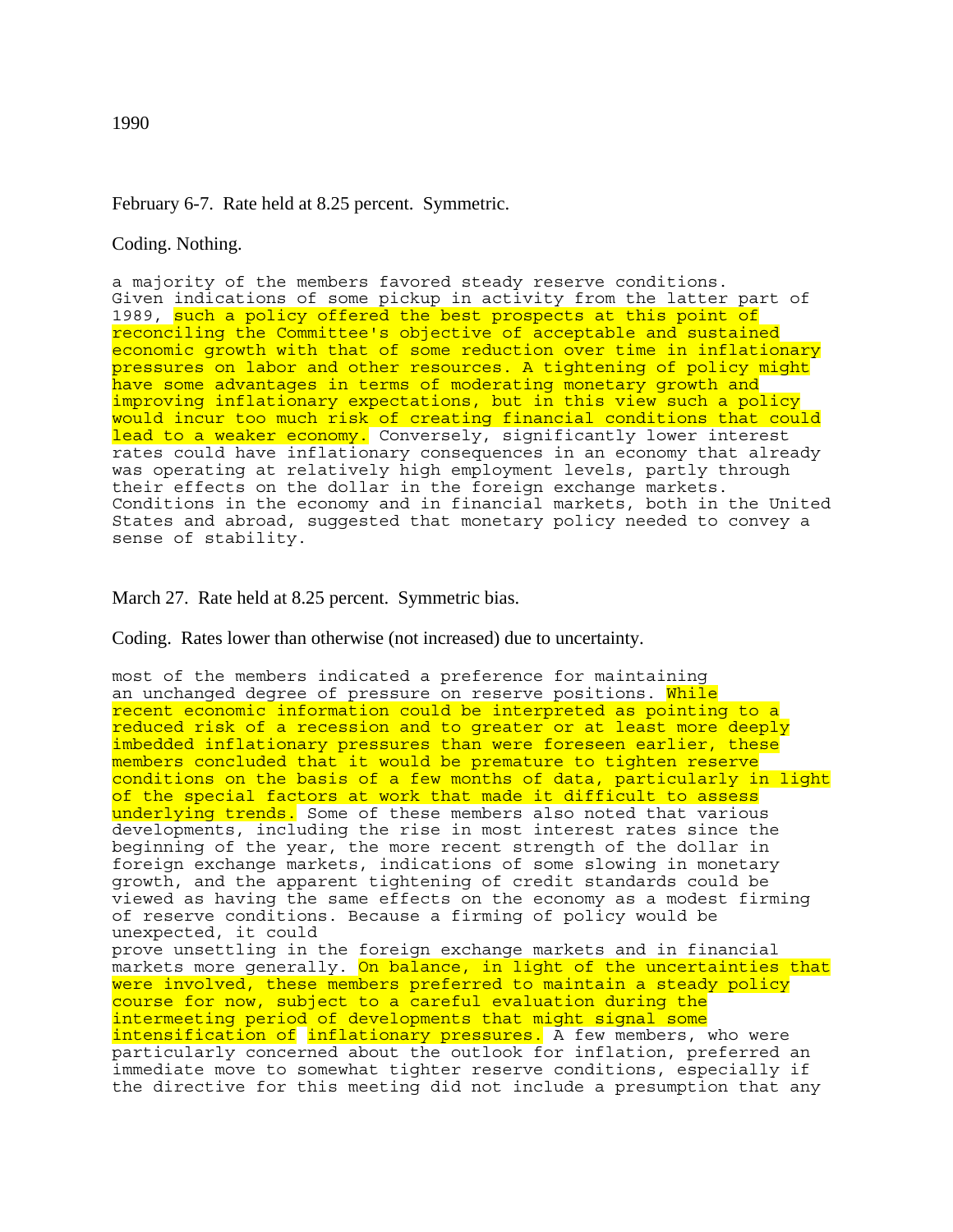1990

February 6-7. Rate held at 8.25 percent. Symmetric.

Coding. Nothing.

a majority of the members favored steady reserve conditions. Given indications of some pickup in activity from the latter part of 1989, such a policy offered the best prospects at this point of reconciling the Committee's objective of acceptable and sustained economic growth with that of some reduction over time in inflationary pressures on labor and other resources. A tightening of policy might have some advantages in terms of moderating monetary growth and improving inflationary expectations, but in this view such a policy would incur too much risk of creating financial conditions that could lead to a weaker economy. Conversely, significantly lower interest rates could have inflationary consequences in an economy that already was operating at relatively high employment levels, partly through their effects on the dollar in the foreign exchange markets. Conditions in the economy and in financial markets, both in the United States and abroad, suggested that monetary policy needed to convey a sense of stability.

March 27. Rate held at 8.25 percent. Symmetric bias.

Coding. Rates lower than otherwise (not increased) due to uncertainty.

most of the members indicated a preference for maintaining an unchanged degree of pressure on reserve positions. While recent economic information could be interpreted as pointing to a reduced risk of a recession and to greater or at least more deeply imbedded inflationary pressures than were foreseen earlier, these members concluded that it would be premature to tighten reserve conditions on the basis of a few months of data, particularly in light of the special factors at work that made it difficult to assess underlying trends. Some of these members also noted that various developments, including the rise in most interest rates since the beginning of the year, the more recent strength of the dollar in foreign exchange markets, indications of some slowing in monetary growth, and the apparent tightening of credit standards could be viewed as having the same effects on the economy as a modest firming of reserve conditions. Because a firming of policy would be unexpected, it could prove unsettling in the foreign exchange markets and in financial markets more generally. On balance, in light of the uncertainties that were involved, these members preferred to maintain a steady policy course for now, subject to a careful evaluation during the intermeeting period of developments that might signal some intensification of inflationary pressures. A few members, who were particularly concerned about the outlook for inflation, preferred an immediate move to somewhat tighter reserve conditions, especially if the directive for this meeting did not include a presumption that any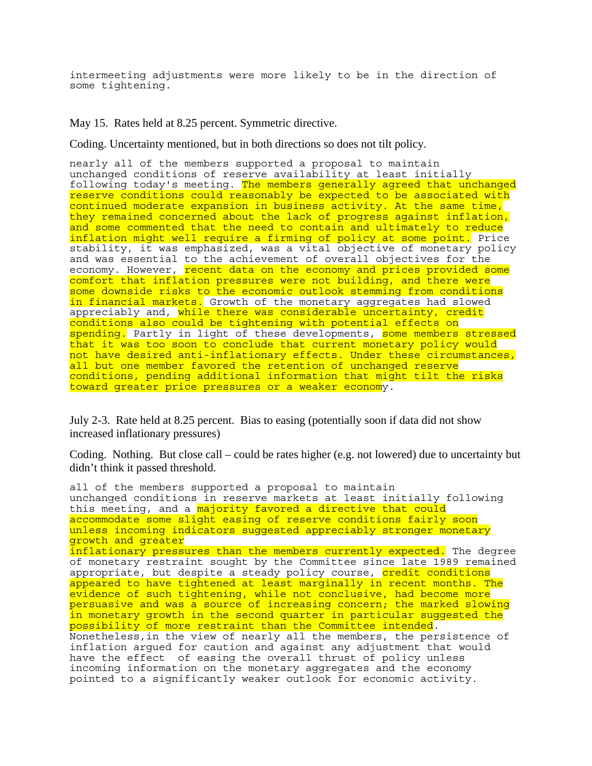intermeeting adjustments were more likely to be in the direction of some tightening.

May 15. Rates held at 8.25 percent. Symmetric directive.

Coding. Uncertainty mentioned, but in both directions so does not tilt policy.

nearly all of the members supported a proposal to maintain unchanged conditions of reserve availability at least initially following today's meeting. The members generally agreed that unchanged reserve conditions could reasonably be expected to be associated with continued moderate expansion in business activity. At the same time, they remained concerned about the lack of progress against inflation, and some commented that the need to contain and ultimately to reduce inflation might well require a firming of policy at some point. Price stability, it was emphasized, was a vital objective of monetary policy and was essential to the achievement of overall objectives for the economy. However, recent data on the economy and prices provided some comfort that inflation pressures were not building, and there were some downside risks to the economic outlook stemming from conditions in financial markets. Growth of the monetary aggregates had slowed appreciably and, while there was considerable uncertainty, credit conditions also could be tightening with potential effects on spending. Partly in light of these developments, some members stressed that it was too soon to conclude that current monetary policy would not have desired anti-inflationary effects. Under these circumstances, all but one member favored the retention of unchanged reserve conditions, pending additional information that might tilt the risks toward greater price pressures or a weaker economy.

July 2-3. Rate held at 8.25 percent. Bias to easing (potentially soon if data did not show increased inflationary pressures)

Coding. Nothing. But close call – could be rates higher (e.g. not lowered) due to uncertainty but didn't think it passed threshold.

all of the members supported a proposal to maintain unchanged conditions in reserve markets at least initially following this meeting, and a majority favored a directive that could accommodate some slight easing of reserve conditions fairly soon unless incoming indicators suggested appreciably stronger monetary growth and greater inflationary pressures than the members currently expected. The degree of monetary restraint sought by the Committee since late 1989 remained appropriate, but despite a steady policy course, credit conditions appeared to have tightened at least marginally in recent months. The evidence of such tightening, while not conclusive, had become more persuasive and was a source of increasing concern; the marked slowing in monetary growth in the second quarter in particular suggested the possibility of more restraint than the Committee intended. Nonetheless, in the view of nearly all the members, the persistence of inflation argued for caution and against any adjustment that would have the effect of easing the overall thrust of policy unless incoming information on the monetary aggregates and the economy pointed to a significantly weaker outlook for economic activity.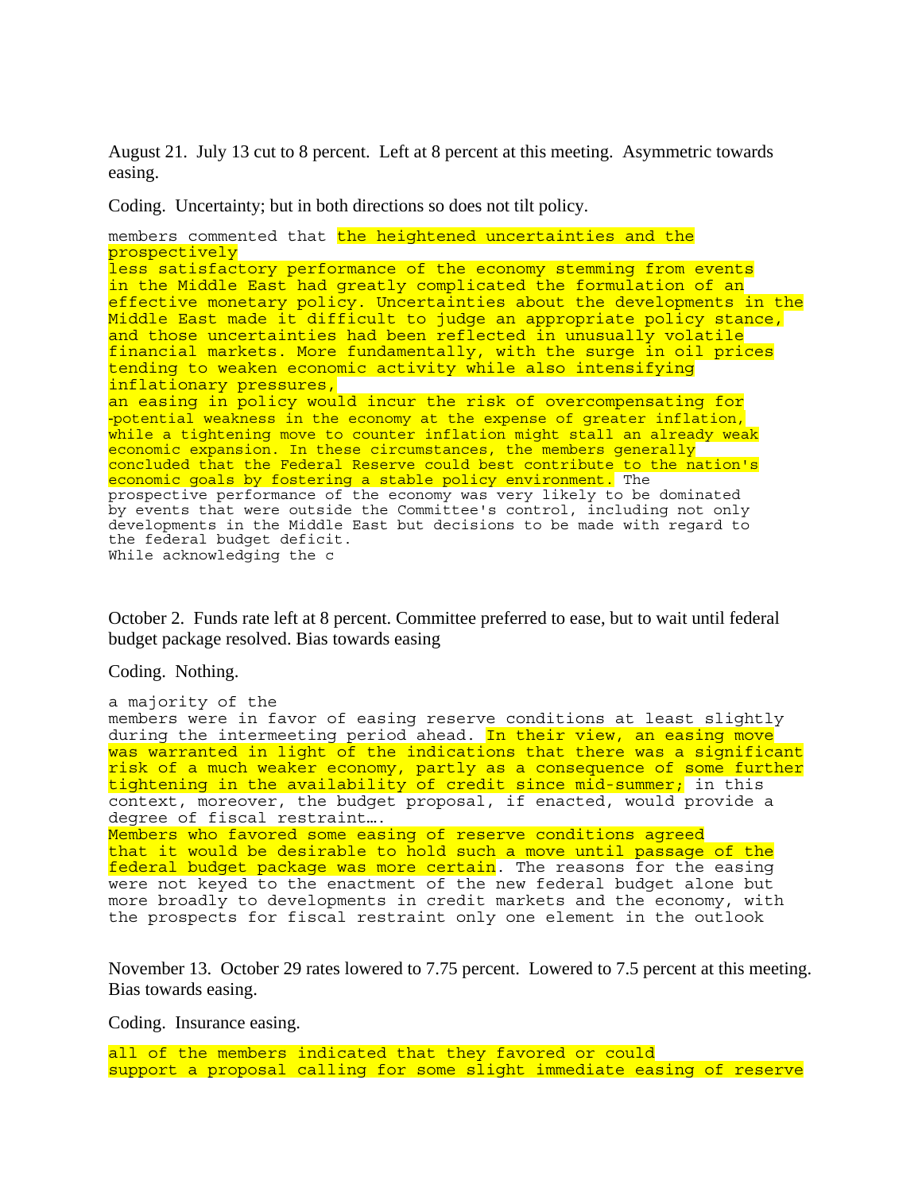August 21. July 13 cut to 8 percent. Left at 8 percent at this meeting. Asymmetric towards easing.

Coding. Uncertainty; but in both directions so does not tilt policy.

members commented that the heightened uncertainties and the prospectively less satisfactory performance of the economy stemming from events in the Middle East had greatly complicated the formulation of an effective monetary policy. Uncertainties about the developments in the Middle East made it difficult to judge an appropriate policy stance, and those uncertainties had been reflected in unusually volatile financial markets. More fundamentally, with the surge in oil prices tending to weaken economic activity while also intensifying inflationary pressures, an easing in policy would incur the risk of overcompensating for -potential weakness in the economy at the expense of greater inflation, while a tightening move to counter inflation might stall an already weak economic expansion. In these circumstances, the members generally concluded that the Federal Reserve could best contribute to the nation's economic goals by fostering a stable policy environment. The prospective performance of the economy was very likely to be dominated by events that were outside the Committee's control, including not only developments in the Middle East but decisions to be made with regard to the federal budget deficit.
While acknowledging the c

October 2. Funds rate left at 8 percent. Committee preferred to ease, but to wait until federal budget package resolved. Bias towards easing

Coding. Nothing.

a majority of the members were in favor of easing reserve conditions at least slightly during the intermeeting period ahead. In their view, an easing move was warranted in light of the indications that there was a significant risk of a much weaker economy, partly as a consequence of some further tightening in the availability of credit since mid-summer; in this context, moreover, the budget proposal, if enacted, would provide a degree of fiscal restraint….
Members who favored some easing of reserve conditions agreed that it would be desirable to hold such a move until passage of the federal budget package was more certain. The reasons for the easing were not keyed to the enactment of the new federal budget alone but more broadly to developments in credit markets and the economy, with the prospects for fiscal restraint only one element in the outlook

November 13. October 29 rates lowered to 7.75 percent. Lowered to 7.5 percent at this meeting. Bias towards easing.

Coding. Insurance easing.

all of the members indicated that they favored or could support a proposal calling for some slight immediate easing of reserve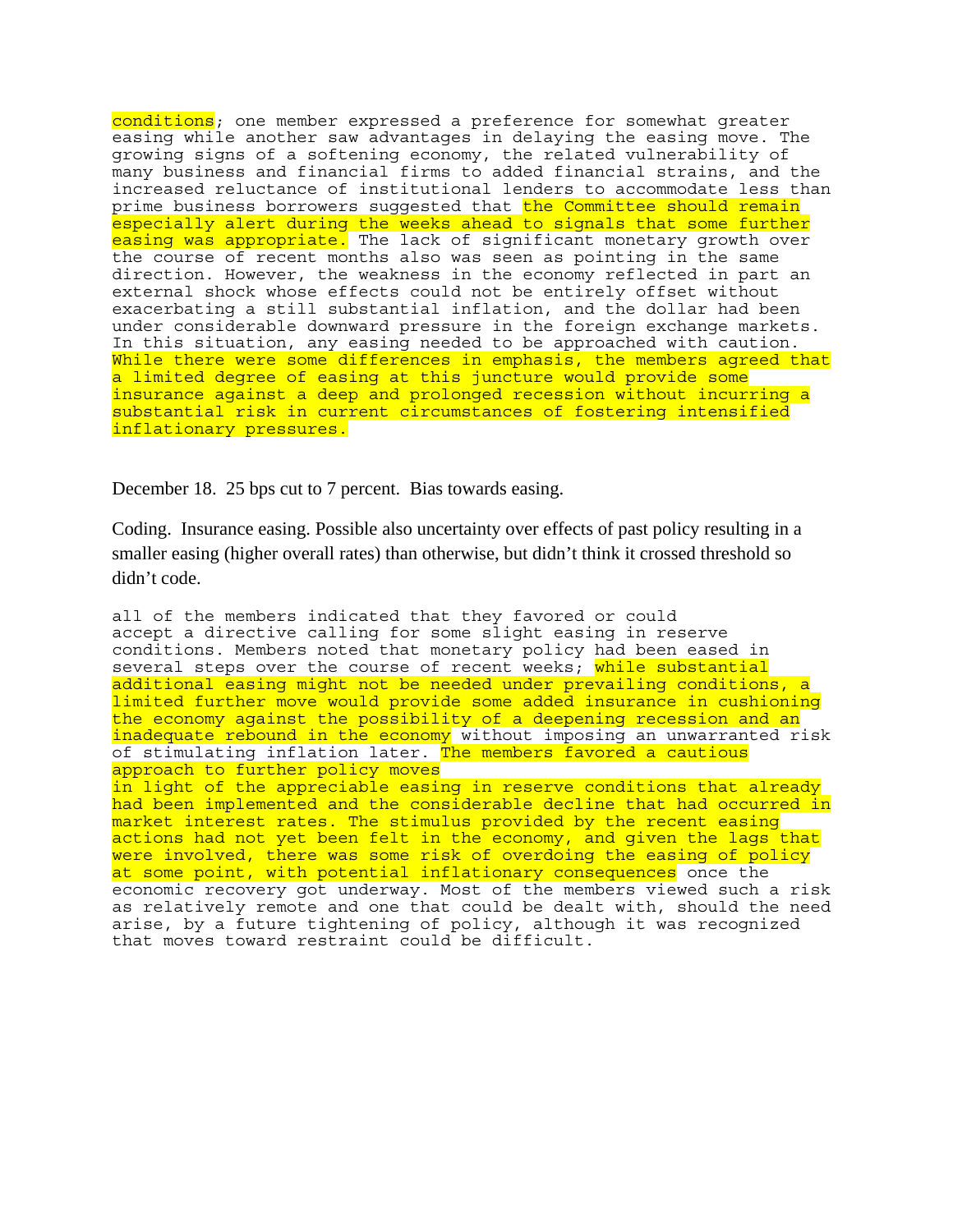conditions; one member expressed a preference for somewhat greater easing while another saw advantages in delaying the easing move. The growing signs of a softening economy, the related vulnerability of many business and financial firms to added financial strains, and the increased reluctance of institutional lenders to accommodate less than prime business borrowers suggested that the Committee should remain especially alert during the weeks ahead to signals that some further easing was appropriate. The lack of significant monetary growth over the course of recent months also was seen as pointing in the same direction. However, the weakness in the economy reflected in part an external shock whose effects could not be entirely offset without exacerbating a still substantial inflation, and the dollar had been under considerable downward pressure in the foreign exchange markets. In this situation, any easing needed to be approached with caution. While there were some differences in emphasis, the members agreed that a limited degree of easing at this juncture would provide some insurance against a deep and prolonged recession without incurring a substantial risk in current circumstances of fostering intensified inflationary pressures.

December 18. 25 bps cut to 7 percent. Bias towards easing.

Coding. Insurance easing. Possible also uncertainty over effects of past policy resulting in a smaller easing (higher overall rates) than otherwise, but didn't think it crossed threshold so didn't code.

all of the members indicated that they favored or could accept a directive calling for some slight easing in reserve conditions. Members noted that monetary policy had been eased in several steps over the course of recent weeks; while substantial additional easing might not be needed under prevailing conditions, a limited further move would provide some added insurance in cushioning the economy against the possibility of a deepening recession and an inadequate rebound in the economy without imposing an unwarranted risk of stimulating inflation later. The members favored a cautious approach to further policy moves in light of the appreciable easing in reserve conditions that already had been implemented and the considerable decline that had occurred in market interest rates. The stimulus provided by the recent easing actions had not yet been felt in the economy, and given the lags that were involved, there was some risk of overdoing the easing of policy at some point, with potential inflationary consequences once the economic recovery got underway. Most of the members viewed such a risk as relatively remote and one that could be dealt with, should the need arise, by a future tightening of policy, although it was recognized that moves toward restraint could be difficult.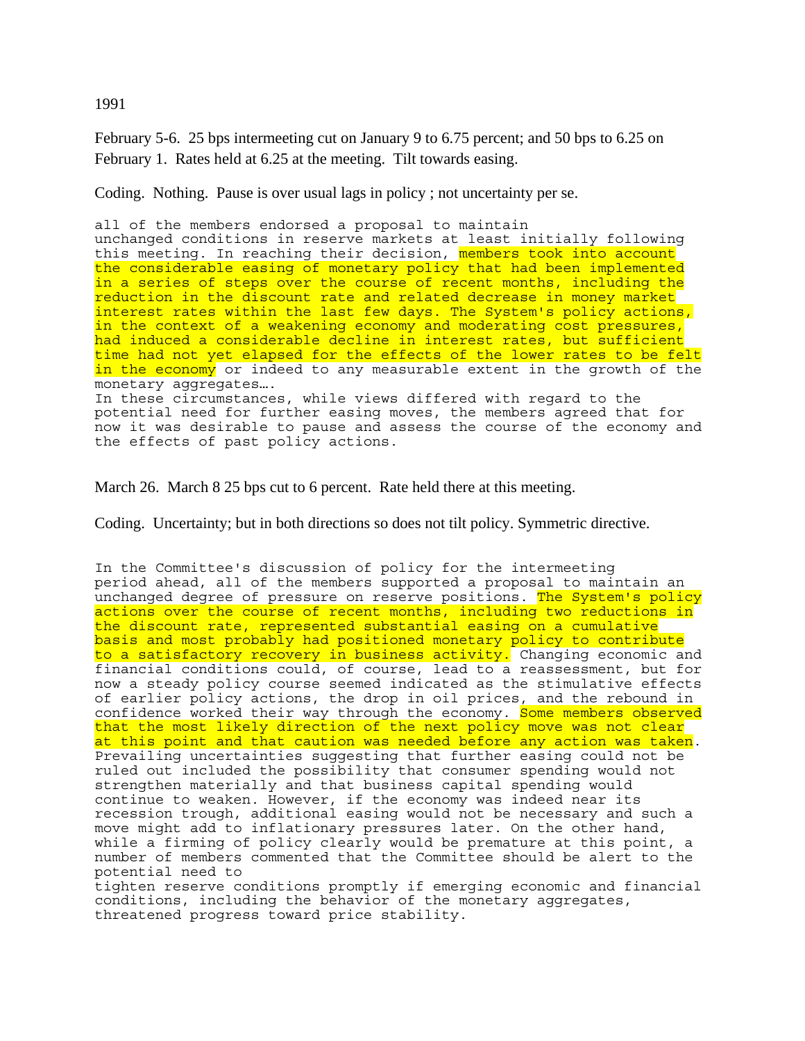1991

February 5-6. 25 bps intermeeting cut on January 9 to 6.75 percent; and 50 bps to 6.25 on February 1. Rates held at 6.25 at the meeting. Tilt towards easing.

Coding. Nothing. Pause is over usual lags in policy ; not uncertainty per se.

all of the members endorsed a proposal to maintain unchanged conditions in reserve markets at least initially following this meeting. In reaching their decision, members took into account the considerable easing of monetary policy that had been implemented in a series of steps over the course of recent months, including the reduction in the discount rate and related decrease in money market interest rates within the last few days. The System's policy actions, in the context of a weakening economy and moderating cost pressures, had induced a considerable decline in interest rates, but sufficient time had not yet elapsed for the effects of the lower rates to be felt in the economy or indeed to any measurable extent in the growth of the monetary aggregates….
In these circumstances, while views differed with regard to the potential need for further easing moves, the members agreed that for now it was desirable to pause and assess the course of the economy and the effects of past policy actions.

March 26. March 8 25 bps cut to 6 percent. Rate held there at this meeting.

Coding. Uncertainty; but in both directions so does not tilt policy. Symmetric directive.

In the Committee's discussion of policy for the intermeeting period ahead, all of the members supported a proposal to maintain an unchanged degree of pressure on reserve positions. The System's policy actions over the course of recent months, including two reductions in the discount rate, represented substantial easing on a cumulative basis and most probably had positioned monetary policy to contribute to a satisfactory recovery in business activity. Changing economic and financial conditions could, of course, lead to a reassessment, but for now a steady policy course seemed indicated as the stimulative effects of earlier policy actions, the drop in oil prices, and the rebound in confidence worked their way through the economy. Some members observed that the most likely direction of the next policy move was not clear at this point and that caution was needed before any action was taken. Prevailing uncertainties suggesting that further easing could not be ruled out included the possibility that consumer spending would not strengthen materially and that business capital spending would continue to weaken. However, if the economy was indeed near its recession trough, additional easing would not be necessary and such a move might add to inflationary pressures later. On the other hand, while a firming of policy clearly would be premature at this point, a number of members commented that the Committee should be alert to the potential need to tighten reserve conditions promptly if emerging economic and financial conditions, including the behavior of the monetary aggregates, threatened progress toward price stability.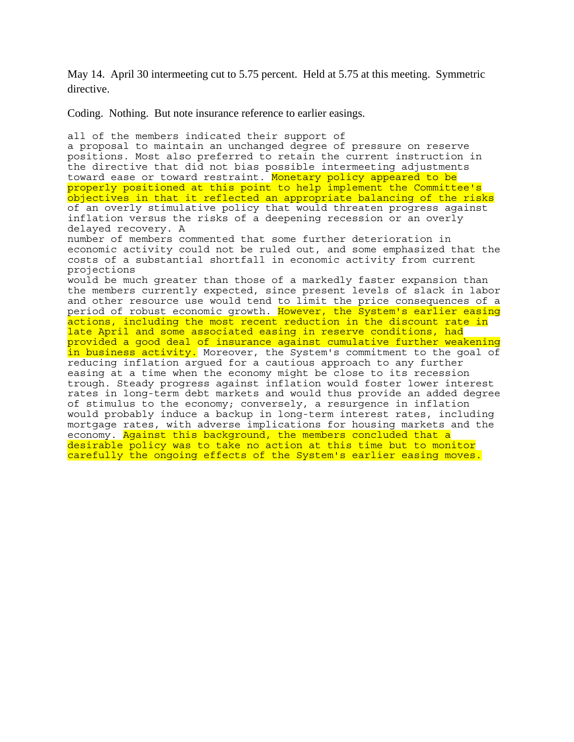May 14. April 30 intermeeting cut to 5.75 percent. Held at 5.75 at this meeting. Symmetric directive.

Coding. Nothing. But note insurance reference to earlier easings.

all of the members indicated their support of a proposal to maintain an unchanged degree of pressure on reserve positions. Most also preferred to retain the current instruction in the directive that did not bias possible intermeeting adjustments toward ease or toward restraint. Monetary policy appeared to be properly positioned at this point to help implement the Committee's objectives in that it reflected an appropriate balancing of the risks of an overly stimulative policy that would threaten progress against inflation versus the risks of a deepening recession or an overly delayed recovery. A number of members commented that some further deterioration in economic activity could not be ruled out, and some emphasized that the costs of a substantial shortfall in economic activity from current projections would be much greater than those of a markedly faster expansion than the members currently expected, since present levels of slack in labor and other resource use would tend to limit the price consequences of a period of robust economic growth. However, the System's earlier easing actions, including the most recent reduction in the discount rate in late April and some associated easing in reserve conditions, had provided a good deal of insurance against cumulative further weakening in business activity. Moreover, the System's commitment to the goal of reducing inflation argued for a cautious approach to any further easing at a time when the economy might be close to its recession trough. Steady progress against inflation would foster lower interest rates in long-term debt markets and would thus provide an added degree of stimulus to the economy; conversely, a resurgence in inflation would probably induce a backup in long-term interest rates, including mortgage rates, with adverse implications for housing markets and the economy. Against this background, the members concluded that a desirable policy was to take no action at this time but to monitor carefully the ongoing effects of the System's earlier easing moves.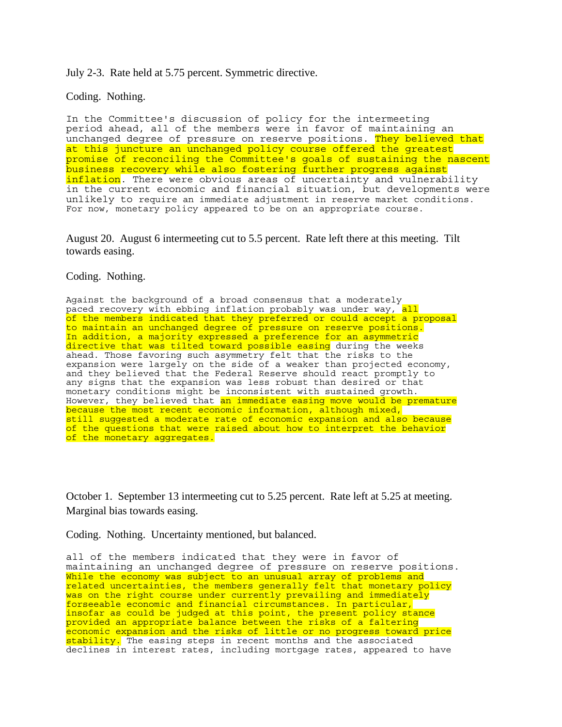July 2-3. Rate held at 5.75 percent. Symmetric directive.

Coding. Nothing.

In the Committee's discussion of policy for the intermeeting period ahead, all of the members were in favor of maintaining an unchanged degree of pressure on reserve positions. They believed that at this juncture an unchanged policy course offered the greatest promise of reconciling the Committee's goals of sustaining the nascent business recovery while also fostering further progress against inflation. There were obvious areas of uncertainty and vulnerability in the current economic and financial situation, but developments were unlikely to require an immediate adjustment in reserve market conditions. For now, monetary policy appeared to be on an appropriate course.

August 20. August 6 intermeeting cut to 5.5 percent. Rate left there at this meeting. Tilt towards easing.

Coding. Nothing.

Against the background of a broad consensus that a moderately paced recovery with ebbing inflation probably was under way, all of the members indicated that they preferred or could accept a proposal to maintain an unchanged degree of pressure on reserve positions. In addition, a majority expressed a preference for an asymmetric directive that was tilted toward possible easing during the weeks ahead. Those favoring such asymmetry felt that the risks to the expansion were largely on the side of a weaker than projected economy, and they believed that the Federal Reserve should react promptly to any signs that the expansion was less robust than desired or that monetary conditions might be inconsistent with sustained growth. However, they believed that an immediate easing move would be premature because the most recent economic information, although mixed, still suggested a moderate rate of economic expansion and also because of the questions that were raised about how to interpret the behavior of the monetary aggregates.

October 1. September 13 intermeeting cut to 5.25 percent. Rate left at 5.25 at meeting. Marginal bias towards easing.

Coding. Nothing. Uncertainty mentioned, but balanced.

all of the members indicated that they were in favor of maintaining an unchanged degree of pressure on reserve positions. While the economy was subject to an unusual array of problems and related uncertainties, the members generally felt that monetary policy was on the right course under currently prevailing and immediately forseeable economic and financial circumstances. In particular, insofar as could be judged at this point, the present policy stance provided an appropriate balance between the risks of a faltering economic expansion and the risks of little or no progress toward price stability. The easing steps in recent months and the associated declines in interest rates, including mortgage rates, appeared to have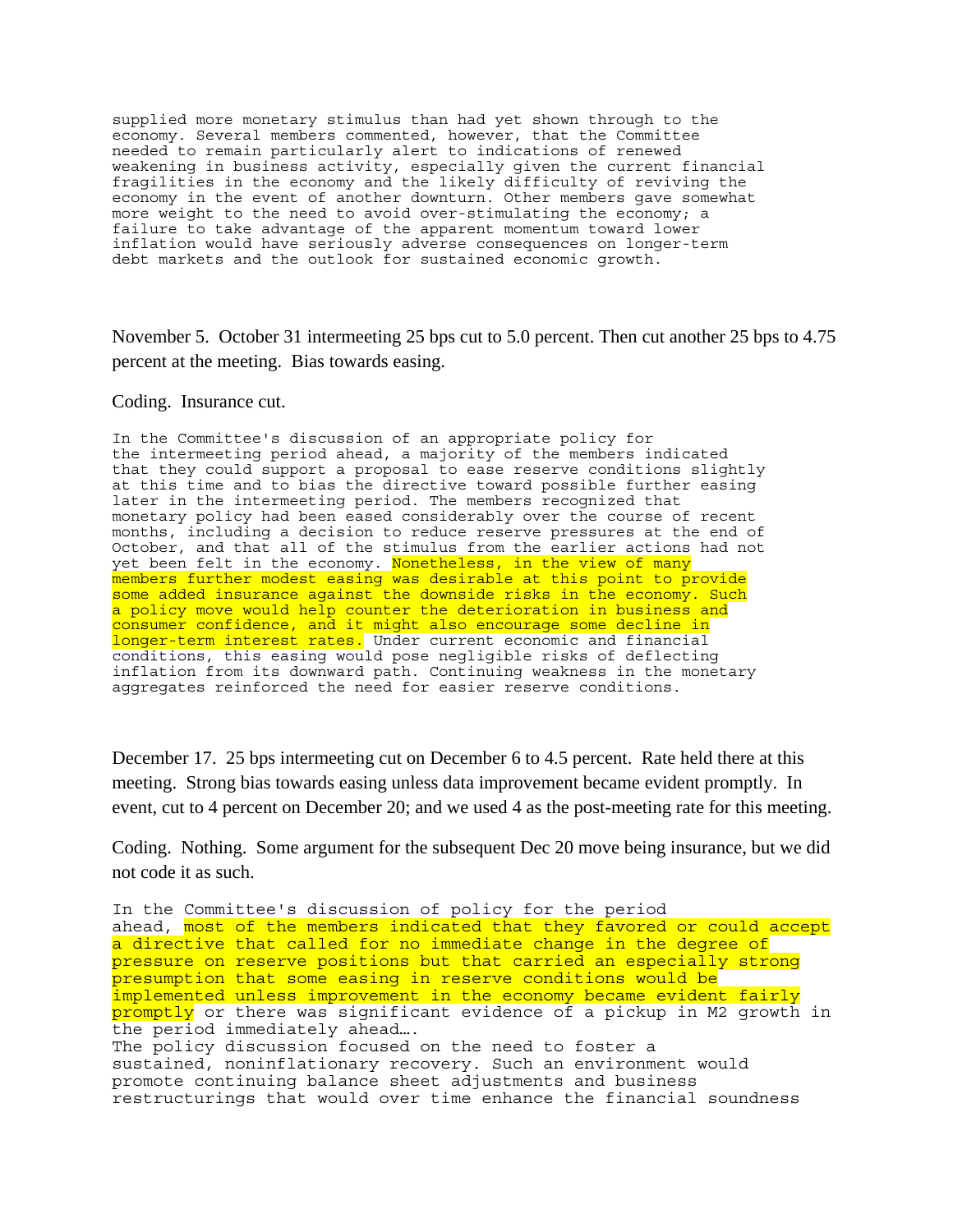supplied more monetary stimulus than had yet shown through to the economy. Several members commented, however, that the Committee needed to remain particularly alert to indications of renewed weakening in business activity, especially given the current financial fragilities in the economy and the likely difficulty of reviving the economy in the event of another downturn. Other members gave somewhat more weight to the need to avoid over-stimulating the economy; a failure to take advantage of the apparent momentum toward lower inflation would have seriously adverse consequences on longer-term debt markets and the outlook for sustained economic growth.

November 5. October 31 intermeeting 25 bps cut to 5.0 percent. Then cut another 25 bps to 4.75 percent at the meeting. Bias towards easing.

Coding. Insurance cut.

In the Committee's discussion of an appropriate policy for the intermeeting period ahead, a majority of the members indicated that they could support a proposal to ease reserve conditions slightly at this time and to bias the directive toward possible further easing later in the intermeeting period. The members recognized that monetary policy had been eased considerably over the course of recent months, including a decision to reduce reserve pressures at the end of October, and that all of the stimulus from the earlier actions had not yet been felt in the economy. Nonetheless, in the view of many members further modest easing was desirable at this point to provide some added insurance against the downside risks in the economy. Such a policy move would help counter the deterioration in business and consumer confidence, and it might also encourage some decline in longer-term interest rates. Under current economic and financial conditions, this easing would pose negligible risks of deflecting inflation from its downward path. Continuing weakness in the monetary aggregates reinforced the need for easier reserve conditions.

December 17. 25 bps intermeeting cut on December 6 to 4.5 percent. Rate held there at this meeting. Strong bias towards easing unless data improvement became evident promptly. In event, cut to 4 percent on December 20; and we used 4 as the post-meeting rate for this meeting.

Coding. Nothing. Some argument for the subsequent Dec 20 move being insurance, but we did not code it as such.

In the Committee's discussion of policy for the period ahead, most of the members indicated that they favored or could accept a directive that called for no immediate change in the degree of pressure on reserve positions but that carried an especially strong presumption that some easing in reserve conditions would be implemented unless improvement in the economy became evident fairly promptly or there was significant evidence of a pickup in M2 growth in the period immediately ahead….
The policy discussion focused on the need to foster a sustained, noninflationary recovery. Such an environment would promote continuing balance sheet adjustments and business restructurings that would over time enhance the financial soundness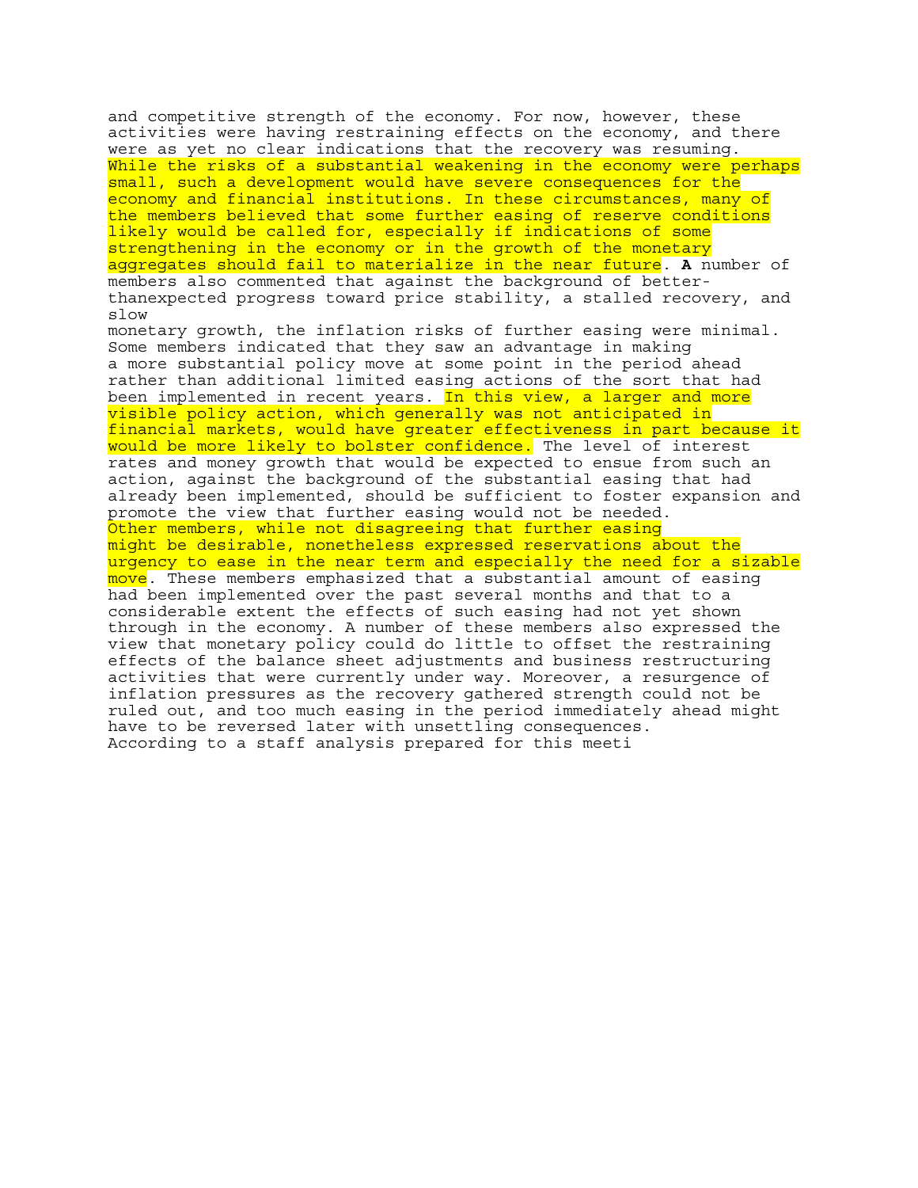and competitive strength of the economy. For now, however, these activities were having restraining effects on the economy, and there were as yet no clear indications that the recovery was resuming. While the risks of a substantial weakening in the economy were perhaps small, such a development would have severe consequences for the economy and financial institutions. In these circumstances, many of the members believed that some further easing of reserve conditions likely would be called for, especially if indications of some strengthening in the economy or in the growth of the monetary aggregates should fail to materialize in the near future. **A** number of members also commented that against the background of better-thanexpected progress toward price stability, a stalled recovery, and slow monetary growth, the inflation risks of further easing were minimal. Some members indicated that they saw an advantage in making a more substantial policy move at some point in the period ahead rather than additional limited easing actions of the sort that had been implemented in recent years. In this view, a larger and more visible policy action, which generally was not anticipated in financial markets, would have greater effectiveness in part because it would be more likely to bolster confidence. The level of interest rates and money growth that would be expected to ensue from such an action, against the background of the substantial easing that had already been implemented, should be sufficient to foster expansion and promote the view that further easing would not be needed.

Other members, while not disagreeing that further easing might be desirable, nonetheless expressed reservations about the urgency to ease in the near term and especially the need for a sizable move. These members emphasized that a substantial amount of easing had been implemented over the past several months and that to a considerable extent the effects of such easing had not yet shown through in the economy. A number of these members also expressed the view that monetary policy could do little to offset the restraining effects of the balance sheet adjustments and business restructuring activities that were currently under way. Moreover, a resurgence of inflation pressures as the recovery gathered strength could not be ruled out, and too much easing in the period immediately ahead might have to be reversed later with unsettling consequences.

According to a staff analysis prepared for this meeti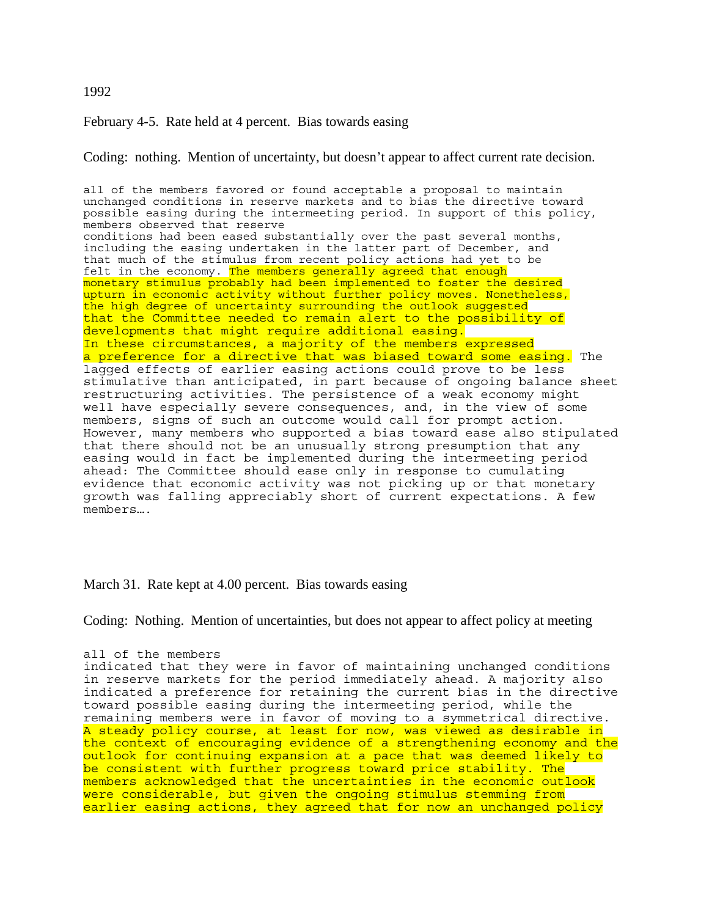1992

February 4-5. Rate held at 4 percent. Bias towards easing

Coding: nothing. Mention of uncertainty, but doesn't appear to affect current rate decision.

```
all of the members favored or found acceptable a proposal to maintain
unchanged conditions in reserve markets and to bias the directive toward
possible easing during the intermeeting period. In support of this policy,
members observed that reserve
conditions had been eased substantially over the past several months,
including the easing undertaken in the latter part of December, and
that much of the stimulus from recent policy actions had yet to be
felt in the economy. The members generally agreed that enough
monetary stimulus probably had been implemented to foster the desired
upturn in economic activity without further policy moves. Nonetheless,
the high degree of uncertainty surrounding the outlook suggested
that the Committee needed to remain alert to the possibility of
developments that might require additional easing.
In these circumstances, a majority of the members expressed
a preference for a directive that was biased toward some easing. The
lagged effects of earlier easing actions could prove to be less
stimulative than anticipated, in part because of ongoing balance sheet
restructuring activities. The persistence of a weak economy might
well have especially severe consequences, and, in the view of some
members, signs of such an outcome would call for prompt action.
However, many members who supported a bias toward ease also stipulated
that there should not be an unusually strong presumption that any
easing would in fact be implemented during the intermeeting period
ahead: The Committee should ease only in response to cumulating
evidence that economic activity was not picking up or that monetary
growth was falling appreciably short of current expectations. A few
members….
```

March 31. Rate kept at 4.00 percent. Bias towards easing

Coding: Nothing. Mention of uncertainties, but does not appear to affect policy at meeting

```
all of the members
indicated that they were in favor of maintaining unchanged conditions
in reserve markets for the period immediately ahead. A majority also
indicated a preference for retaining the current bias in the directive
toward possible easing during the intermeeting period, while the
remaining members were in favor of moving to a symmetrical directive.
A steady policy course, at least for now, was viewed as desirable in
the context of encouraging evidence of a strengthening economy and the
outlook for continuing expansion at a pace that was deemed likely to
be consistent with further progress toward price stability. The
members acknowledged that the uncertainties in the economic outlook
were considerable, but given the ongoing stimulus stemming from
earlier easing actions, they agreed that for now an unchanged policy
```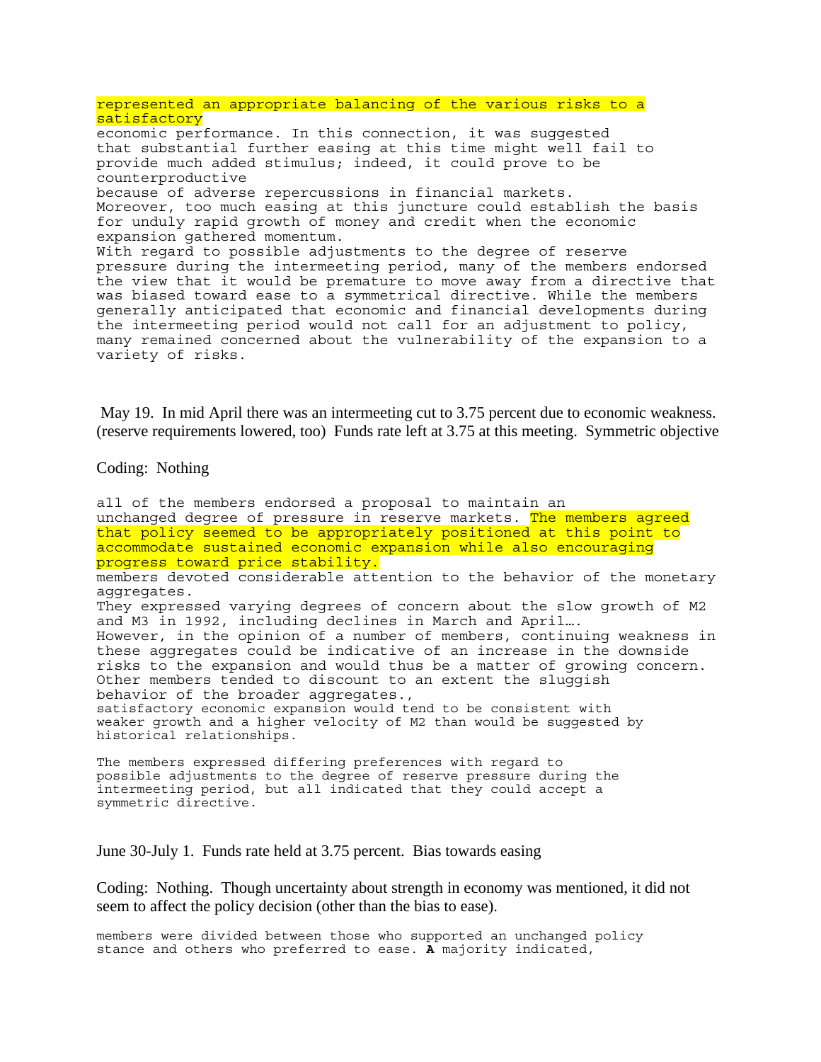represented an appropriate balancing of the various risks to a satisfactory economic performance. In this connection, it was suggested that substantial further easing at this time might well fail to provide much added stimulus; indeed, it could prove to be counterproductive because of adverse repercussions in financial markets. Moreover, too much easing at this juncture could establish the basis for unduly rapid growth of money and credit when the economic expansion gathered momentum.

With regard to possible adjustments to the degree of reserve pressure during the intermeeting period, many of the members endorsed the view that it would be premature to move away from a directive that was biased toward ease to a symmetrical directive. While the members generally anticipated that economic and financial developments during the intermeeting period would not call for an adjustment to policy, many remained concerned about the vulnerability of the expansion to a variety of risks.

May 19. In mid April there was an intermeeting cut to 3.75 percent due to economic weakness. (reserve requirements lowered, too) Funds rate left at 3.75 at this meeting. Symmetric objective

Coding: Nothing

all of the members endorsed a proposal to maintain an unchanged degree of pressure in reserve markets. The members agreed that policy seemed to be appropriately positioned at this point to accommodate sustained economic expansion while also encouraging progress toward price stability.

members devoted considerable attention to the behavior of the monetary aggregates.

They expressed varying degrees of concern about the slow growth of M2 and M3 in 1992, including declines in March and April….

However, in the opinion of a number of members, continuing weakness in these aggregates could be indicative of an increase in the downside risks to the expansion and would thus be a matter of growing concern.

Other members tended to discount to an extent the sluggish behavior of the broader aggregates., satisfactory economic expansion would tend to be consistent with weaker growth and a higher velocity of M2 than would be suggested by historical relationships.

The members expressed differing preferences with regard to possible adjustments to the degree of reserve pressure during the intermeeting period, but all indicated that they could accept a symmetric directive.

June 30-July 1. Funds rate held at 3.75 percent. Bias towards easing

Coding: Nothing. Though uncertainty about strength in economy was mentioned, it did not seem to affect the policy decision (other than the bias to ease).

members were divided between those who supported an unchanged policy stance and others who preferred to ease. **A** majority indicated,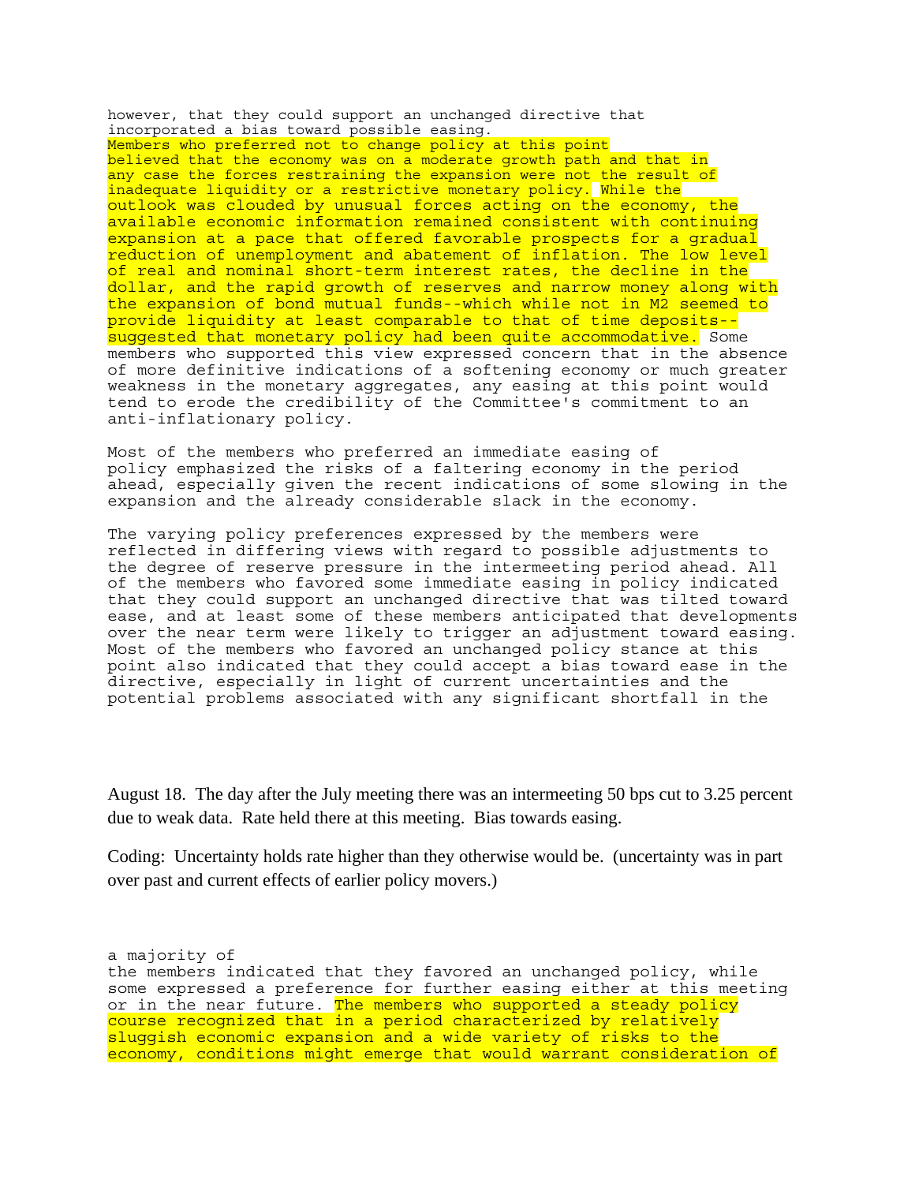however, that they could support an unchanged directive that incorporated a bias toward possible easing.
Members who preferred not to change policy at this point believed that the economy was on a moderate growth path and that in any case the forces restraining the expansion were not the result of inadequate liquidity or a restrictive monetary policy. While the outlook was clouded by unusual forces acting on the economy, the available economic information remained consistent with continuing expansion at a pace that offered favorable prospects for a gradual reduction of unemployment and abatement of inflation. The low level of real and nominal short-term interest rates, the decline in the dollar, and the rapid growth of reserves and narrow money along with the expansion of bond mutual funds--which while not in M2 seemed to provide liquidity at least comparable to that of time deposits--suggested that monetary policy had been quite accommodative. Some members who supported this view expressed concern that in the absence of more definitive indications of a softening economy or much greater weakness in the monetary aggregates, any easing at this point would tend to erode the credibility of the Committee's commitment to an anti-inflationary policy.

Most of the members who preferred an immediate easing of policy emphasized the risks of a faltering economy in the period ahead, especially given the recent indications of some slowing in the expansion and the already considerable slack in the economy.

The varying policy preferences expressed by the members were reflected in differing views with regard to possible adjustments to the degree of reserve pressure in the intermeeting period ahead. All of the members who favored some immediate easing in policy indicated that they could support an unchanged directive that was tilted toward ease, and at least some of these members anticipated that developments over the near term were likely to trigger an adjustment toward easing. Most of the members who favored an unchanged policy stance at this point also indicated that they could accept a bias toward ease in the directive, especially in light of current uncertainties and the potential problems associated with any significant shortfall in the

August 18. The day after the July meeting there was an intermeeting 50 bps cut to 3.25 percent due to weak data. Rate held there at this meeting. Bias towards easing.

Coding: Uncertainty holds rate higher than they otherwise would be. (uncertainty was in part over past and current effects of earlier policy movers.)

a majority of the members indicated that they favored an unchanged policy, while some expressed a preference for further easing either at this meeting or in the near future. The members who supported a steady policy course recognized that in a period characterized by relatively sluggish economic expansion and a wide variety of risks to the economy, conditions might emerge that would warrant consideration of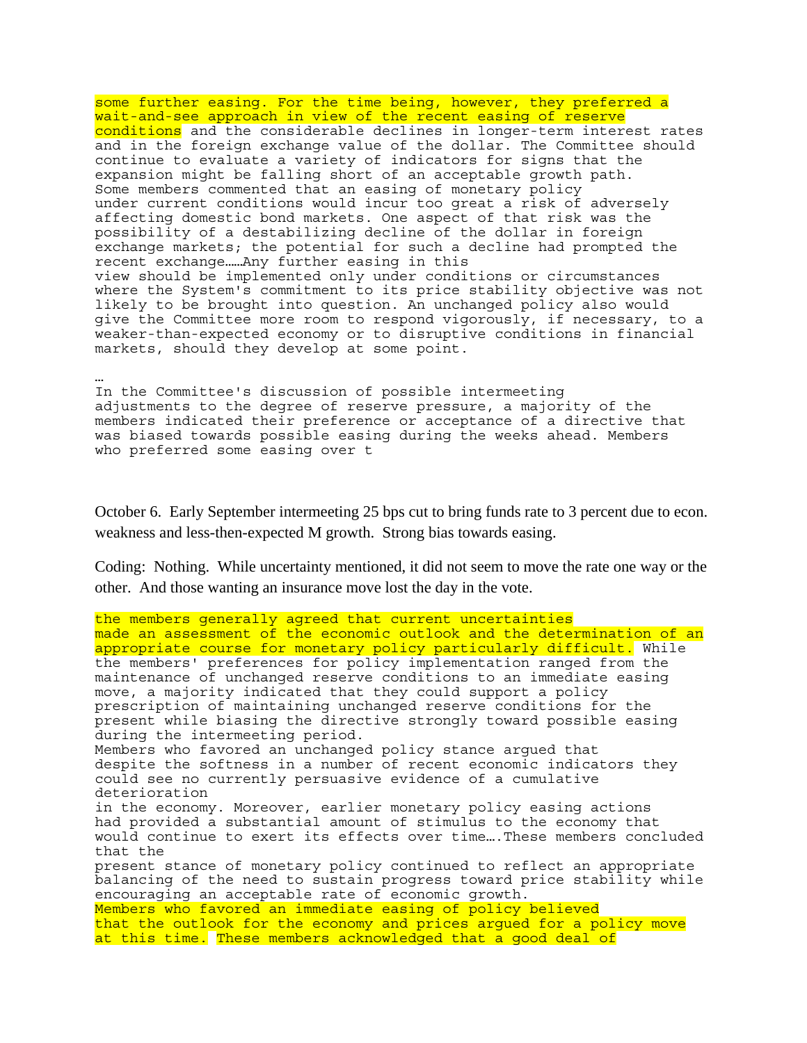some further easing. For the time being, however, they preferred a wait-and-see approach in view of the recent easing of reserve conditions and the considerable declines in longer-term interest rates and in the foreign exchange value of the dollar. The Committee should continue to evaluate a variety of indicators for signs that the expansion might be falling short of an acceptable growth path. Some members commented that an easing of monetary policy under current conditions would incur too great a risk of adversely affecting domestic bond markets. One aspect of that risk was the possibility of a destabilizing decline of the dollar in foreign exchange markets; the potential for such a decline had prompted the recent exchange……Any further easing in this view should be implemented only under conditions or circumstances where the System's commitment to its price stability objective was not likely to be brought into question. An unchanged policy also would give the Committee more room to respond vigorously, if necessary, to a weaker-than-expected economy or to disruptive conditions in financial markets, should they develop at some point.

…

In the Committee's discussion of possible intermeeting adjustments to the degree of reserve pressure, a majority of the members indicated their preference or acceptance of a directive that was biased towards possible easing during the weeks ahead. Members who preferred some easing over t

October 6. Early September intermeeting 25 bps cut to bring funds rate to 3 percent due to econ. weakness and less-then-expected M growth. Strong bias towards easing.

Coding: Nothing. While uncertainty mentioned, it did not seem to move the rate one way or the other. And those wanting an insurance move lost the day in the vote.

the members generally agreed that current uncertainties made an assessment of the economic outlook and the determination of an appropriate course for monetary policy particularly difficult. While the members' preferences for policy implementation ranged from the maintenance of unchanged reserve conditions to an immediate easing move, a majority indicated that they could support a policy prescription of maintaining unchanged reserve conditions for the present while biasing the directive strongly toward possible easing during the intermeeting period.

Members who favored an unchanged policy stance argued that despite the softness in a number of recent economic indicators they could see no currently persuasive evidence of a cumulative deterioration in the economy. Moreover, earlier monetary policy easing actions had provided a substantial amount of stimulus to the economy that would continue to exert its effects over time….These members concluded that the present stance of monetary policy continued to reflect an appropriate balancing of the need to sustain progress toward price stability while encouraging an acceptable rate of economic growth.

Members who favored an immediate easing of policy believed that the outlook for the economy and prices argued for a policy move at this time. These members acknowledged that a good deal of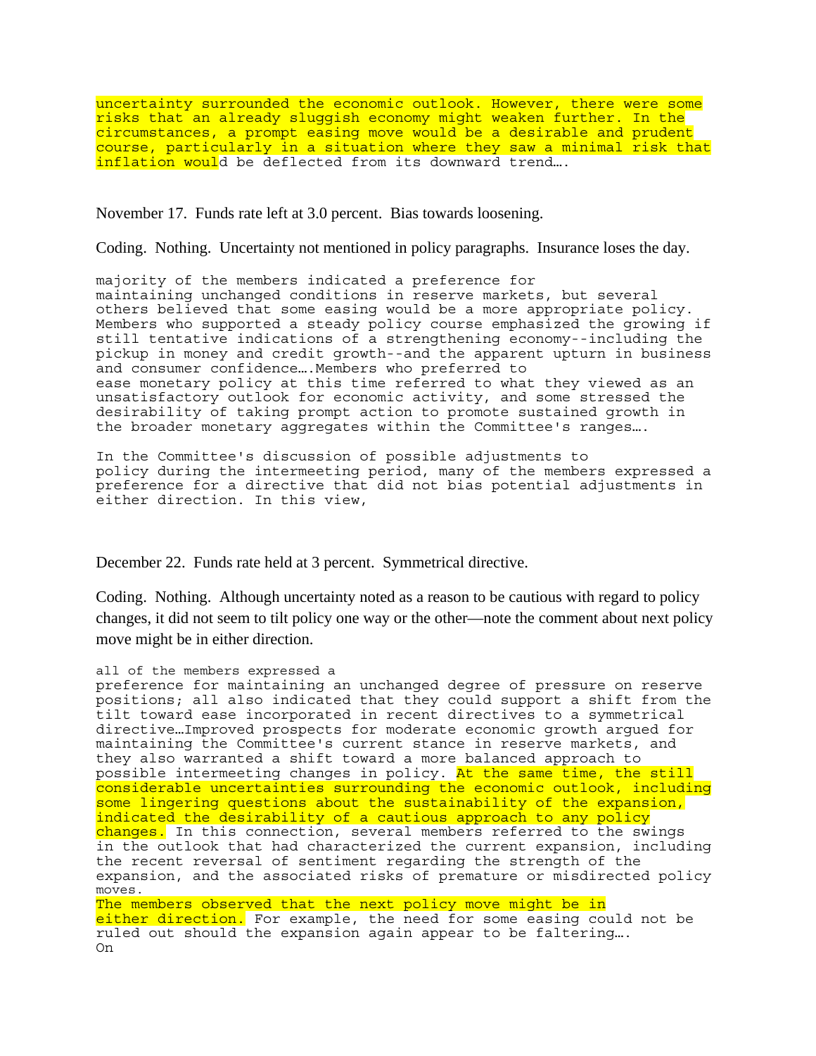uncertainty surrounded the economic outlook. However, there were some risks that an already sluggish economy might weaken further. In the circumstances, a prompt easing move would be a desirable and prudent course, particularly in a situation where they saw a minimal risk that inflation would be deflected from its downward trend….

November 17. Funds rate left at 3.0 percent. Bias towards loosening.

Coding. Nothing. Uncertainty not mentioned in policy paragraphs. Insurance loses the day.

```
majority of the members indicated a preference for
maintaining unchanged conditions in reserve markets, but several
others believed that some easing would be a more appropriate policy.
Members who supported a steady policy course emphasized the growing if
still tentative indications of a strengthening economy--including the
pickup in money and credit growth--and the apparent upturn in business
and consumer confidence….Members who preferred to
ease monetary policy at this time referred to what they viewed as an
unsatisfactory outlook for economic activity, and some stressed the
desirability of taking prompt action to promote sustained growth in
the broader monetary aggregates within the Committee's ranges….

In the Committee's discussion of possible adjustments to
policy during the intermeeting period, many of the members expressed a
preference for a directive that did not bias potential adjustments in
either direction. In this view,
```

December 22. Funds rate held at 3 percent. Symmetrical directive.

Coding. Nothing. Although uncertainty noted as a reason to be cautious with regard to policy changes, it did not seem to tilt policy one way or the other—note the comment about next policy move might be in either direction.

```
all of the members expressed a
preference for maintaining an unchanged degree of pressure on reserve
positions; all also indicated that they could support a shift from the
tilt toward ease incorporated in recent directives to a symmetrical
directive…Improved prospects for moderate economic growth argued for
maintaining the Committee's current stance in reserve markets, and
they also warranted a shift toward a more balanced approach to
possible intermeeting changes in policy. At the same time, the still
considerable uncertainties surrounding the economic outlook, including
some lingering questions about the sustainability of the expansion,
indicated the desirability of a cautious approach to any policy
changes. In this connection, several members referred to the swings
in the outlook that had characterized the current expansion, including
the recent reversal of sentiment regarding the strength of the
expansion, and the associated risks of premature or misdirected policy
moves.
The members observed that the next policy move might be in
either direction. For example, the need for some easing could not be
ruled out should the expansion again appear to be faltering….
On
```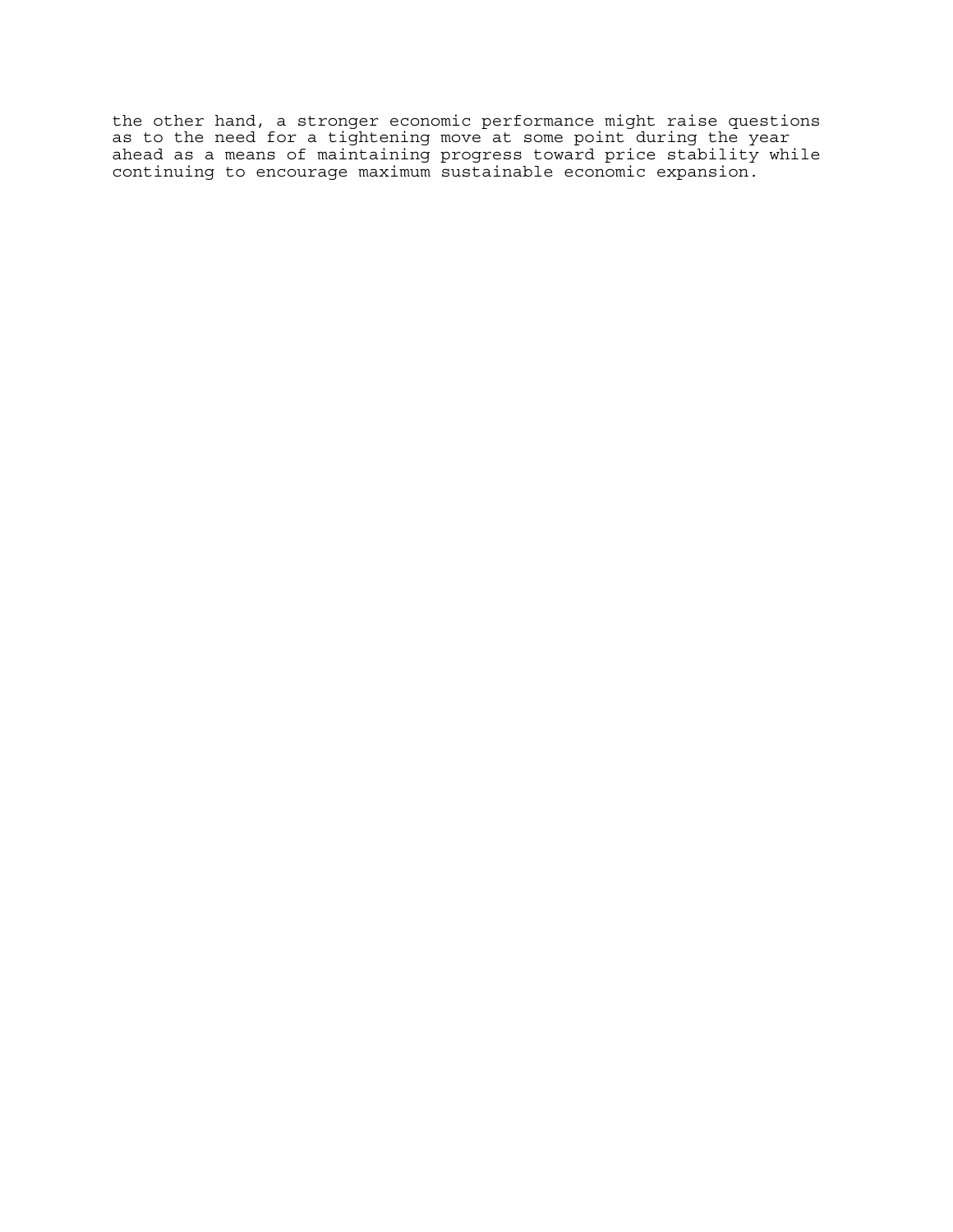the other hand, a stronger economic performance might raise questions as to the need for a tightening move at some point during the year ahead as a means of maintaining progress toward price stability while continuing to encourage maximum sustainable economic expansion.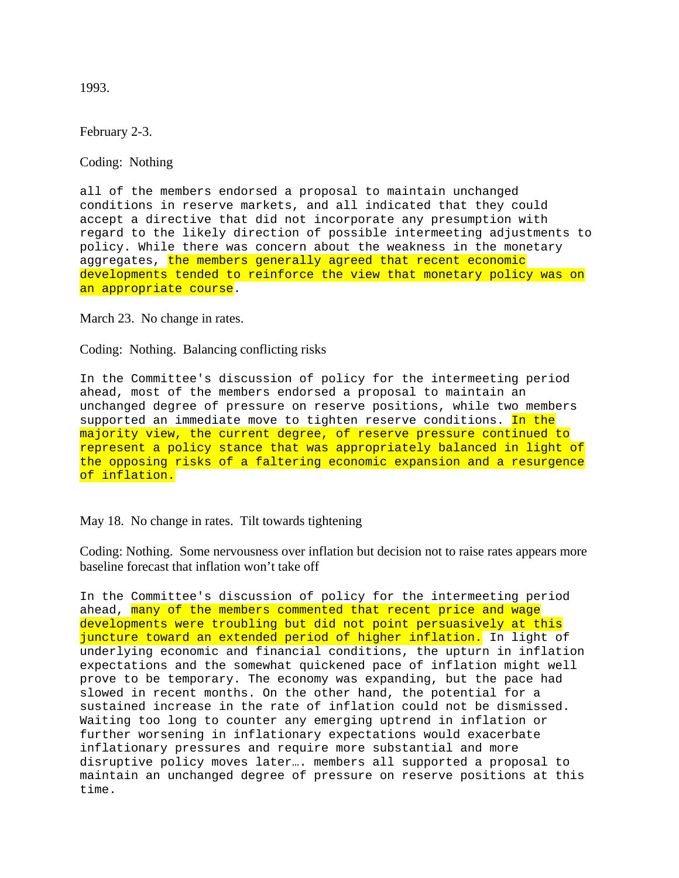1993.

February 2-3.

Coding: Nothing

all of the members endorsed a proposal to maintain unchanged conditions in reserve markets, and all indicated that they could accept a directive that did not incorporate any presumption with regard to the likely direction of possible intermeeting adjustments to policy. While there was concern about the weakness in the monetary aggregates, the members generally agreed that recent economic developments tended to reinforce the view that monetary policy was on an appropriate course.

March 23. No change in rates.

Coding: Nothing. Balancing conflicting risks

In the Committee's discussion of policy for the intermeeting period ahead, most of the members endorsed a proposal to maintain an unchanged degree of pressure on reserve positions, while two members supported an immediate move to tighten reserve conditions. In the majority view, the current degree, of reserve pressure continued to represent a policy stance that was appropriately balanced in light of the opposing risks of a faltering economic expansion and a resurgence of inflation.

May 18. No change in rates. Tilt towards tightening

Coding: Nothing. Some nervousness over inflation but decision not to raise rates appears more baseline forecast that inflation won't take off

In the Committee's discussion of policy for the intermeeting period ahead, many of the members commented that recent price and wage developments were troubling but did not point persuasively at this juncture toward an extended period of higher inflation. In light of underlying economic and financial conditions, the upturn in inflation expectations and the somewhat quickened pace of inflation might well prove to be temporary. The economy was expanding, but the pace had slowed in recent months. On the other hand, the potential for a sustained increase in the rate of inflation could not be dismissed. Waiting too long to counter any emerging uptrend in inflation or further worsening in inflationary expectations would exacerbate inflationary pressures and require more substantial and more disruptive policy moves later…. members all supported a proposal to maintain an unchanged degree of pressure on reserve positions at this time.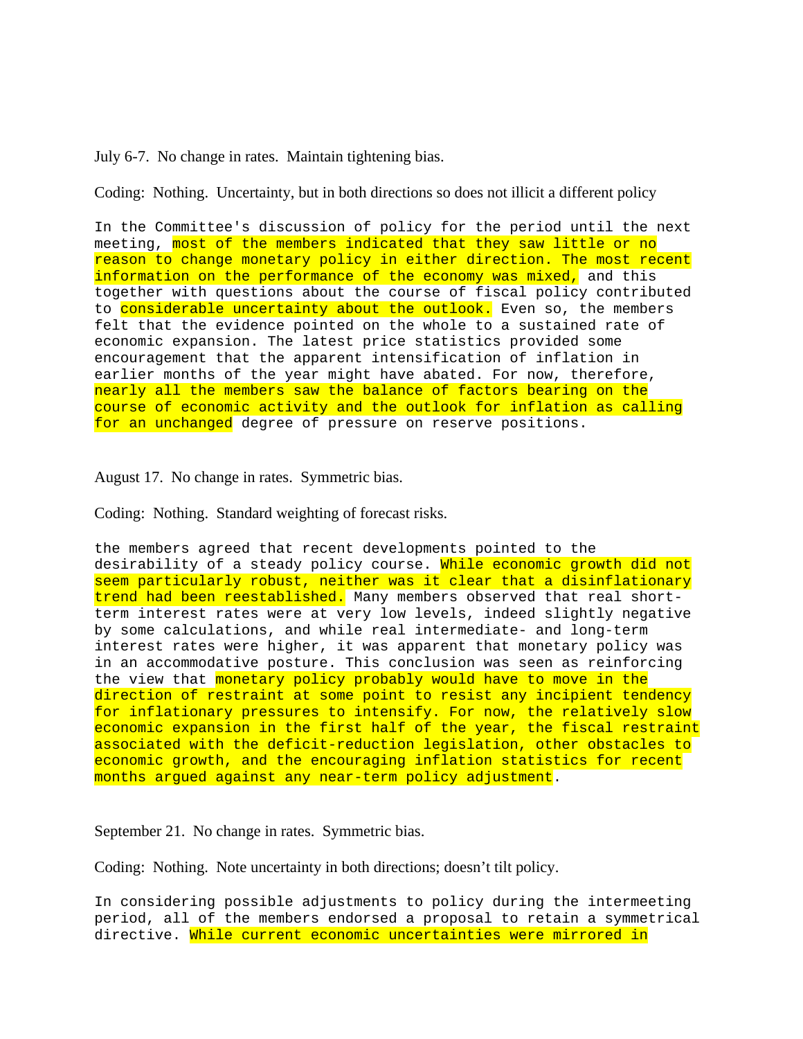July 6-7. No change in rates. Maintain tightening bias.

Coding: Nothing. Uncertainty, but in both directions so does not illicit a different policy

In the Committee's discussion of policy for the period until the next meeting, most of the members indicated that they saw little or no reason to change monetary policy in either direction. The most recent information on the performance of the economy was mixed, and this together with questions about the course of fiscal policy contributed to considerable uncertainty about the outlook. Even so, the members felt that the evidence pointed on the whole to a sustained rate of economic expansion. The latest price statistics provided some encouragement that the apparent intensification of inflation in earlier months of the year might have abated. For now, therefore, nearly all the members saw the balance of factors bearing on the course of economic activity and the outlook for inflation as calling for an unchanged degree of pressure on reserve positions.

August 17. No change in rates. Symmetric bias.

Coding: Nothing. Standard weighting of forecast risks.

the members agreed that recent developments pointed to the desirability of a steady policy course. While economic growth did not seem particularly robust, neither was it clear that a disinflationary trend had been reestablished. Many members observed that real short-term interest rates were at very low levels, indeed slightly negative by some calculations, and while real intermediate- and long-term interest rates were higher, it was apparent that monetary policy was in an accommodative posture. This conclusion was seen as reinforcing the view that monetary policy probably would have to move in the direction of restraint at some point to resist any incipient tendency for inflationary pressures to intensify. For now, the relatively slow economic expansion in the first half of the year, the fiscal restraint associated with the deficit-reduction legislation, other obstacles to economic growth, and the encouraging inflation statistics for recent months argued against any near-term policy adjustment.

September 21. No change in rates. Symmetric bias.

Coding: Nothing. Note uncertainty in both directions; doesn't tilt policy.

In considering possible adjustments to policy during the intermeeting period, all of the members endorsed a proposal to retain a symmetrical directive. While current economic uncertainties were mirrored in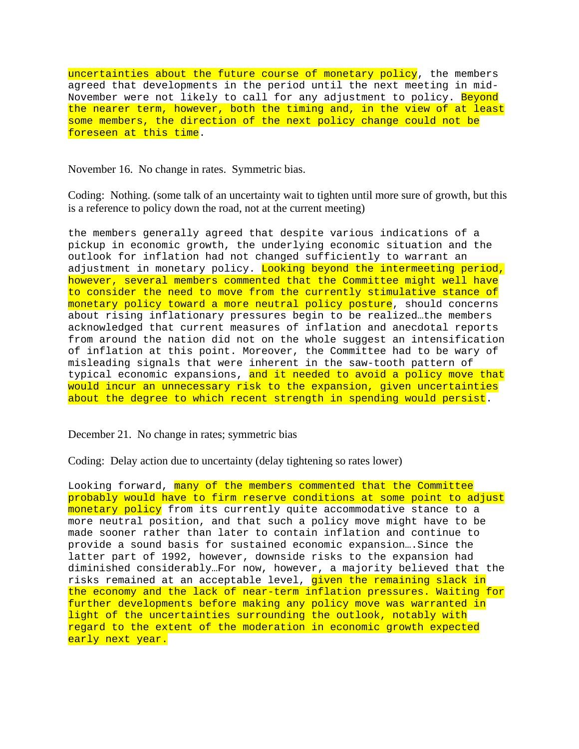uncertainties about the future course of monetary policy, the members agreed that developments in the period until the next meeting in mid-November were not likely to call for any adjustment to policy. Beyond the nearer term, however, both the timing and, in the view of at least some members, the direction of the next policy change could not be foreseen at this time.

November 16. No change in rates. Symmetric bias.

Coding: Nothing. (some talk of an uncertainty wait to tighten until more sure of growth, but this is a reference to policy down the road, not at the current meeting)

the members generally agreed that despite various indications of a pickup in economic growth, the underlying economic situation and the outlook for inflation had not changed sufficiently to warrant an adjustment in monetary policy. Looking beyond the intermeeting period, however, several members commented that the Committee might well have to consider the need to move from the currently stimulative stance of monetary policy toward a more neutral policy posture, should concerns about rising inflationary pressures begin to be realized…the members acknowledged that current measures of inflation and anecdotal reports from around the nation did not on the whole suggest an intensification of inflation at this point. Moreover, the Committee had to be wary of misleading signals that were inherent in the saw-tooth pattern of typical economic expansions, and it needed to avoid a policy move that would incur an unnecessary risk to the expansion, given uncertainties about the degree to which recent strength in spending would persist.

December 21. No change in rates; symmetric bias

Coding: Delay action due to uncertainty (delay tightening so rates lower)

Looking forward, many of the members commented that the Committee probably would have to firm reserve conditions at some point to adjust monetary policy from its currently quite accommodative stance to a more neutral position, and that such a policy move might have to be made sooner rather than later to contain inflation and continue to provide a sound basis for sustained economic expansion….Since the latter part of 1992, however, downside risks to the expansion had diminished considerably…For now, however, a majority believed that the risks remained at an acceptable level, given the remaining slack in the economy and the lack of near-term inflation pressures. Waiting for further developments before making any policy move was warranted in light of the uncertainties surrounding the outlook, notably with regard to the extent of the moderation in economic growth expected early next year.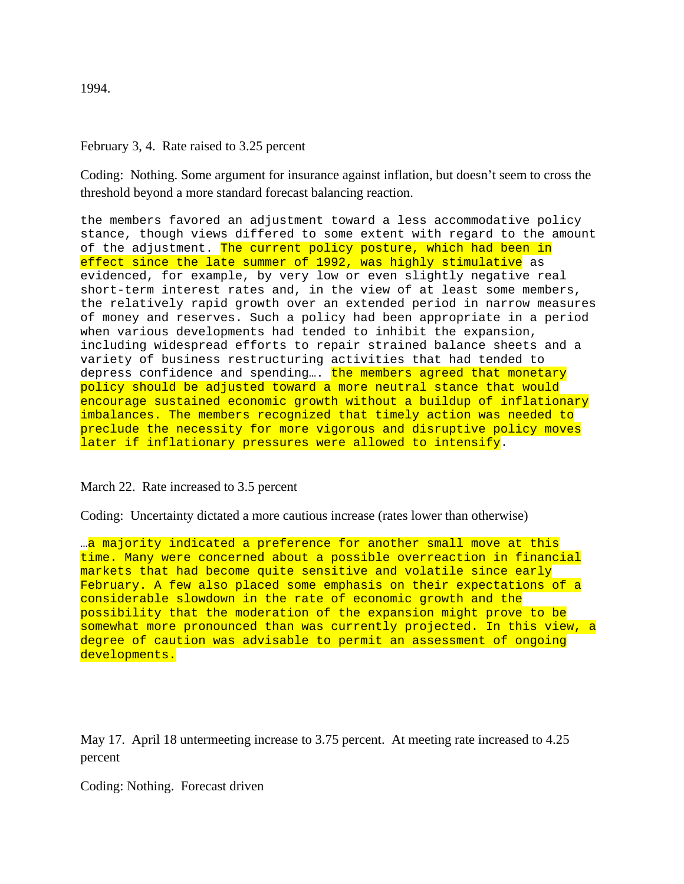1994.

February 3, 4. Rate raised to 3.25 percent

Coding: Nothing. Some argument for insurance against inflation, but doesn't seem to cross the threshold beyond a more standard forecast balancing reaction.

```
the members favored an adjustment toward a less accommodative policy
stance, though views differed to some extent with regard to the amount
of the adjustment. The current policy posture, which had been in
effect since the late summer of 1992, was highly stimulative as
evidenced, for example, by very low or even slightly negative real
short-term interest rates and, in the view of at least some members,
the relatively rapid growth over an extended period in narrow measures
of money and reserves. Such a policy had been appropriate in a period
when various developments had tended to inhibit the expansion,
including widespread efforts to repair strained balance sheets and a
variety of business restructuring activities that had tended to
depress confidence and spending…. the members agreed that monetary
policy should be adjusted toward a more neutral stance that would
encourage sustained economic growth without a buildup of inflationary
imbalances. The members recognized that timely action was needed to
preclude the necessity for more vigorous and disruptive policy moves
later if inflationary pressures were allowed to intensify.
```

March 22. Rate increased to 3.5 percent

Coding: Uncertainty dictated a more cautious increase (rates lower than otherwise)

```
…a majority indicated a preference for another small move at this
time. Many were concerned about a possible overreaction in financial
markets that had become quite sensitive and volatile since early
February. A few also placed some emphasis on their expectations of a
considerable slowdown in the rate of economic growth and the
possibility that the moderation of the expansion might prove to be
somewhat more pronounced than was currently projected. In this view, a
degree of caution was advisable to permit an assessment of ongoing
developments.
```

May 17. April 18 untermeeting increase to 3.75 percent. At meeting rate increased to 4.25 percent

Coding: Nothing. Forecast driven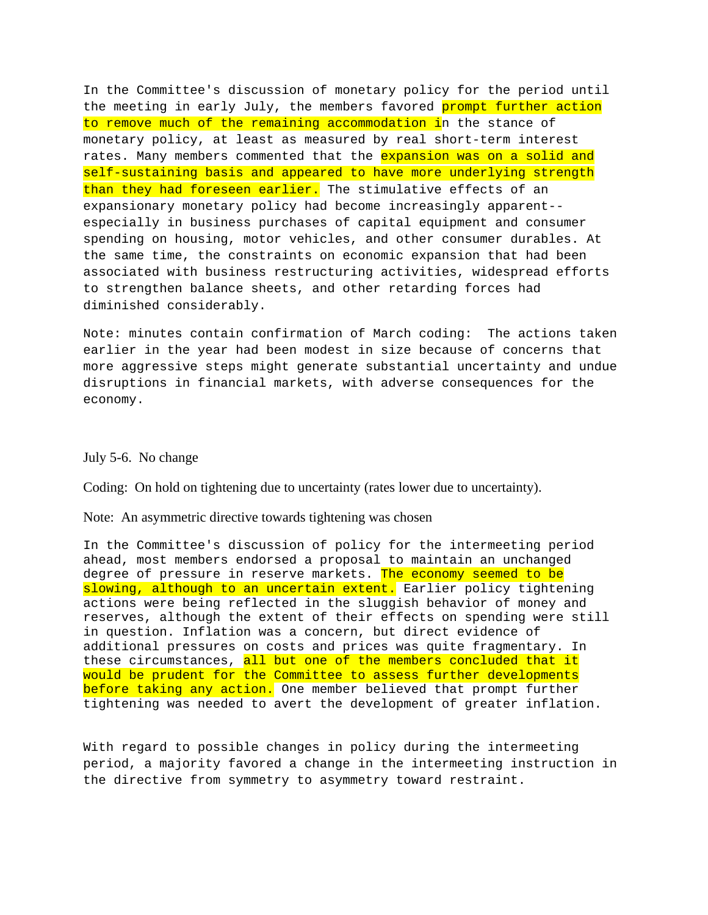In the Committee's discussion of monetary policy for the period until the meeting in early July, the members favored prompt further action to remove much of the remaining accommodation in the stance of monetary policy, at least as measured by real short-term interest rates. Many members commented that the expansion was on a solid and self-sustaining basis and appeared to have more underlying strength than they had foreseen earlier. The stimulative effects of an expansionary monetary policy had become increasingly apparent--especially in business purchases of capital equipment and consumer spending on housing, motor vehicles, and other consumer durables. At the same time, the constraints on economic expansion that had been associated with business restructuring activities, widespread efforts to strengthen balance sheets, and other retarding forces had diminished considerably.

Note: minutes contain confirmation of March coding: The actions taken earlier in the year had been modest in size because of concerns that more aggressive steps might generate substantial uncertainty and undue disruptions in financial markets, with adverse consequences for the economy.

July 5-6. No change

Coding: On hold on tightening due to uncertainty (rates lower due to uncertainty).

Note: An asymmetric directive towards tightening was chosen

In the Committee's discussion of policy for the intermeeting period ahead, most members endorsed a proposal to maintain an unchanged degree of pressure in reserve markets. The economy seemed to be slowing, although to an uncertain extent. Earlier policy tightening actions were being reflected in the sluggish behavior of money and reserves, although the extent of their effects on spending were still in question. Inflation was a concern, but direct evidence of additional pressures on costs and prices was quite fragmentary. In these circumstances, all but one of the members concluded that it would be prudent for the Committee to assess further developments before taking any action. One member believed that prompt further tightening was needed to avert the development of greater inflation.

With regard to possible changes in policy during the intermeeting period, a majority favored a change in the intermeeting instruction in the directive from symmetry to asymmetry toward restraint.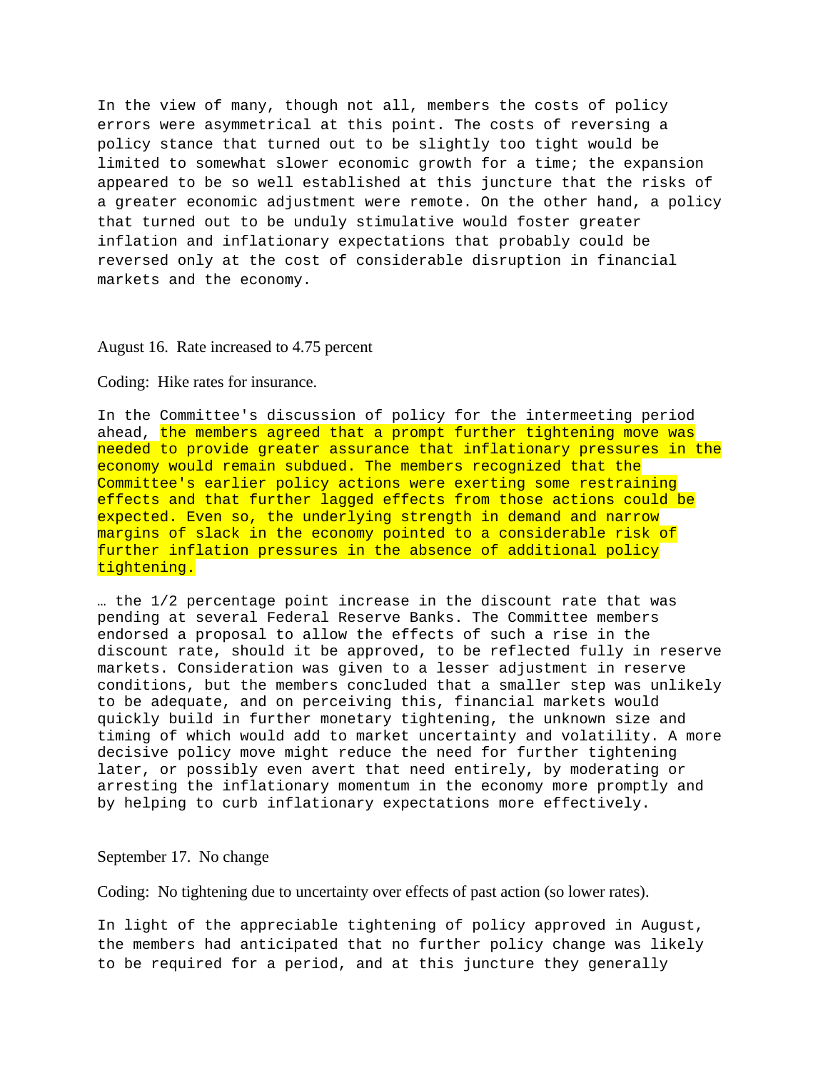In the view of many, though not all, members the costs of policy errors were asymmetrical at this point. The costs of reversing a policy stance that turned out to be slightly too tight would be limited to somewhat slower economic growth for a time; the expansion appeared to be so well established at this juncture that the risks of a greater economic adjustment were remote. On the other hand, a policy that turned out to be unduly stimulative would foster greater inflation and inflationary expectations that probably could be reversed only at the cost of considerable disruption in financial markets and the economy.

August 16. Rate increased to 4.75 percent

Coding: Hike rates for insurance.

In the Committee's discussion of policy for the intermeeting period ahead, the members agreed that a prompt further tightening move was needed to provide greater assurance that inflationary pressures in the economy would remain subdued. The members recognized that the Committee's earlier policy actions were exerting some restraining effects and that further lagged effects from those actions could be expected. Even so, the underlying strength in demand and narrow margins of slack in the economy pointed to a considerable risk of further inflation pressures in the absence of additional policy tightening.

… the 1/2 percentage point increase in the discount rate that was pending at several Federal Reserve Banks. The Committee members endorsed a proposal to allow the effects of such a rise in the discount rate, should it be approved, to be reflected fully in reserve markets. Consideration was given to a lesser adjustment in reserve conditions, but the members concluded that a smaller step was unlikely to be adequate, and on perceiving this, financial markets would quickly build in further monetary tightening, the unknown size and timing of which would add to market uncertainty and volatility. A more decisive policy move might reduce the need for further tightening later, or possibly even avert that need entirely, by moderating or arresting the inflationary momentum in the economy more promptly and by helping to curb inflationary expectations more effectively.

September 17. No change

Coding: No tightening due to uncertainty over effects of past action (so lower rates).

In light of the appreciable tightening of policy approved in August, the members had anticipated that no further policy change was likely to be required for a period, and at this juncture they generally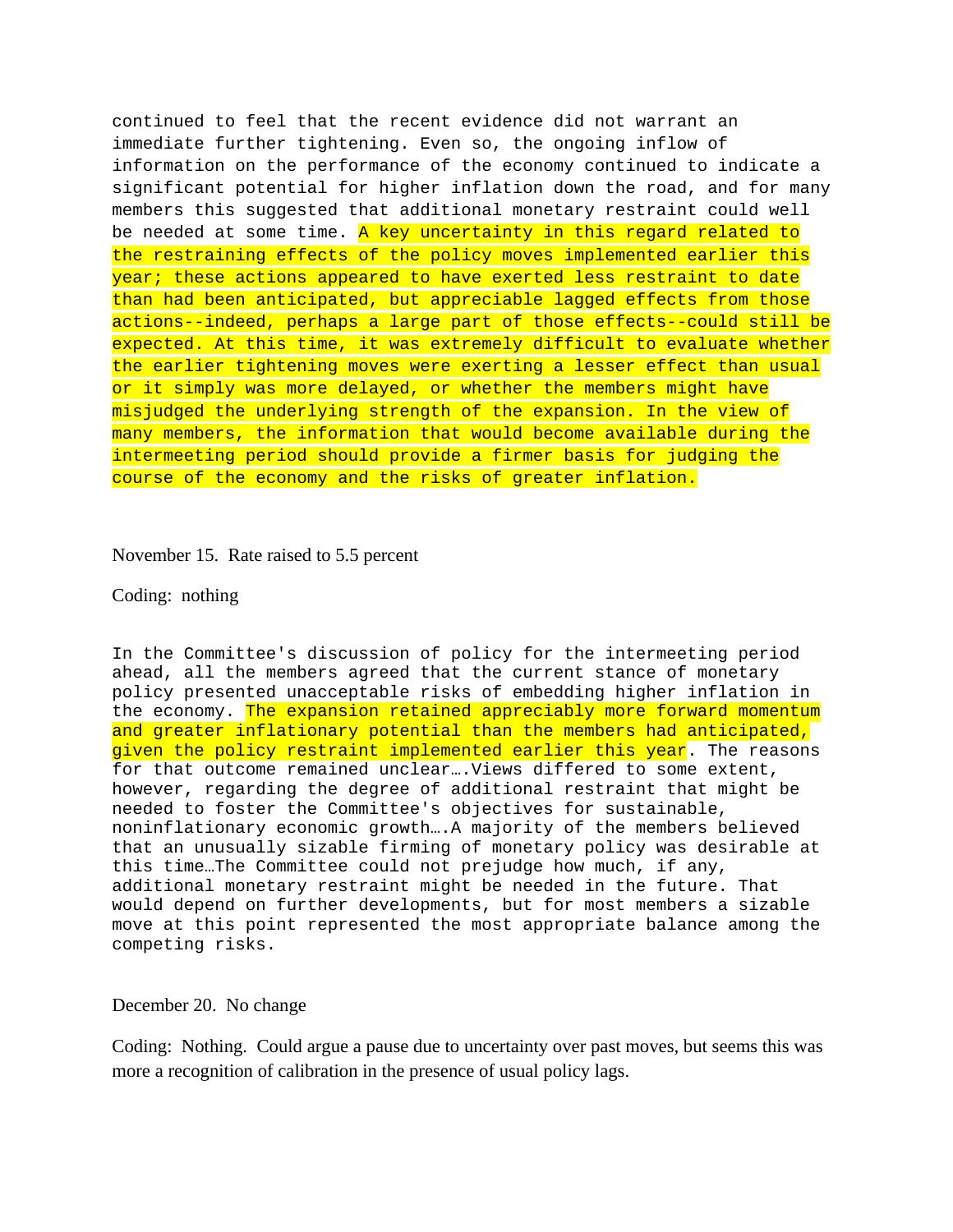continued to feel that the recent evidence did not warrant an immediate further tightening. Even so, the ongoing inflow of information on the performance of the economy continued to indicate a significant potential for higher inflation down the road, and for many members this suggested that additional monetary restraint could well be needed at some time. A key uncertainty in this regard related to the restraining effects of the policy moves implemented earlier this year; these actions appeared to have exerted less restraint to date than had been anticipated, but appreciable lagged effects from those actions--indeed, perhaps a large part of those effects--could still be expected. At this time, it was extremely difficult to evaluate whether the earlier tightening moves were exerting a lesser effect than usual or it simply was more delayed, or whether the members might have misjudged the underlying strength of the expansion. In the view of many members, the information that would become available during the intermeeting period should provide a firmer basis for judging the course of the economy and the risks of greater inflation.

November 15. Rate raised to 5.5 percent

Coding: nothing

In the Committee's discussion of policy for the intermeeting period ahead, all the members agreed that the current stance of monetary policy presented unacceptable risks of embedding higher inflation in the economy. The expansion retained appreciably more forward momentum and greater inflationary potential than the members had anticipated, given the policy restraint implemented earlier this year. The reasons for that outcome remained unclear….Views differed to some extent, however, regarding the degree of additional restraint that might be needed to foster the Committee's objectives for sustainable, noninflationary economic growth….A majority of the members believed that an unusually sizable firming of monetary policy was desirable at this time…The Committee could not prejudge how much, if any, additional monetary restraint might be needed in the future. That would depend on further developments, but for most members a sizable move at this point represented the most appropriate balance among the competing risks.

December 20. No change

Coding: Nothing. Could argue a pause due to uncertainty over past moves, but seems this was more a recognition of calibration in the presence of usual policy lags.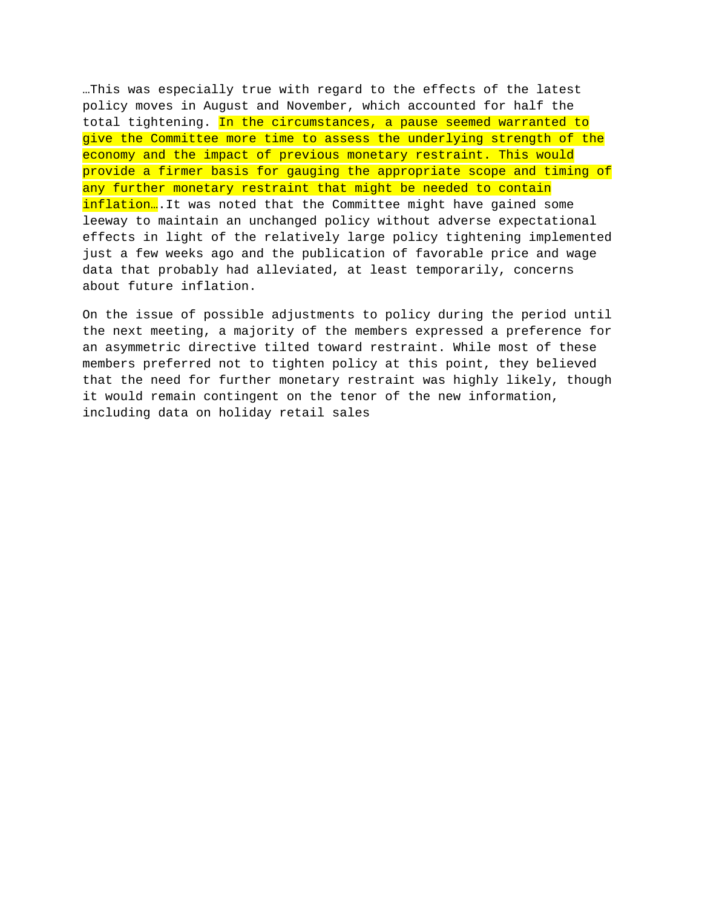…This was especially true with regard to the effects of the latest policy moves in August and November, which accounted for half the total tightening. In the circumstances, a pause seemed warranted to give the Committee more time to assess the underlying strength of the economy and the impact of previous monetary restraint. This would provide a firmer basis for gauging the appropriate scope and timing of any further monetary restraint that might be needed to contain inflation….It was noted that the Committee might have gained some leeway to maintain an unchanged policy without adverse expectational effects in light of the relatively large policy tightening implemented just a few weeks ago and the publication of favorable price and wage data that probably had alleviated, at least temporarily, concerns about future inflation.

On the issue of possible adjustments to policy during the period until the next meeting, a majority of the members expressed a preference for an asymmetric directive tilted toward restraint. While most of these members preferred not to tighten policy at this point, they believed that the need for further monetary restraint was highly likely, though it would remain contingent on the tenor of the new information, including data on holiday retail sales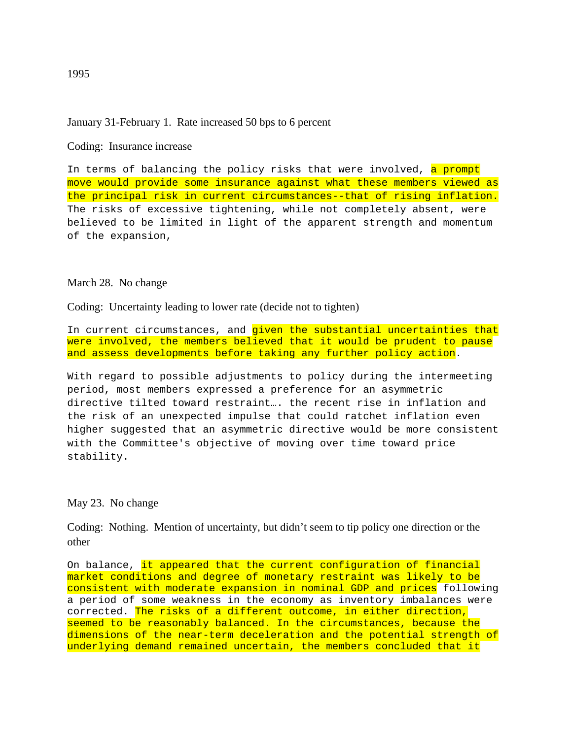1995

January 31-February 1. Rate increased 50 bps to 6 percent

Coding: Insurance increase

In terms of balancing the policy risks that were involved, a prompt move would provide some insurance against what these members viewed as the principal risk in current circumstances--that of rising inflation. The risks of excessive tightening, while not completely absent, were believed to be limited in light of the apparent strength and momentum of the expansion,

March 28. No change

Coding: Uncertainty leading to lower rate (decide not to tighten)

In current circumstances, and given the substantial uncertainties that were involved, the members believed that it would be prudent to pause and assess developments before taking any further policy action.

With regard to possible adjustments to policy during the intermeeting period, most members expressed a preference for an asymmetric directive tilted toward restraint…. the recent rise in inflation and the risk of an unexpected impulse that could ratchet inflation even higher suggested that an asymmetric directive would be more consistent with the Committee's objective of moving over time toward price stability.

May 23. No change

Coding: Nothing. Mention of uncertainty, but didn't seem to tip policy one direction or the other

On balance, it appeared that the current configuration of financial market conditions and degree of monetary restraint was likely to be consistent with moderate expansion in nominal GDP and prices following a period of some weakness in the economy as inventory imbalances were corrected. The risks of a different outcome, in either direction, seemed to be reasonably balanced. In the circumstances, because the dimensions of the near-term deceleration and the potential strength of underlying demand remained uncertain, the members concluded that it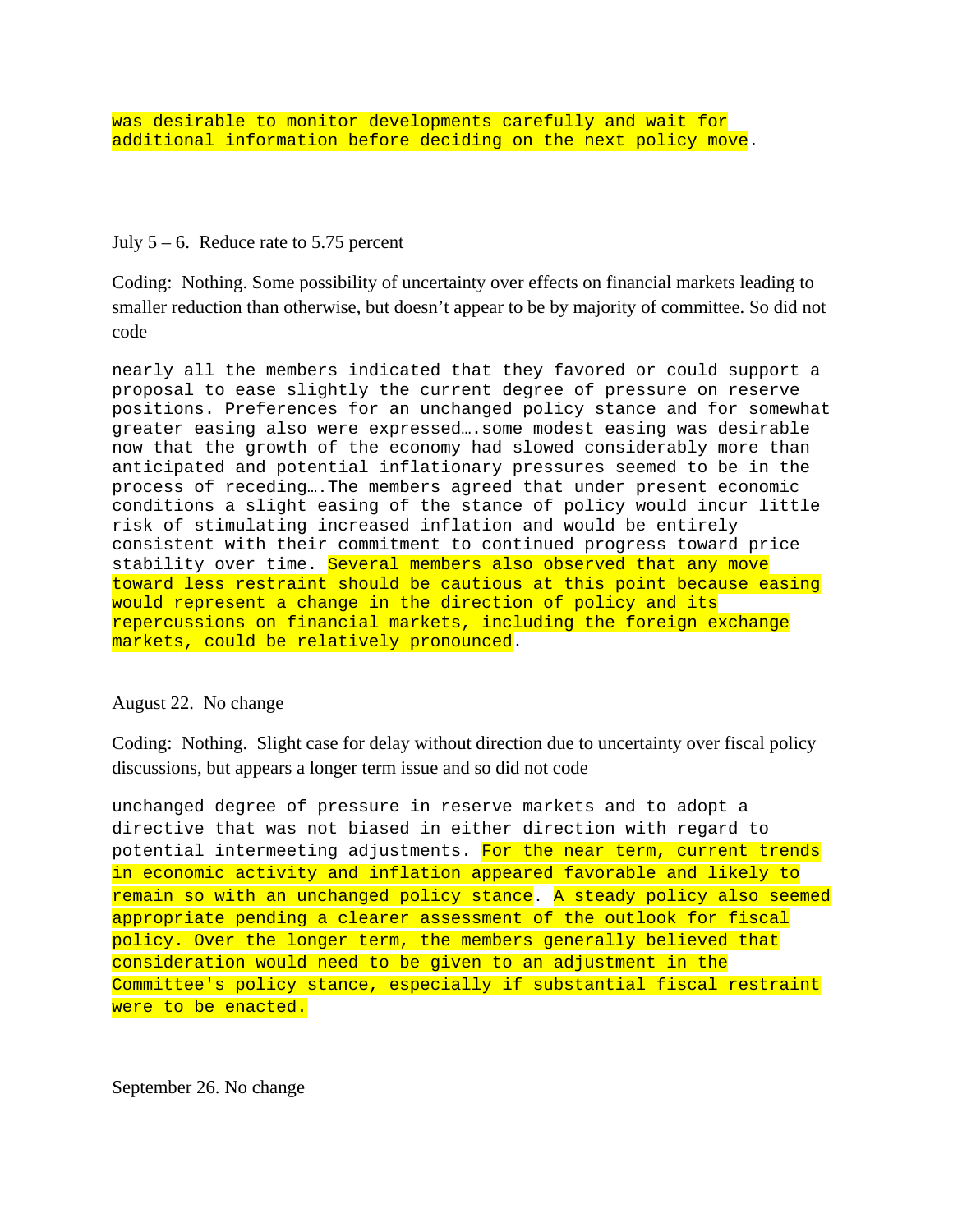was desirable to monitor developments carefully and wait for additional information before deciding on the next policy move.

July 5 – 6. Reduce rate to 5.75 percent

Coding: Nothing. Some possibility of uncertainty over effects on financial markets leading to smaller reduction than otherwise, but doesn't appear to be by majority of committee. So did not code

nearly all the members indicated that they favored or could support a proposal to ease slightly the current degree of pressure on reserve positions. Preferences for an unchanged policy stance and for somewhat greater easing also were expressed….some modest easing was desirable now that the growth of the economy had slowed considerably more than anticipated and potential inflationary pressures seemed to be in the process of receding….The members agreed that under present economic conditions a slight easing of the stance of policy would incur little risk of stimulating increased inflation and would be entirely consistent with their commitment to continued progress toward price stability over time. Several members also observed that any move toward less restraint should be cautious at this point because easing would represent a change in the direction of policy and its repercussions on financial markets, including the foreign exchange markets, could be relatively pronounced.

August 22. No change

Coding: Nothing. Slight case for delay without direction due to uncertainty over fiscal policy discussions, but appears a longer term issue and so did not code

unchanged degree of pressure in reserve markets and to adopt a directive that was not biased in either direction with regard to potential intermeeting adjustments. For the near term, current trends in economic activity and inflation appeared favorable and likely to remain so with an unchanged policy stance. A steady policy also seemed appropriate pending a clearer assessment of the outlook for fiscal policy. Over the longer term, the members generally believed that consideration would need to be given to an adjustment in the Committee's policy stance, especially if substantial fiscal restraint were to be enacted.

September 26. No change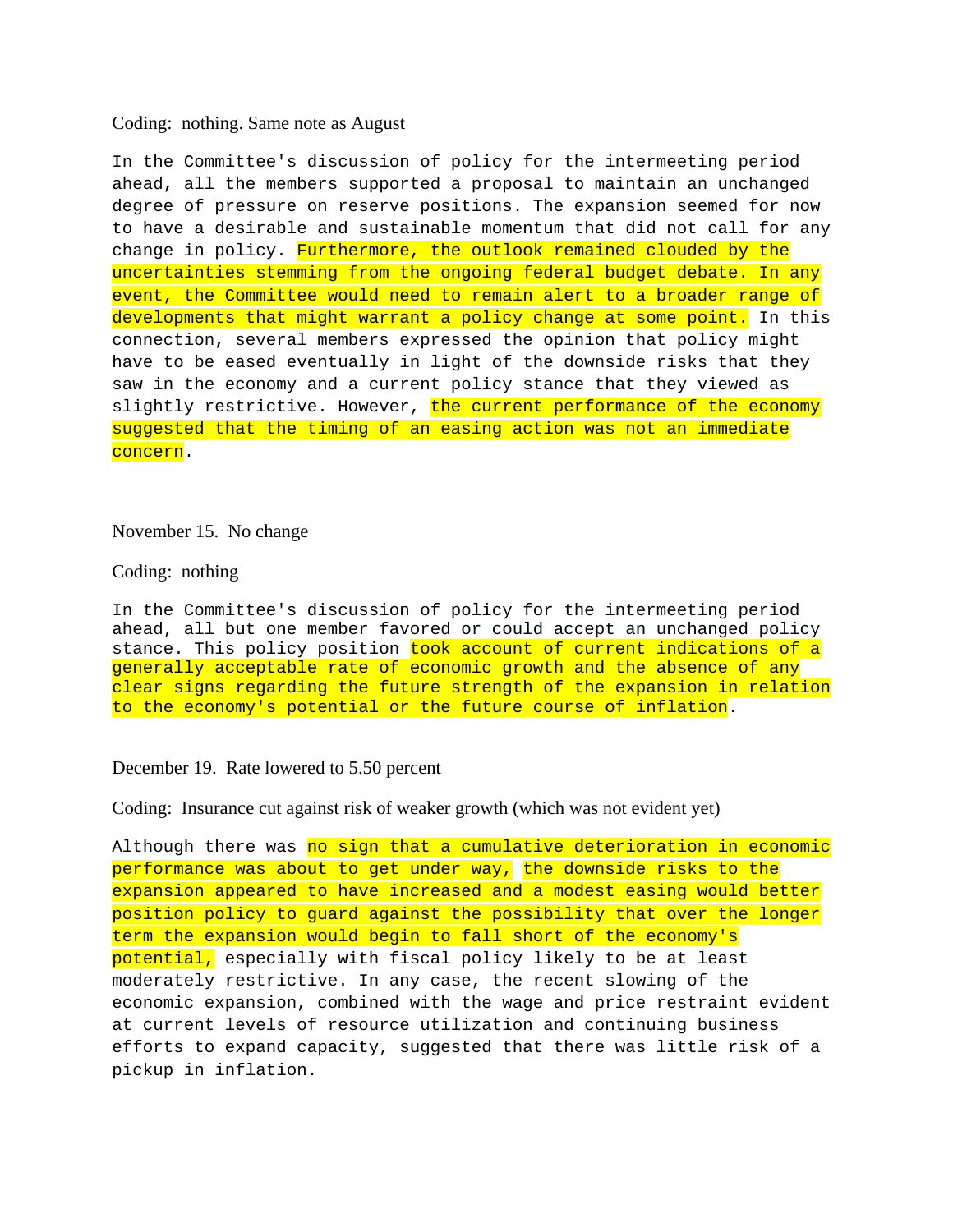Coding: nothing. Same note as August

In the Committee's discussion of policy for the intermeeting period ahead, all the members supported a proposal to maintain an unchanged degree of pressure on reserve positions. The expansion seemed for now to have a desirable and sustainable momentum that did not call for any change in policy. Furthermore, the outlook remained clouded by the uncertainties stemming from the ongoing federal budget debate. In any event, the Committee would need to remain alert to a broader range of developments that might warrant a policy change at some point. In this connection, several members expressed the opinion that policy might have to be eased eventually in light of the downside risks that they saw in the economy and a current policy stance that they viewed as slightly restrictive. However, the current performance of the economy suggested that the timing of an easing action was not an immediate concern.

November 15. No change

Coding: nothing

In the Committee's discussion of policy for the intermeeting period ahead, all but one member favored or could accept an unchanged policy stance. This policy position took account of current indications of a generally acceptable rate of economic growth and the absence of any clear signs regarding the future strength of the expansion in relation to the economy's potential or the future course of inflation.

December 19. Rate lowered to 5.50 percent

Coding: Insurance cut against risk of weaker growth (which was not evident yet)

Although there was no sign that a cumulative deterioration in economic performance was about to get under way, the downside risks to the expansion appeared to have increased and a modest easing would better position policy to guard against the possibility that over the longer term the expansion would begin to fall short of the economy's potential, especially with fiscal policy likely to be at least moderately restrictive. In any case, the recent slowing of the economic expansion, combined with the wage and price restraint evident at current levels of resource utilization and continuing business efforts to expand capacity, suggested that there was little risk of a pickup in inflation.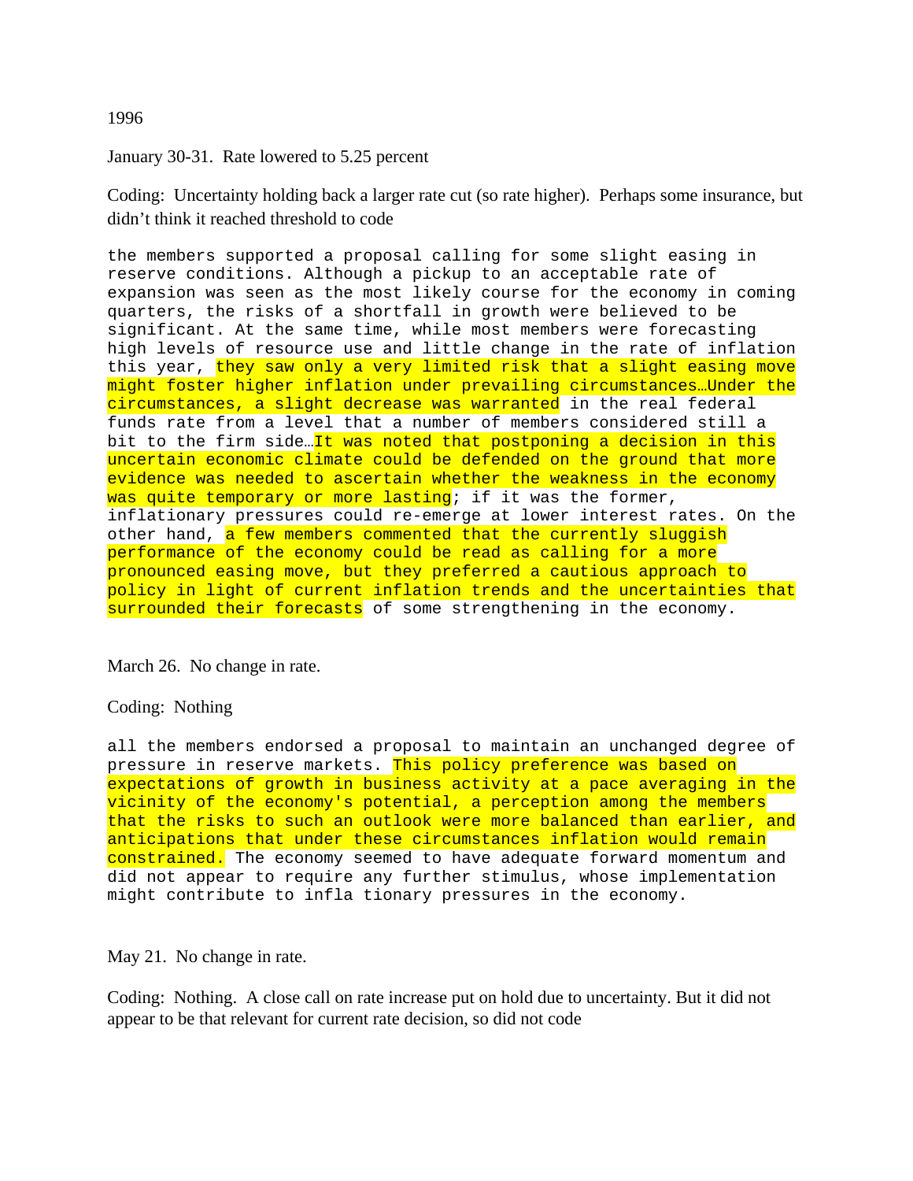1996

January 30-31. Rate lowered to 5.25 percent

Coding: Uncertainty holding back a larger rate cut (so rate higher). Perhaps some insurance, but didn't think it reached threshold to code

the members supported a proposal calling for some slight easing in reserve conditions. Although a pickup to an acceptable rate of expansion was seen as the most likely course for the economy in coming quarters, the risks of a shortfall in growth were believed to be significant. At the same time, while most members were forecasting high levels of resource use and little change in the rate of inflation this year, they saw only a very limited risk that a slight easing move might foster higher inflation under prevailing circumstances…Under the circumstances, a slight decrease was warranted in the real federal funds rate from a level that a number of members considered still a bit to the firm side…It was noted that postponing a decision in this uncertain economic climate could be defended on the ground that more evidence was needed to ascertain whether the weakness in the economy was quite temporary or more lasting; if it was the former, inflationary pressures could re-emerge at lower interest rates. On the other hand, a few members commented that the currently sluggish performance of the economy could be read as calling for a more pronounced easing move, but they preferred a cautious approach to policy in light of current inflation trends and the uncertainties that surrounded their forecasts of some strengthening in the economy.

March 26. No change in rate.

Coding: Nothing

all the members endorsed a proposal to maintain an unchanged degree of pressure in reserve markets. This policy preference was based on expectations of growth in business activity at a pace averaging in the vicinity of the economy's potential, a perception among the members that the risks to such an outlook were more balanced than earlier, and anticipations that under these circumstances inflation would remain constrained. The economy seemed to have adequate forward momentum and did not appear to require any further stimulus, whose implementation might contribute to infla tionary pressures in the economy.

May 21. No change in rate.

Coding: Nothing. A close call on rate increase put on hold due to uncertainty. But it did not appear to be that relevant for current rate decision, so did not code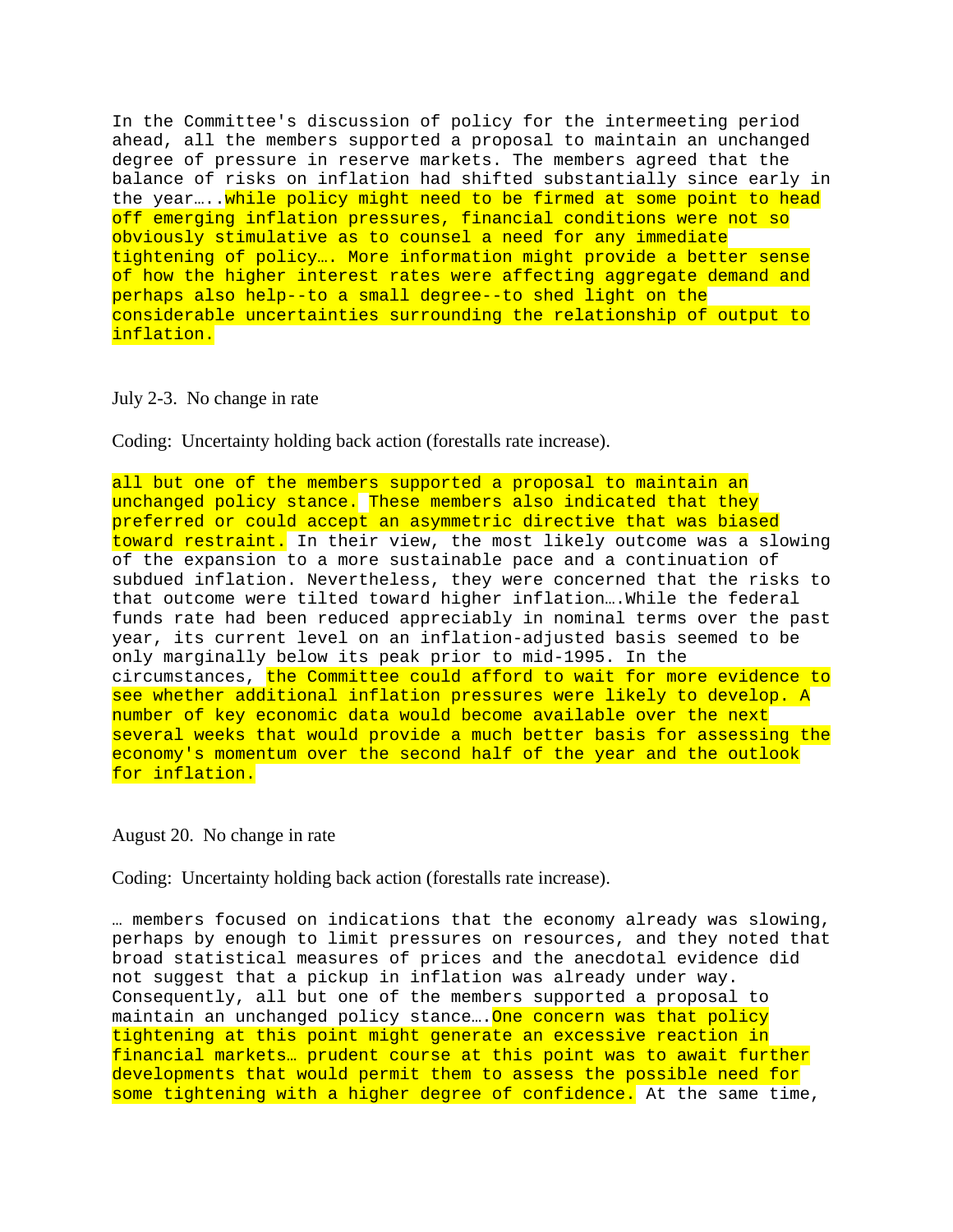In the Committee's discussion of policy for the intermeeting period ahead, all the members supported a proposal to maintain an unchanged degree of pressure in reserve markets. The members agreed that the balance of risks on inflation had shifted substantially since early in the year…..while policy might need to be firmed at some point to head off emerging inflation pressures, financial conditions were not so obviously stimulative as to counsel a need for any immediate tightening of policy…. More information might provide a better sense of how the higher interest rates were affecting aggregate demand and perhaps also help--to a small degree--to shed light on the considerable uncertainties surrounding the relationship of output to inflation.

July 2-3. No change in rate

Coding: Uncertainty holding back action (forestalls rate increase).

all but one of the members supported a proposal to maintain an unchanged policy stance. These members also indicated that they preferred or could accept an asymmetric directive that was biased toward restraint. In their view, the most likely outcome was a slowing of the expansion to a more sustainable pace and a continuation of subdued inflation. Nevertheless, they were concerned that the risks to that outcome were tilted toward higher inflation….While the federal funds rate had been reduced appreciably in nominal terms over the past year, its current level on an inflation-adjusted basis seemed to be only marginally below its peak prior to mid-1995. In the circumstances, the Committee could afford to wait for more evidence to see whether additional inflation pressures were likely to develop. A number of key economic data would become available over the next several weeks that would provide a much better basis for assessing the economy's momentum over the second half of the year and the outlook for inflation.

August 20. No change in rate

Coding: Uncertainty holding back action (forestalls rate increase).

… members focused on indications that the economy already was slowing, perhaps by enough to limit pressures on resources, and they noted that broad statistical measures of prices and the anecdotal evidence did not suggest that a pickup in inflation was already under way. Consequently, all but one of the members supported a proposal to maintain an unchanged policy stance….One concern was that policy tightening at this point might generate an excessive reaction in financial markets… prudent course at this point was to await further developments that would permit them to assess the possible need for some tightening with a higher degree of confidence. At the same time,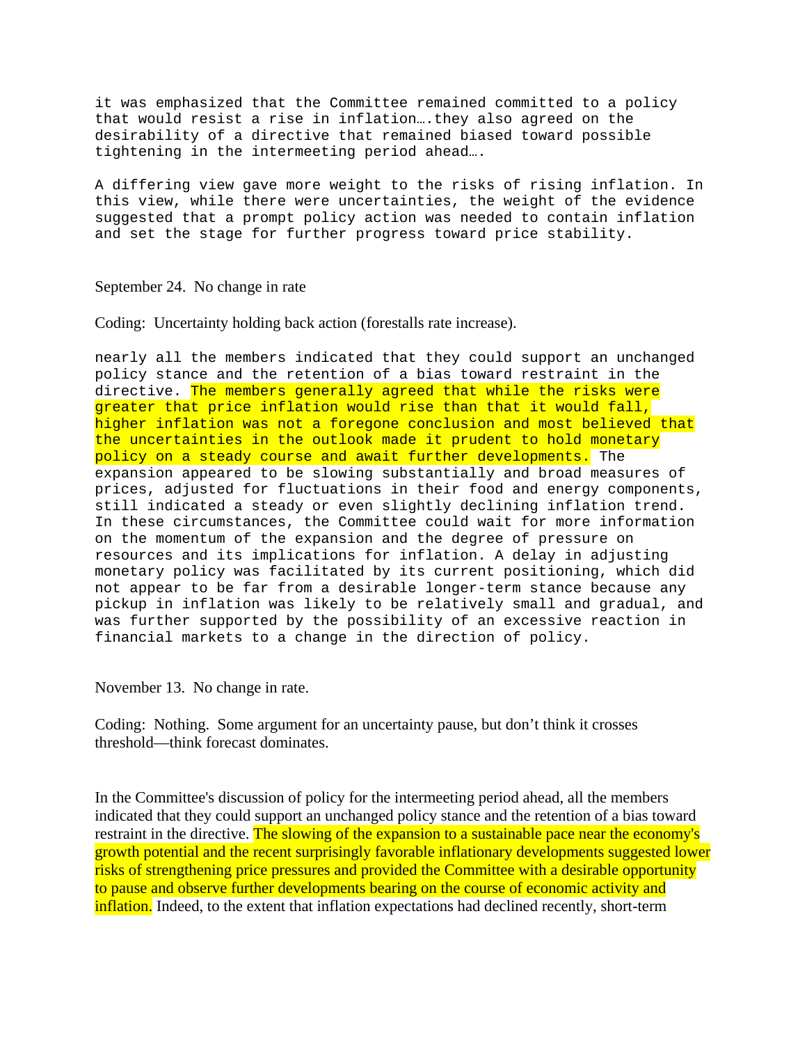it was emphasized that the Committee remained committed to a policy that would resist a rise in inflation….they also agreed on the desirability of a directive that remained biased toward possible tightening in the intermeeting period ahead….

A differing view gave more weight to the risks of rising inflation. In this view, while there were uncertainties, the weight of the evidence suggested that a prompt policy action was needed to contain inflation and set the stage for further progress toward price stability.

September 24. No change in rate

Coding: Uncertainty holding back action (forestalls rate increase).

nearly all the members indicated that they could support an unchanged policy stance and the retention of a bias toward restraint in the directive. The members generally agreed that while the risks were greater that price inflation would rise than that it would fall, higher inflation was not a foregone conclusion and most believed that the uncertainties in the outlook made it prudent to hold monetary policy on a steady course and await further developments. The expansion appeared to be slowing substantially and broad measures of prices, adjusted for fluctuations in their food and energy components, still indicated a steady or even slightly declining inflation trend. In these circumstances, the Committee could wait for more information on the momentum of the expansion and the degree of pressure on resources and its implications for inflation. A delay in adjusting monetary policy was facilitated by its current positioning, which did not appear to be far from a desirable longer-term stance because any pickup in inflation was likely to be relatively small and gradual, and was further supported by the possibility of an excessive reaction in financial markets to a change in the direction of policy.

November 13. No change in rate.

Coding: Nothing. Some argument for an uncertainty pause, but don't think it crosses threshold—think forecast dominates.

In the Committee's discussion of policy for the intermeeting period ahead, all the members indicated that they could support an unchanged policy stance and the retention of a bias toward restraint in the directive. The slowing of the expansion to a sustainable pace near the economy's growth potential and the recent surprisingly favorable inflationary developments suggested lower risks of strengthening price pressures and provided the Committee with a desirable opportunity to pause and observe further developments bearing on the course of economic activity and inflation. Indeed, to the extent that inflation expectations had declined recently, short-term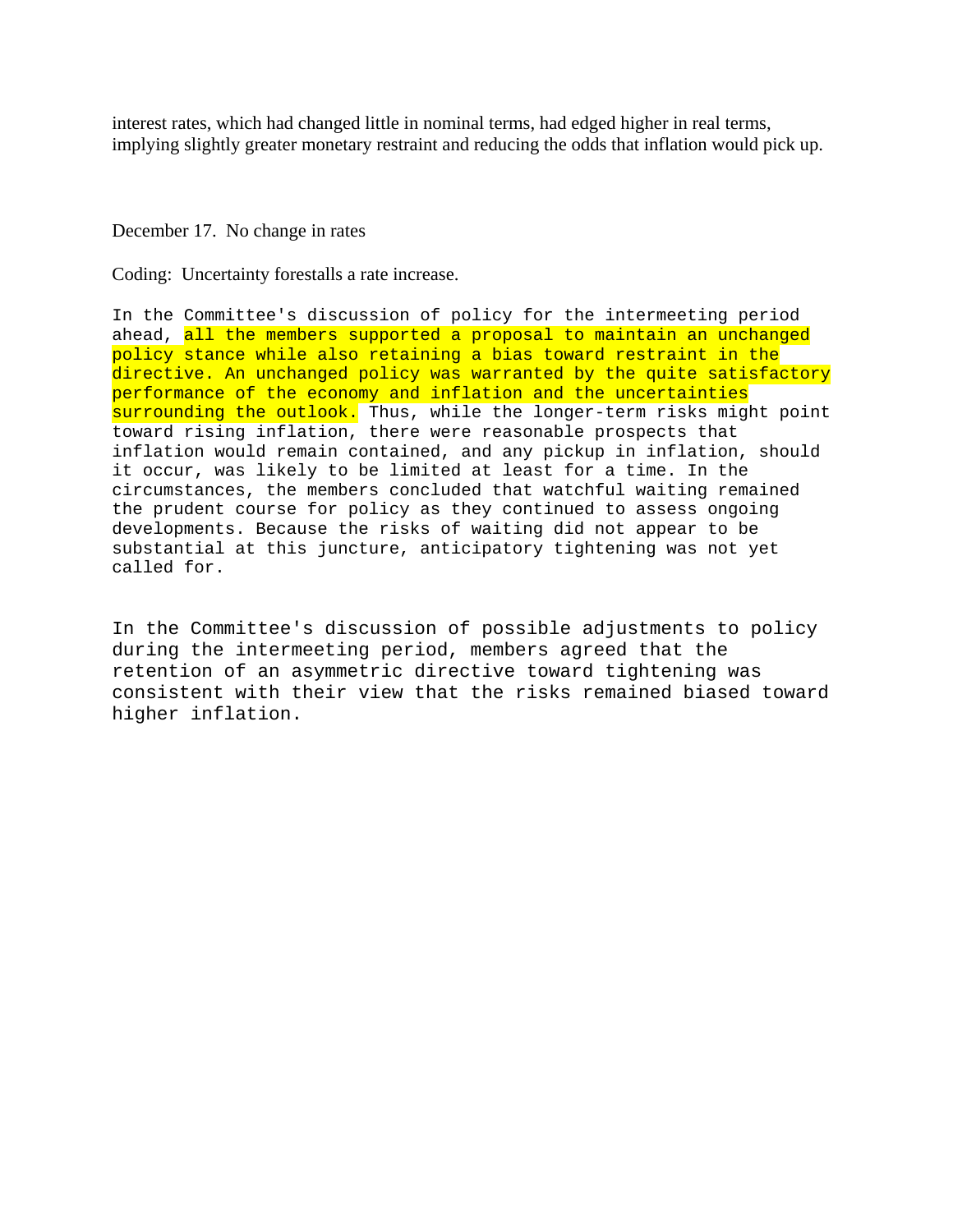interest rates, which had changed little in nominal terms, had edged higher in real terms, implying slightly greater monetary restraint and reducing the odds that inflation would pick up.

December 17. No change in rates

Coding: Uncertainty forestalls a rate increase.

In the Committee's discussion of policy for the intermeeting period ahead, all the members supported a proposal to maintain an unchanged policy stance while also retaining a bias toward restraint in the directive. An unchanged policy was warranted by the quite satisfactory performance of the economy and inflation and the uncertainties surrounding the outlook. Thus, while the longer-term risks might point toward rising inflation, there were reasonable prospects that inflation would remain contained, and any pickup in inflation, should it occur, was likely to be limited at least for a time. In the circumstances, the members concluded that watchful waiting remained the prudent course for policy as they continued to assess ongoing developments. Because the risks of waiting did not appear to be substantial at this juncture, anticipatory tightening was not yet called for.

In the Committee's discussion of possible adjustments to policy during the intermeeting period, members agreed that the retention of an asymmetric directive toward tightening was consistent with their view that the risks remained biased toward higher inflation.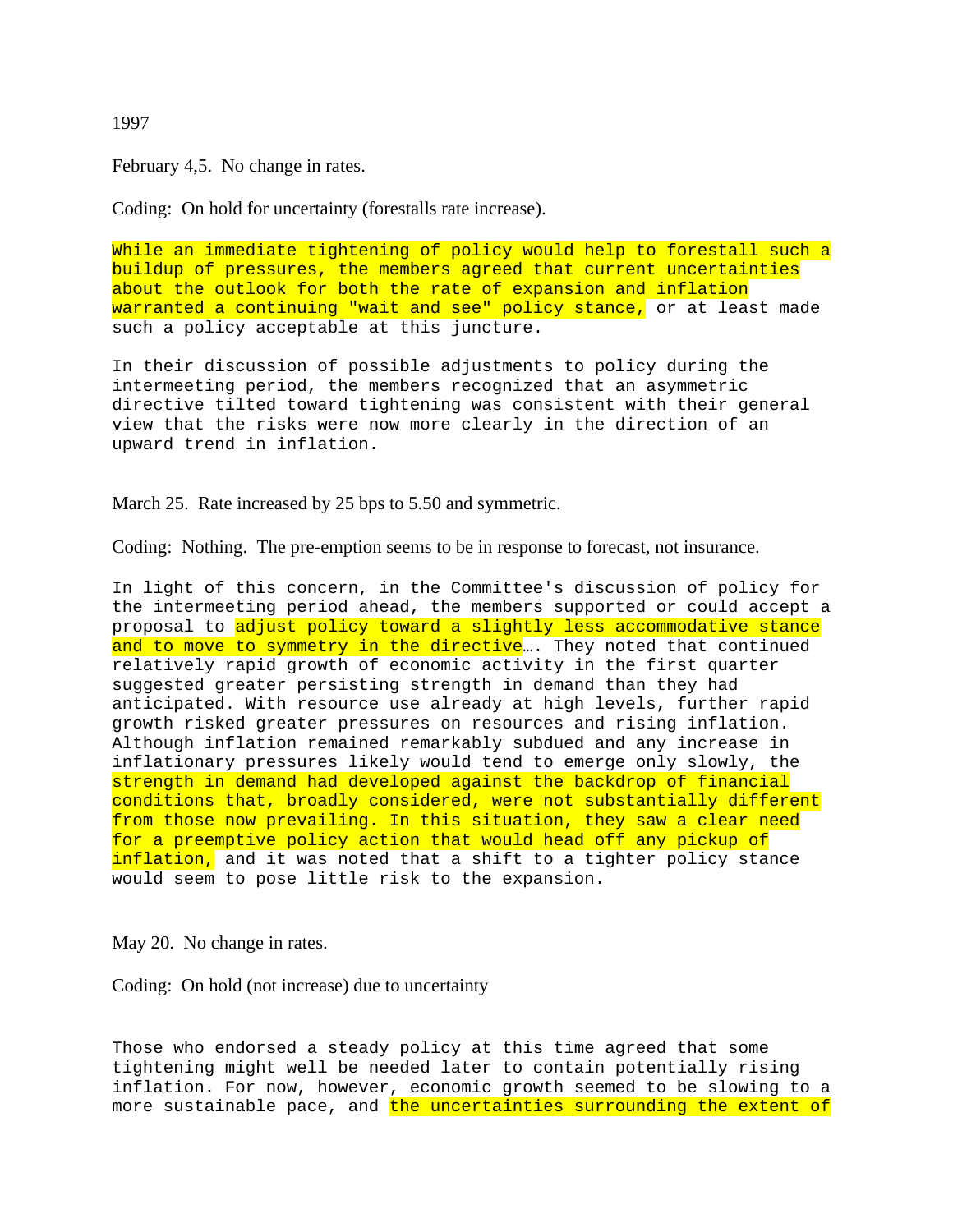1997

February 4,5. No change in rates.

Coding: On hold for uncertainty (forestalls rate increase).

```
While an immediate tightening of policy would help to forestall such a
buildup of pressures, the members agreed that current uncertainties
about the outlook for both the rate of expansion and inflation
warranted a continuing "wait and see" policy stance, or at least made
such a policy acceptable at this juncture.

In their discussion of possible adjustments to policy during the
intermeeting period, the members recognized that an asymmetric
directive tilted toward tightening was consistent with their general
view that the risks were now more clearly in the direction of an
upward trend in inflation.
```

March 25. Rate increased by 25 bps to 5.50 and symmetric.

Coding: Nothing. The pre-emption seems to be in response to forecast, not insurance.

```
In light of this concern, in the Committee's discussion of policy for
the intermeeting period ahead, the members supported or could accept a
proposal to adjust policy toward a slightly less accommodative stance
and to move to symmetry in the directive…. They noted that continued
relatively rapid growth of economic activity in the first quarter
suggested greater persisting strength in demand than they had
anticipated. With resource use already at high levels, further rapid
growth risked greater pressures on resources and rising inflation.
Although inflation remained remarkably subdued and any increase in
inflationary pressures likely would tend to emerge only slowly, the
strength in demand had developed against the backdrop of financial
conditions that, broadly considered, were not substantially different
from those now prevailing. In this situation, they saw a clear need
for a preemptive policy action that would head off any pickup of
inflation, and it was noted that a shift to a tighter policy stance
would seem to pose little risk to the expansion.
```

May 20. No change in rates.

Coding: On hold (not increase) due to uncertainty

```
Those who endorsed a steady policy at this time agreed that some
tightening might well be needed later to contain potentially rising
inflation. For now, however, economic growth seemed to be slowing to a
more sustainable pace, and the uncertainties surrounding the extent of
```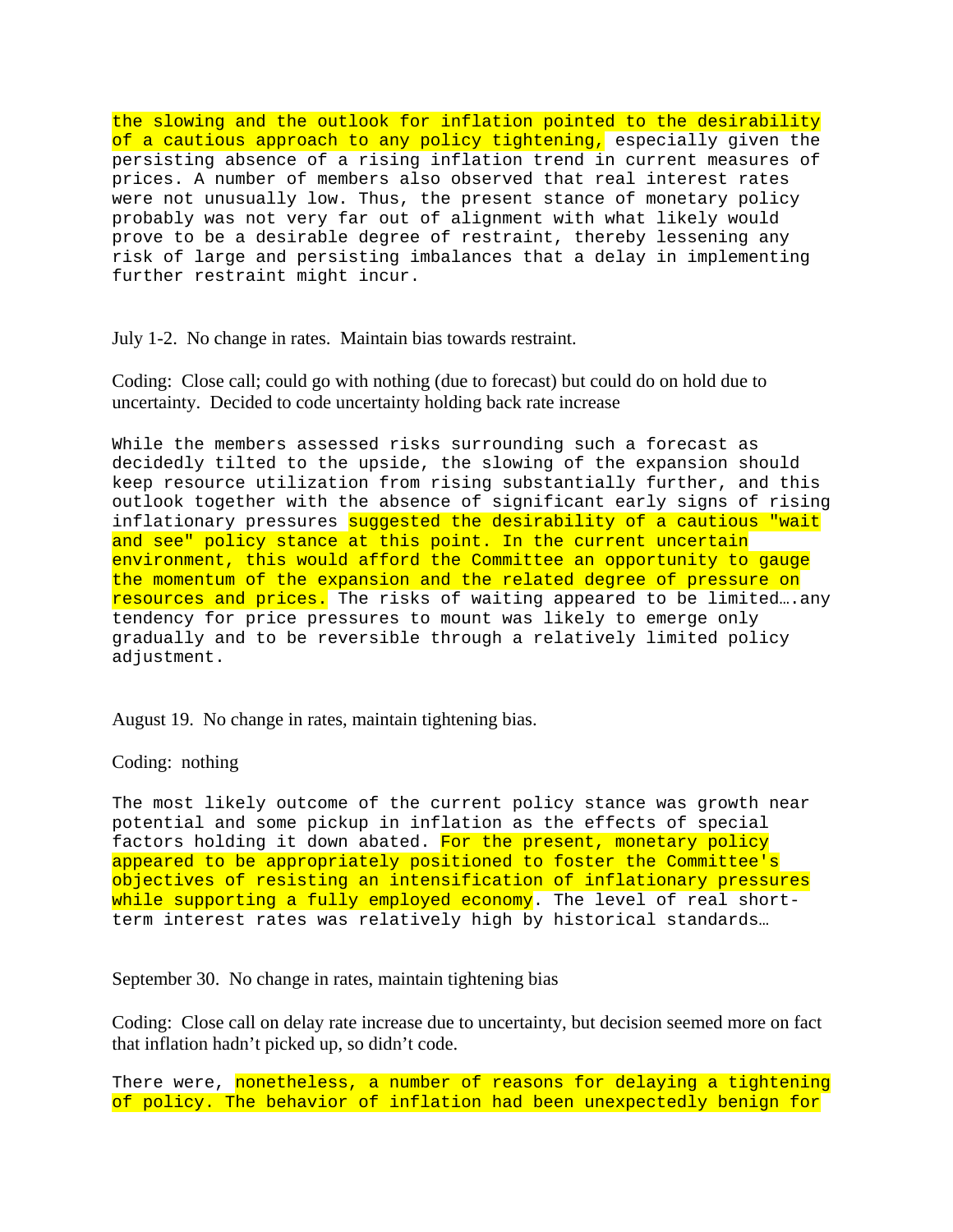the slowing and the outlook for inflation pointed to the desirability of a cautious approach to any policy tightening, especially given the persisting absence of a rising inflation trend in current measures of prices. A number of members also observed that real interest rates were not unusually low. Thus, the present stance of monetary policy probably was not very far out of alignment with what likely would prove to be a desirable degree of restraint, thereby lessening any risk of large and persisting imbalances that a delay in implementing further restraint might incur.

July 1-2.  No change in rates.  Maintain bias towards restraint.

Coding:  Close call; could go with nothing (due to forecast) but could do on hold due to uncertainty.  Decided to code uncertainty holding back rate increase

While the members assessed risks surrounding such a forecast as decidedly tilted to the upside, the slowing of the expansion should keep resource utilization from rising substantially further, and this outlook together with the absence of significant early signs of rising inflationary pressures suggested the desirability of a cautious "wait and see" policy stance at this point. In the current uncertain environment, this would afford the Committee an opportunity to gauge the momentum of the expansion and the related degree of pressure on resources and prices. The risks of waiting appeared to be limited….any tendency for price pressures to mount was likely to emerge only gradually and to be reversible through a relatively limited policy adjustment.

August 19.  No change in rates, maintain tightening bias.

Coding:  nothing

The most likely outcome of the current policy stance was growth near potential and some pickup in inflation as the effects of special factors holding it down abated. For the present, monetary policy appeared to be appropriately positioned to foster the Committee's objectives of resisting an intensification of inflationary pressures while supporting a fully employed economy. The level of real short-term interest rates was relatively high by historical standards…

September 30.  No change in rates, maintain tightening bias

Coding:  Close call on delay rate increase due to uncertainty, but decision seemed more on fact that inflation hadn't picked up, so didn't code.

There were, nonetheless, a number of reasons for delaying a tightening of policy. The behavior of inflation had been unexpectedly benign for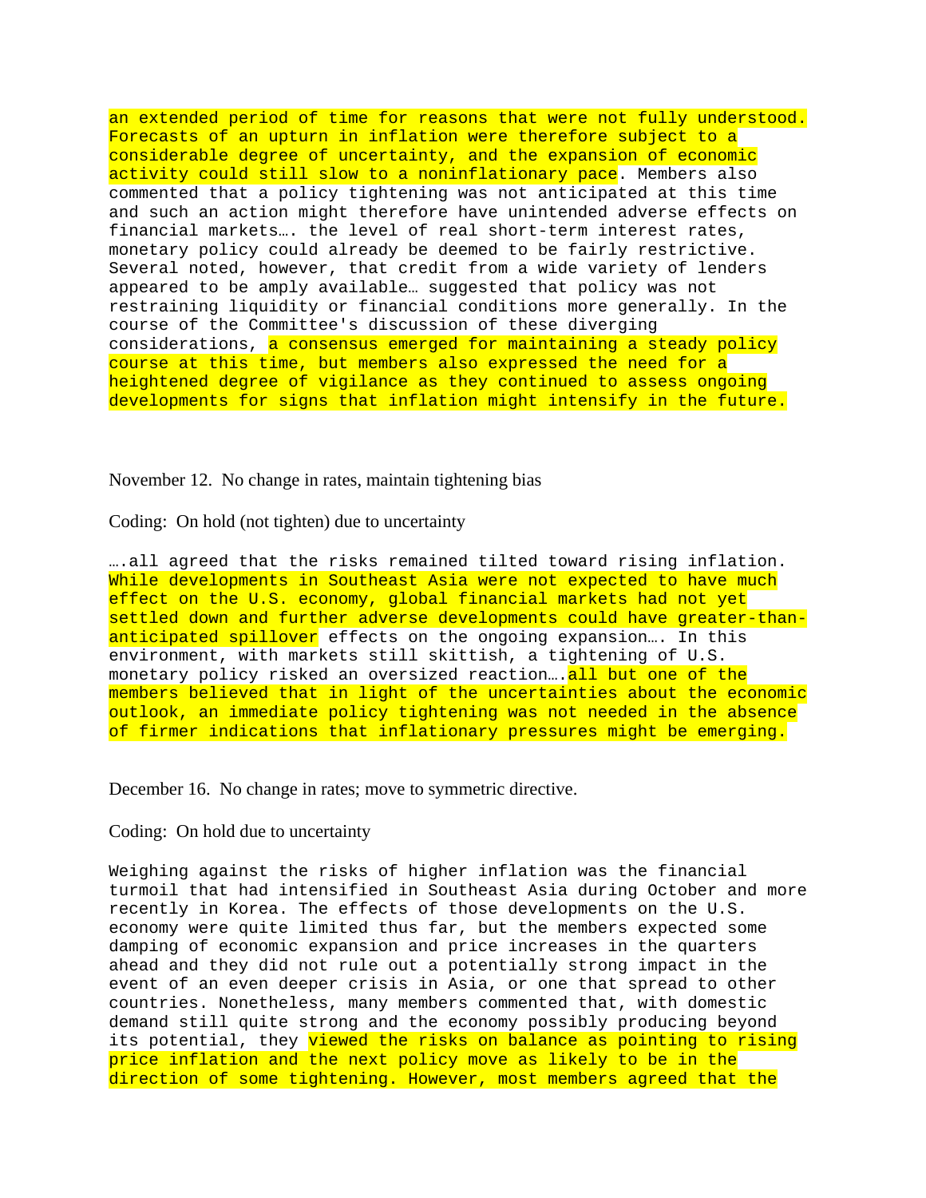an extended period of time for reasons that were not fully understood. Forecasts of an upturn in inflation were therefore subject to a considerable degree of uncertainty, and the expansion of economic activity could still slow to a noninflationary pace. Members also commented that a policy tightening was not anticipated at this time and such an action might therefore have unintended adverse effects on financial markets…. the level of real short-term interest rates, monetary policy could already be deemed to be fairly restrictive. Several noted, however, that credit from a wide variety of lenders appeared to be amply available… suggested that policy was not restraining liquidity or financial conditions more generally. In the course of the Committee's discussion of these diverging considerations, a consensus emerged for maintaining a steady policy course at this time, but members also expressed the need for a heightened degree of vigilance as they continued to assess ongoing developments for signs that inflation might intensify in the future.

November 12. No change in rates, maintain tightening bias

Coding: On hold (not tighten) due to uncertainty

….all agreed that the risks remained tilted toward rising inflation. While developments in Southeast Asia were not expected to have much effect on the U.S. economy, global financial markets had not yet settled down and further adverse developments could have greater-than-anticipated spillover effects on the ongoing expansion…. In this environment, with markets still skittish, a tightening of U.S. monetary policy risked an oversized reaction….all but one of the members believed that in light of the uncertainties about the economic outlook, an immediate policy tightening was not needed in the absence of firmer indications that inflationary pressures might be emerging.

December 16. No change in rates; move to symmetric directive.

Coding: On hold due to uncertainty

Weighing against the risks of higher inflation was the financial turmoil that had intensified in Southeast Asia during October and more recently in Korea. The effects of those developments on the U.S. economy were quite limited thus far, but the members expected some damping of economic expansion and price increases in the quarters ahead and they did not rule out a potentially strong impact in the event of an even deeper crisis in Asia, or one that spread to other countries. Nonetheless, many members commented that, with domestic demand still quite strong and the economy possibly producing beyond its potential, they viewed the risks on balance as pointing to rising price inflation and the next policy move as likely to be in the direction of some tightening. However, most members agreed that the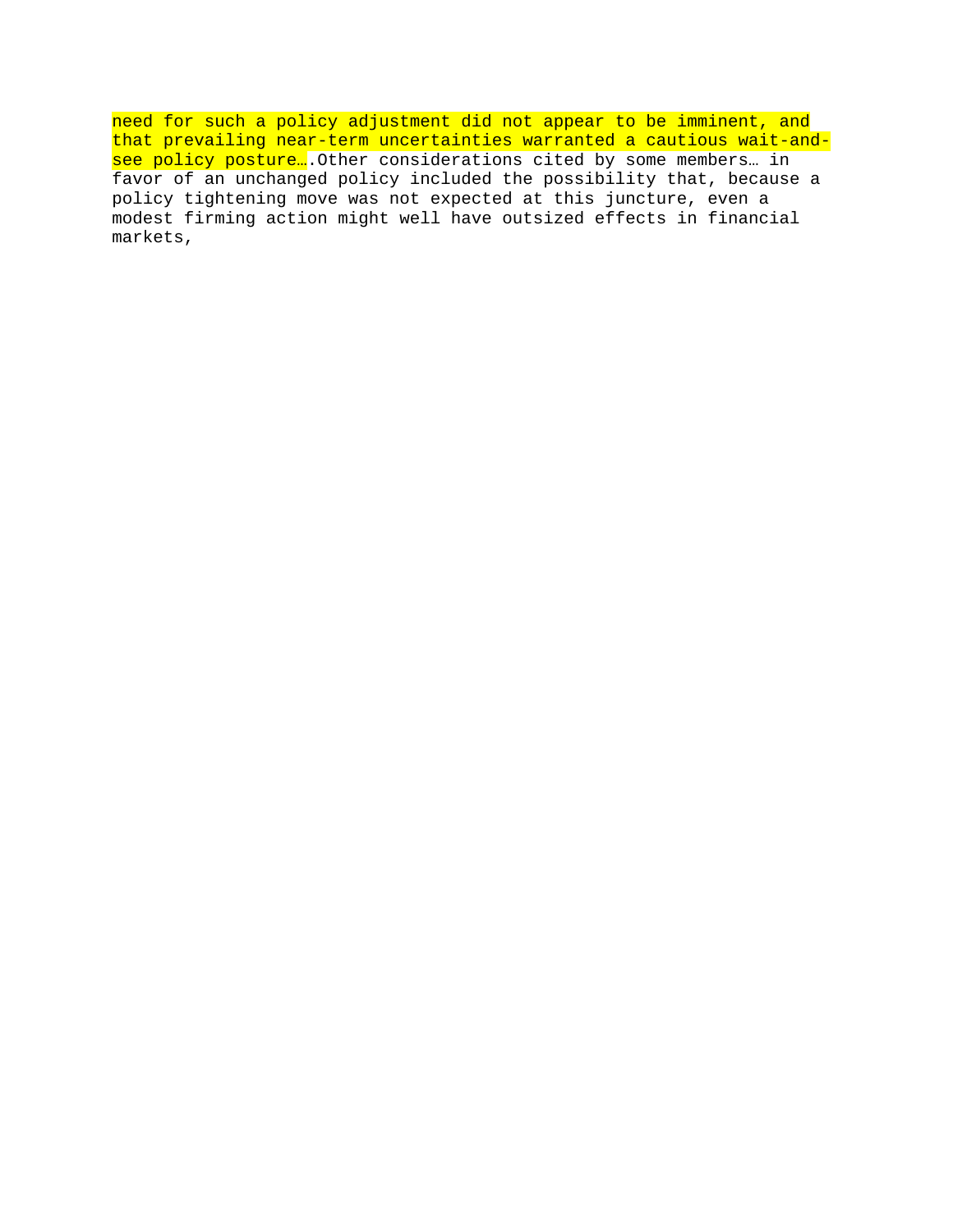need for such a policy adjustment did not appear to be imminent, and that prevailing near-term uncertainties warranted a cautious wait-and-see policy posture….Other considerations cited by some members… in favor of an unchanged policy included the possibility that, because a policy tightening move was not expected at this juncture, even a modest firming action might well have outsized effects in financial markets,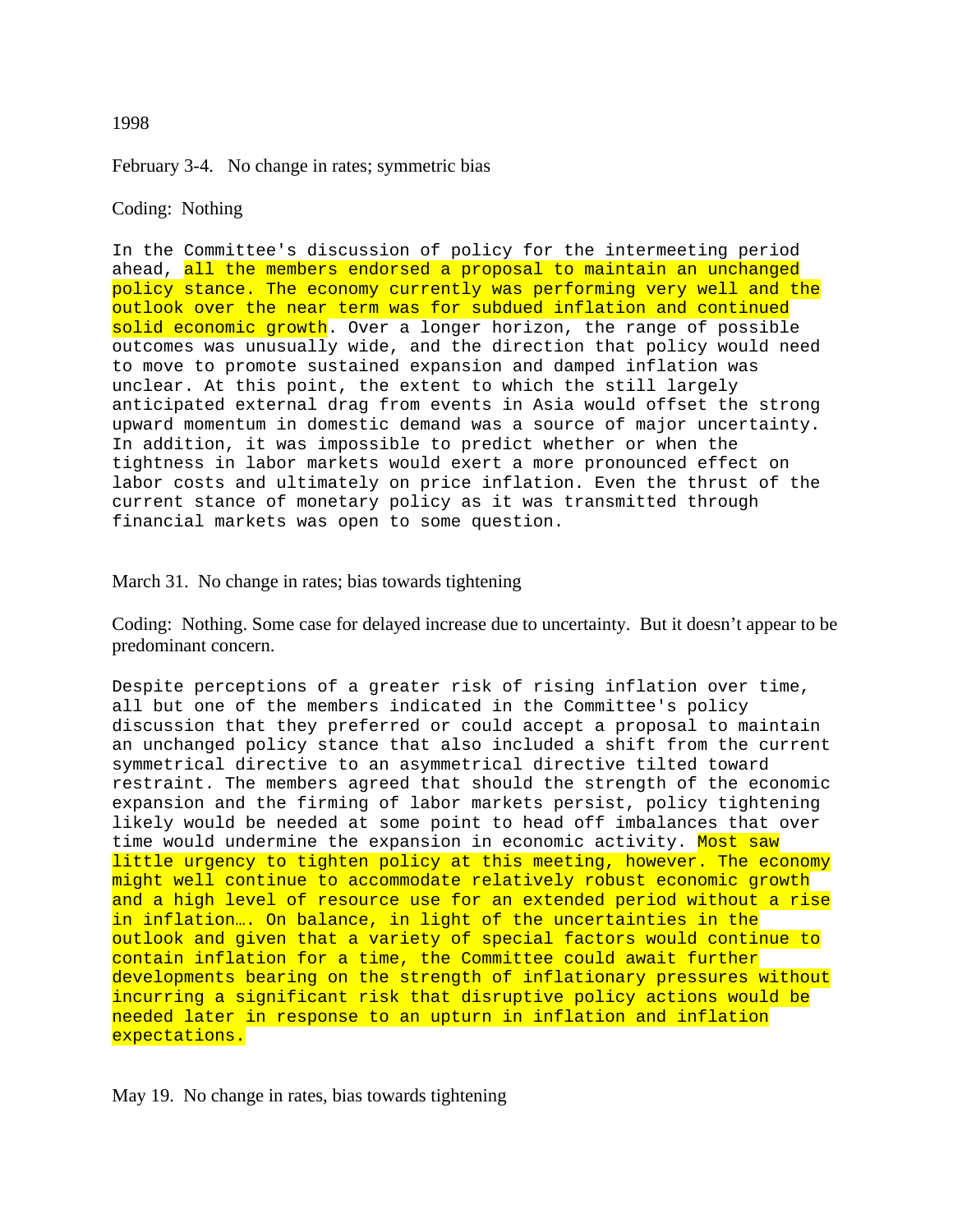1998

February 3-4. No change in rates; symmetric bias

Coding: Nothing

In the Committee's discussion of policy for the intermeeting period ahead, all the members endorsed a proposal to maintain an unchanged policy stance. The economy currently was performing very well and the outlook over the near term was for subdued inflation and continued solid economic growth. Over a longer horizon, the range of possible outcomes was unusually wide, and the direction that policy would need to move to promote sustained expansion and damped inflation was unclear. At this point, the extent to which the still largely anticipated external drag from events in Asia would offset the strong upward momentum in domestic demand was a source of major uncertainty. In addition, it was impossible to predict whether or when the tightness in labor markets would exert a more pronounced effect on labor costs and ultimately on price inflation. Even the thrust of the current stance of monetary policy as it was transmitted through financial markets was open to some question.

March 31. No change in rates; bias towards tightening

Coding: Nothing. Some case for delayed increase due to uncertainty. But it doesn't appear to be predominant concern.

Despite perceptions of a greater risk of rising inflation over time, all but one of the members indicated in the Committee's policy discussion that they preferred or could accept a proposal to maintain an unchanged policy stance that also included a shift from the current symmetrical directive to an asymmetrical directive tilted toward restraint. The members agreed that should the strength of the economic expansion and the firming of labor markets persist, policy tightening likely would be needed at some point to head off imbalances that over time would undermine the expansion in economic activity. Most saw little urgency to tighten policy at this meeting, however. The economy might well continue to accommodate relatively robust economic growth and a high level of resource use for an extended period without a rise in inflation…. On balance, in light of the uncertainties in the outlook and given that a variety of special factors would continue to contain inflation for a time, the Committee could await further developments bearing on the strength of inflationary pressures without incurring a significant risk that disruptive policy actions would be needed later in response to an upturn in inflation and inflation expectations.

May 19. No change in rates, bias towards tightening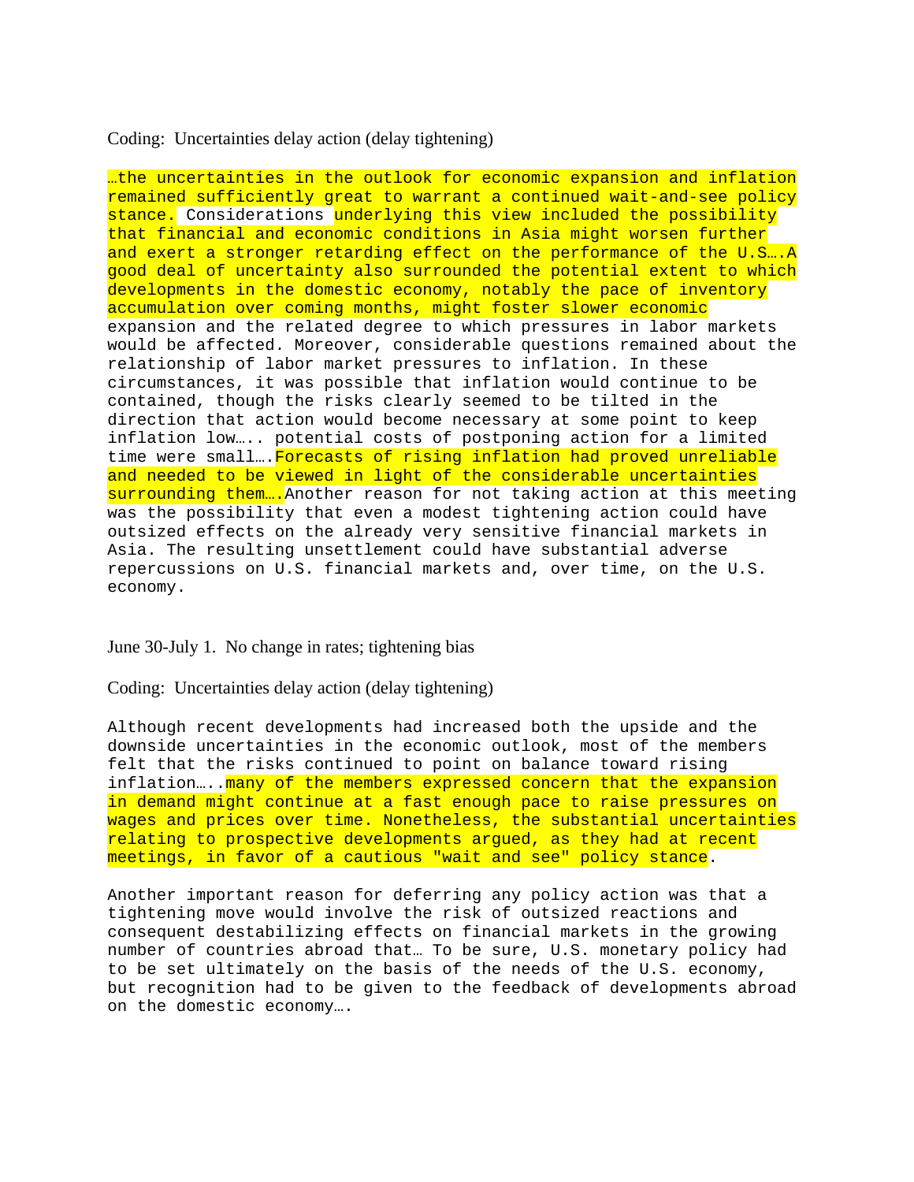Coding: Uncertainties delay action (delay tightening)

…the uncertainties in the outlook for economic expansion and inflation remained sufficiently great to warrant a continued wait-and-see policy stance. Considerations underlying this view included the possibility that financial and economic conditions in Asia might worsen further and exert a stronger retarding effect on the performance of the U.S….A good deal of uncertainty also surrounded the potential extent to which developments in the domestic economy, notably the pace of inventory accumulation over coming months, might foster slower economic expansion and the related degree to which pressures in labor markets would be affected. Moreover, considerable questions remained about the relationship of labor market pressures to inflation. In these circumstances, it was possible that inflation would continue to be contained, though the risks clearly seemed to be tilted in the direction that action would become necessary at some point to keep inflation low….. potential costs of postponing action for a limited time were small….Forecasts of rising inflation had proved unreliable and needed to be viewed in light of the considerable uncertainties surrounding them….Another reason for not taking action at this meeting was the possibility that even a modest tightening action could have outsized effects on the already very sensitive financial markets in Asia. The resulting unsettlement could have substantial adverse repercussions on U.S. financial markets and, over time, on the U.S. economy.

June 30-July 1. No change in rates; tightening bias

Coding: Uncertainties delay action (delay tightening)

Although recent developments had increased both the upside and the downside uncertainties in the economic outlook, most of the members felt that the risks continued to point on balance toward rising inflation…..many of the members expressed concern that the expansion in demand might continue at a fast enough pace to raise pressures on wages and prices over time. Nonetheless, the substantial uncertainties relating to prospective developments argued, as they had at recent meetings, in favor of a cautious "wait and see" policy stance.

Another important reason for deferring any policy action was that a tightening move would involve the risk of outsized reactions and consequent destabilizing effects on financial markets in the growing number of countries abroad that… To be sure, U.S. monetary policy had to be set ultimately on the basis of the needs of the U.S. economy, but recognition had to be given to the feedback of developments abroad on the domestic economy….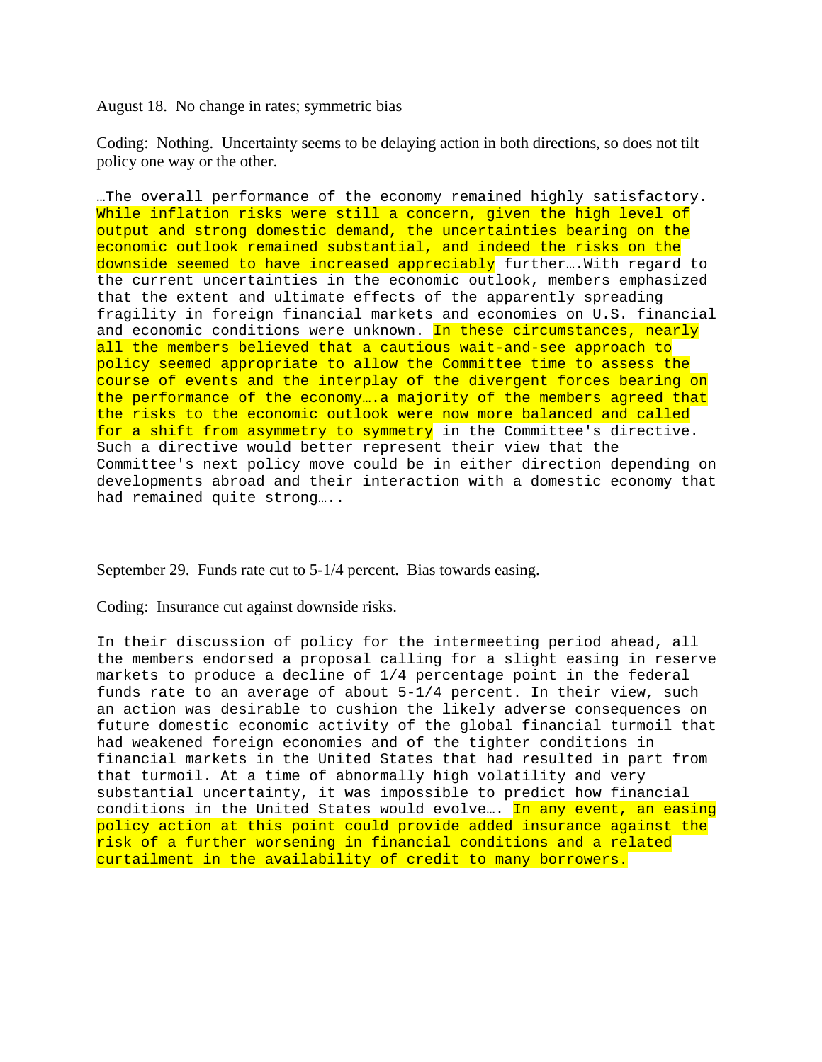August 18. No change in rates; symmetric bias

Coding: Nothing. Uncertainty seems to be delaying action in both directions, so does not tilt policy one way or the other.

…The overall performance of the economy remained highly satisfactory. While inflation risks were still a concern, given the high level of output and strong domestic demand, the uncertainties bearing on the economic outlook remained substantial, and indeed the risks on the downside seemed to have increased appreciably further….With regard to the current uncertainties in the economic outlook, members emphasized that the extent and ultimate effects of the apparently spreading fragility in foreign financial markets and economies on U.S. financial and economic conditions were unknown. In these circumstances, nearly all the members believed that a cautious wait-and-see approach to policy seemed appropriate to allow the Committee time to assess the course of events and the interplay of the divergent forces bearing on the performance of the economy….a majority of the members agreed that the risks to the economic outlook were now more balanced and called for a shift from asymmetry to symmetry in the Committee's directive. Such a directive would better represent their view that the Committee's next policy move could be in either direction depending on developments abroad and their interaction with a domestic economy that had remained quite strong…..

September 29. Funds rate cut to 5-1/4 percent. Bias towards easing.

Coding: Insurance cut against downside risks.

In their discussion of policy for the intermeeting period ahead, all the members endorsed a proposal calling for a slight easing in reserve markets to produce a decline of 1/4 percentage point in the federal funds rate to an average of about 5-1/4 percent. In their view, such an action was desirable to cushion the likely adverse consequences on future domestic economic activity of the global financial turmoil that had weakened foreign economies and of the tighter conditions in financial markets in the United States that had resulted in part from that turmoil. At a time of abnormally high volatility and very substantial uncertainty, it was impossible to predict how financial conditions in the United States would evolve…. In any event, an easing policy action at this point could provide added insurance against the risk of a further worsening in financial conditions and a related curtailment in the availability of credit to many borrowers.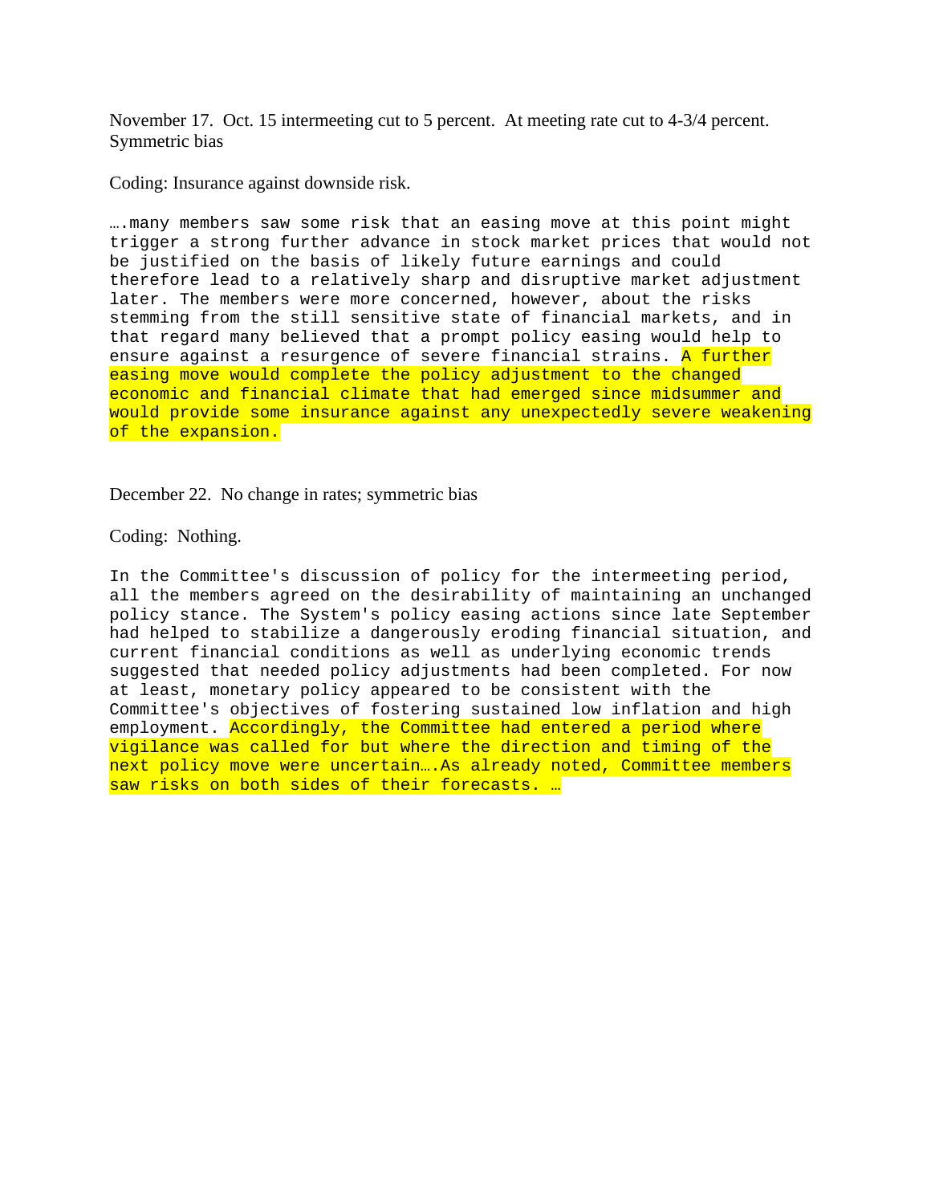November 17. Oct. 15 intermeeting cut to 5 percent. At meeting rate cut to 4-3/4 percent. Symmetric bias

Coding: Insurance against downside risk.

….many members saw some risk that an easing move at this point might trigger a strong further advance in stock market prices that would not be justified on the basis of likely future earnings and could therefore lead to a relatively sharp and disruptive market adjustment later. The members were more concerned, however, about the risks stemming from the still sensitive state of financial markets, and in that regard many believed that a prompt policy easing would help to ensure against a resurgence of severe financial strains. A further easing move would complete the policy adjustment to the changed economic and financial climate that had emerged since midsummer and would provide some insurance against any unexpectedly severe weakening of the expansion.

December 22. No change in rates; symmetric bias

Coding: Nothing.

In the Committee's discussion of policy for the intermeeting period, all the members agreed on the desirability of maintaining an unchanged policy stance. The System's policy easing actions since late September had helped to stabilize a dangerously eroding financial situation, and current financial conditions as well as underlying economic trends suggested that needed policy adjustments had been completed. For now at least, monetary policy appeared to be consistent with the Committee's objectives of fostering sustained low inflation and high employment. Accordingly, the Committee had entered a period where vigilance was called for but where the direction and timing of the next policy move were uncertain….As already noted, Committee members saw risks on both sides of their forecasts. …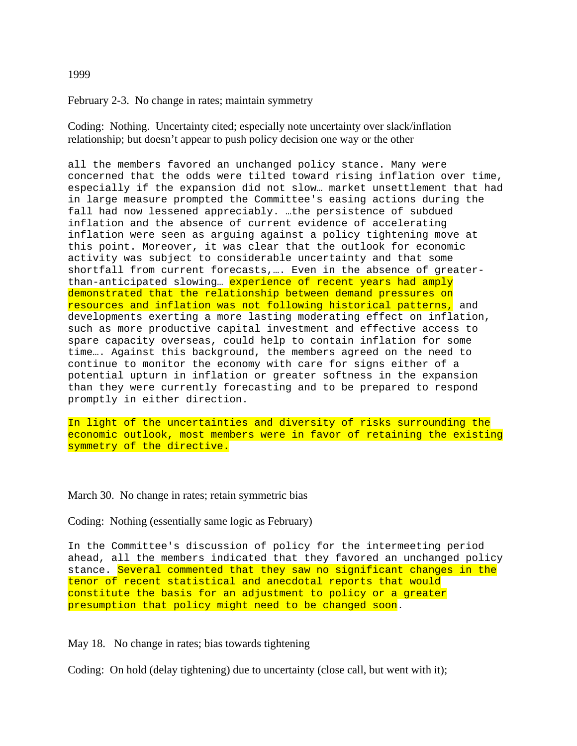1999

February 2-3. No change in rates; maintain symmetry

Coding: Nothing. Uncertainty cited; especially note uncertainty over slack/inflation relationship; but doesn't appear to push policy decision one way or the other

all the members favored an unchanged policy stance. Many were concerned that the odds were tilted toward rising inflation over time, especially if the expansion did not slow… market unsettlement that had in large measure prompted the Committee's easing actions during the fall had now lessened appreciably. …the persistence of subdued inflation and the absence of current evidence of accelerating inflation were seen as arguing against a policy tightening move at this point. Moreover, it was clear that the outlook for economic activity was subject to considerable uncertainty and that some shortfall from current forecasts,…. Even in the absence of greater-than-anticipated slowing… experience of recent years had amply demonstrated that the relationship between demand pressures on resources and inflation was not following historical patterns, and developments exerting a more lasting moderating effect on inflation, such as more productive capital investment and effective access to spare capacity overseas, could help to contain inflation for some time…. Against this background, the members agreed on the need to continue to monitor the economy with care for signs either of a potential upturn in inflation or greater softness in the expansion than they were currently forecasting and to be prepared to respond promptly in either direction.

In light of the uncertainties and diversity of risks surrounding the economic outlook, most members were in favor of retaining the existing symmetry of the directive.

March 30. No change in rates; retain symmetric bias

Coding: Nothing (essentially same logic as February)

In the Committee's discussion of policy for the intermeeting period ahead, all the members indicated that they favored an unchanged policy stance. Several commented that they saw no significant changes in the tenor of recent statistical and anecdotal reports that would constitute the basis for an adjustment to policy or a greater presumption that policy might need to be changed soon.

May 18. No change in rates; bias towards tightening

Coding: On hold (delay tightening) due to uncertainty (close call, but went with it);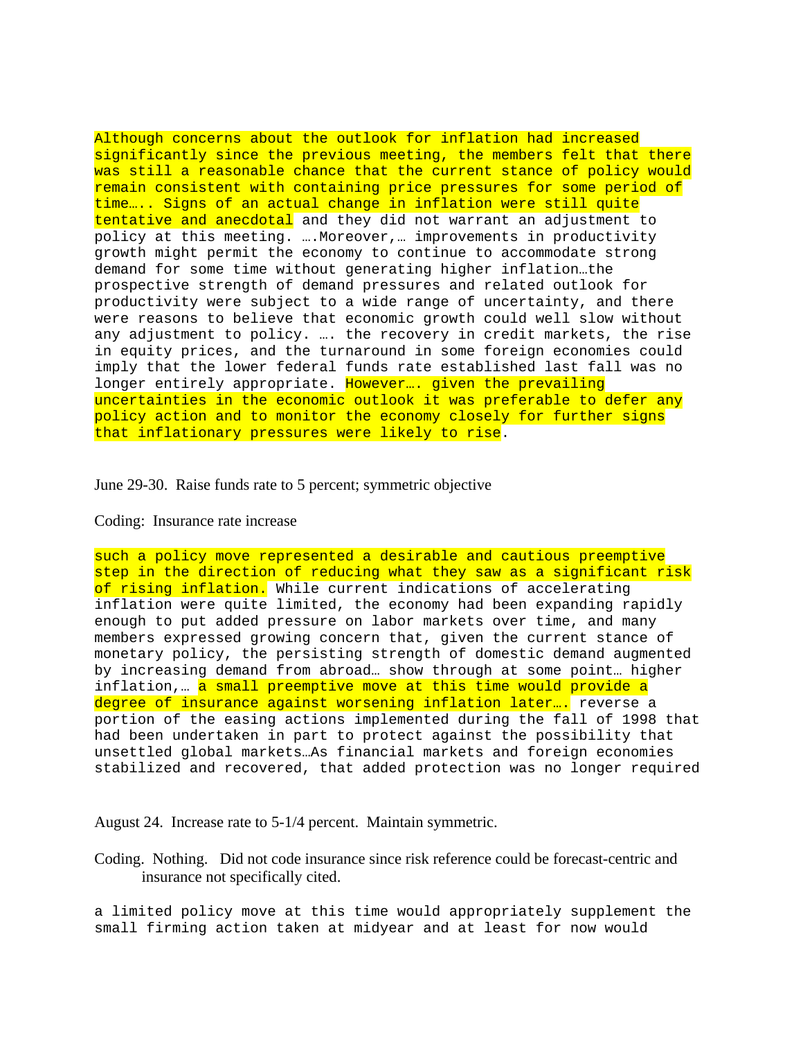Although concerns about the outlook for inflation had increased significantly since the previous meeting, the members felt that there was still a reasonable chance that the current stance of policy would remain consistent with containing price pressures for some period of time….. Signs of an actual change in inflation were still quite tentative and anecdotal and they did not warrant an adjustment to policy at this meeting. ….Moreover,… improvements in productivity growth might permit the economy to continue to accommodate strong demand for some time without generating higher inflation…the prospective strength of demand pressures and related outlook for productivity were subject to a wide range of uncertainty, and there were reasons to believe that economic growth could well slow without any adjustment to policy. …. the recovery in credit markets, the rise in equity prices, and the turnaround in some foreign economies could imply that the lower federal funds rate established last fall was no longer entirely appropriate. However…. given the prevailing uncertainties in the economic outlook it was preferable to defer any policy action and to monitor the economy closely for further signs that inflationary pressures were likely to rise.

June 29-30. Raise funds rate to 5 percent; symmetric objective

Coding: Insurance rate increase

such a policy move represented a desirable and cautious preemptive step in the direction of reducing what they saw as a significant risk of rising inflation. While current indications of accelerating inflation were quite limited, the economy had been expanding rapidly enough to put added pressure on labor markets over time, and many members expressed growing concern that, given the current stance of monetary policy, the persisting strength of domestic demand augmented by increasing demand from abroad… show through at some point… higher inflation,… a small preemptive move at this time would provide a degree of insurance against worsening inflation later…. reverse a portion of the easing actions implemented during the fall of 1998 that had been undertaken in part to protect against the possibility that unsettled global markets…As financial markets and foreign economies stabilized and recovered, that added protection was no longer required

August 24. Increase rate to 5-1/4 percent. Maintain symmetric.

Coding. Nothing. Did not code insurance since risk reference could be forecast-centric and insurance not specifically cited.

a limited policy move at this time would appropriately supplement the small firming action taken at midyear and at least for now would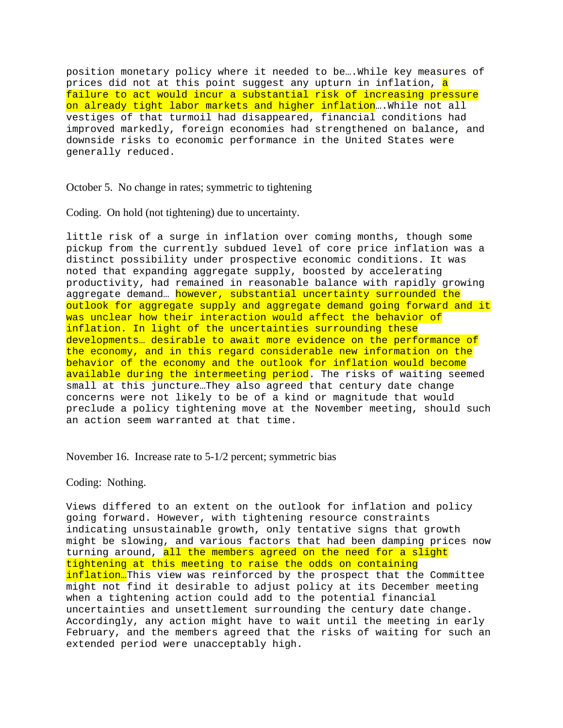position monetary policy where it needed to be….While key measures of prices did not at this point suggest any upturn in inflation, a failure to act would incur a substantial risk of increasing pressure on already tight labor markets and higher inflation….While not all vestiges of that turmoil had disappeared, financial conditions had improved markedly, foreign economies had strengthened on balance, and downside risks to economic performance in the United States were generally reduced.

October 5. No change in rates; symmetric to tightening

Coding. On hold (not tightening) due to uncertainty.

little risk of a surge in inflation over coming months, though some pickup from the currently subdued level of core price inflation was a distinct possibility under prospective economic conditions. It was noted that expanding aggregate supply, boosted by accelerating productivity, had remained in reasonable balance with rapidly growing aggregate demand… however, substantial uncertainty surrounded the outlook for aggregate supply and aggregate demand going forward and it was unclear how their interaction would affect the behavior of inflation. In light of the uncertainties surrounding these developments… desirable to await more evidence on the performance of the economy, and in this regard considerable new information on the behavior of the economy and the outlook for inflation would become available during the intermeeting period. The risks of waiting seemed small at this juncture…They also agreed that century date change concerns were not likely to be of a kind or magnitude that would preclude a policy tightening move at the November meeting, should such an action seem warranted at that time.

November 16. Increase rate to 5-1/2 percent; symmetric bias

Coding: Nothing.

Views differed to an extent on the outlook for inflation and policy going forward. However, with tightening resource constraints indicating unsustainable growth, only tentative signs that growth might be slowing, and various factors that had been damping prices now turning around, all the members agreed on the need for a slight tightening at this meeting to raise the odds on containing inflation…This view was reinforced by the prospect that the Committee might not find it desirable to adjust policy at its December meeting when a tightening action could add to the potential financial uncertainties and unsettlement surrounding the century date change. Accordingly, any action might have to wait until the meeting in early February, and the members agreed that the risks of waiting for such an extended period were unacceptably high.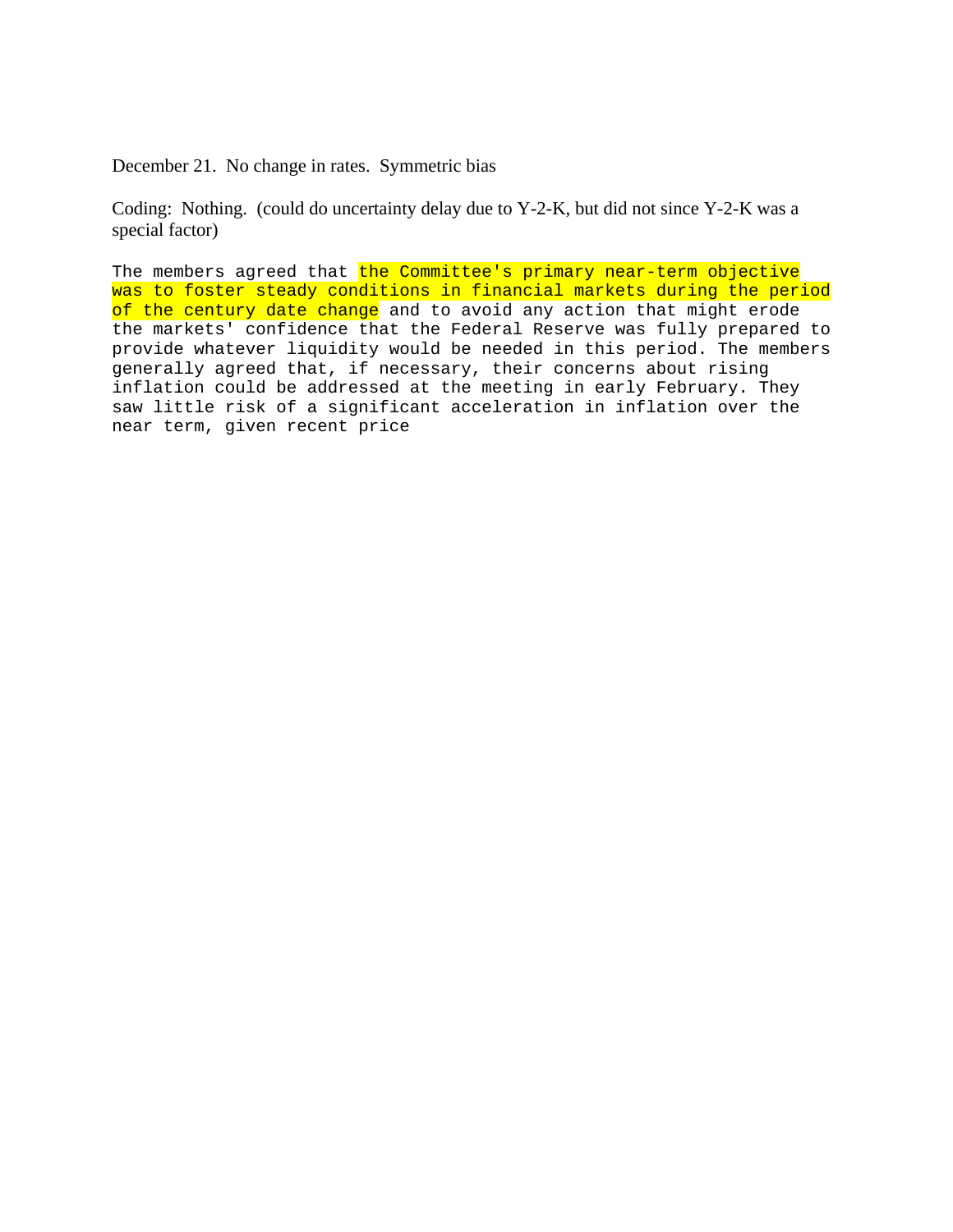December 21. No change in rates. Symmetric bias

Coding: Nothing. (could do uncertainty delay due to Y-2-K, but did not since Y-2-K was a special factor)

The members agreed that the Committee's primary near-term objective was to foster steady conditions in financial markets during the period of the century date change and to avoid any action that might erode the markets' confidence that the Federal Reserve was fully prepared to provide whatever liquidity would be needed in this period. The members generally agreed that, if necessary, their concerns about rising inflation could be addressed at the meeting in early February. They saw little risk of a significant acceleration in inflation over the near term, given recent price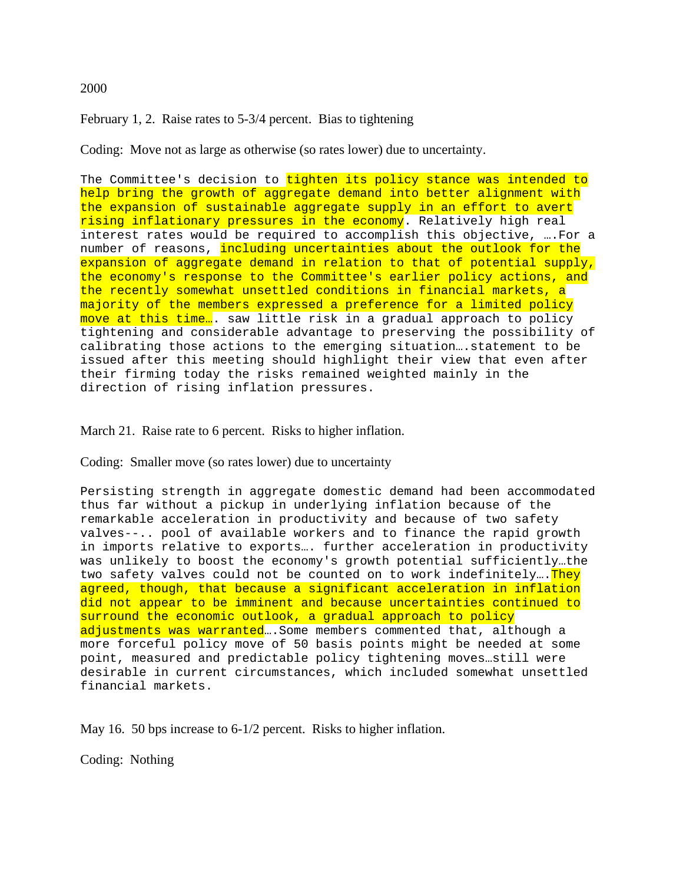2000

February 1, 2. Raise rates to 5-3/4 percent. Bias to tightening

Coding: Move not as large as otherwise (so rates lower) due to uncertainty.

The Committee's decision to tighten its policy stance was intended to help bring the growth of aggregate demand into better alignment with the expansion of sustainable aggregate supply in an effort to avert rising inflationary pressures in the economy. Relatively high real interest rates would be required to accomplish this objective, ….For a number of reasons, including uncertainties about the outlook for the expansion of aggregate demand in relation to that of potential supply, the economy's response to the Committee's earlier policy actions, and the recently somewhat unsettled conditions in financial markets, a majority of the members expressed a preference for a limited policy move at this time…. saw little risk in a gradual approach to policy tightening and considerable advantage to preserving the possibility of calibrating those actions to the emerging situation….statement to be issued after this meeting should highlight their view that even after their firming today the risks remained weighted mainly in the direction of rising inflation pressures.

March 21. Raise rate to 6 percent. Risks to higher inflation.

Coding: Smaller move (so rates lower) due to uncertainty

Persisting strength in aggregate domestic demand had been accommodated thus far without a pickup in underlying inflation because of the remarkable acceleration in productivity and because of two safety valves--.. pool of available workers and to finance the rapid growth in imports relative to exports…. further acceleration in productivity was unlikely to boost the economy's growth potential sufficiently…the two safety valves could not be counted on to work indefinitely….They agreed, though, that because a significant acceleration in inflation did not appear to be imminent and because uncertainties continued to surround the economic outlook, a gradual approach to policy adjustments was warranted….Some members commented that, although a more forceful policy move of 50 basis points might be needed at some point, measured and predictable policy tightening moves…still were desirable in current circumstances, which included somewhat unsettled financial markets.

May 16. 50 bps increase to 6-1/2 percent. Risks to higher inflation.

Coding: Nothing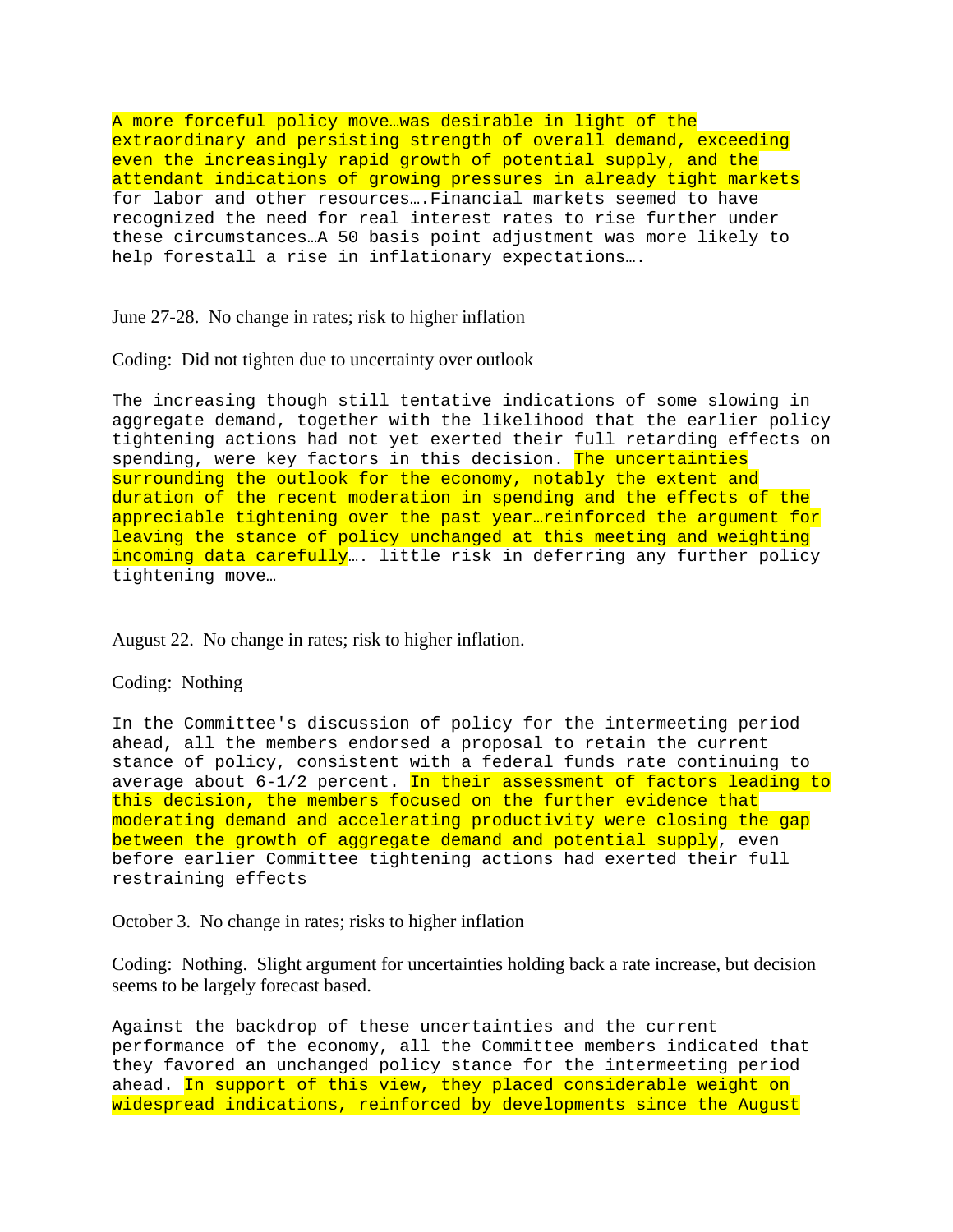A more forceful policy move…was desirable in light of the extraordinary and persisting strength of overall demand, exceeding even the increasingly rapid growth of potential supply, and the attendant indications of growing pressures in already tight markets for labor and other resources….Financial markets seemed to have recognized the need for real interest rates to rise further under these circumstances…A 50 basis point adjustment was more likely to help forestall a rise in inflationary expectations….

June 27-28. No change in rates; risk to higher inflation

Coding: Did not tighten due to uncertainty over outlook

The increasing though still tentative indications of some slowing in aggregate demand, together with the likelihood that the earlier policy tightening actions had not yet exerted their full retarding effects on spending, were key factors in this decision. The uncertainties surrounding the outlook for the economy, notably the extent and duration of the recent moderation in spending and the effects of the appreciable tightening over the past year…reinforced the argument for leaving the stance of policy unchanged at this meeting and weighting incoming data carefully…. little risk in deferring any further policy tightening move…

August 22. No change in rates; risk to higher inflation.

Coding: Nothing

In the Committee's discussion of policy for the intermeeting period ahead, all the members endorsed a proposal to retain the current stance of policy, consistent with a federal funds rate continuing to average about 6-1/2 percent. In their assessment of factors leading to this decision, the members focused on the further evidence that moderating demand and accelerating productivity were closing the gap between the growth of aggregate demand and potential supply, even before earlier Committee tightening actions had exerted their full restraining effects

October 3. No change in rates; risks to higher inflation

Coding: Nothing. Slight argument for uncertainties holding back a rate increase, but decision seems to be largely forecast based.

Against the backdrop of these uncertainties and the current performance of the economy, all the Committee members indicated that they favored an unchanged policy stance for the intermeeting period ahead. In support of this view, they placed considerable weight on widespread indications, reinforced by developments since the August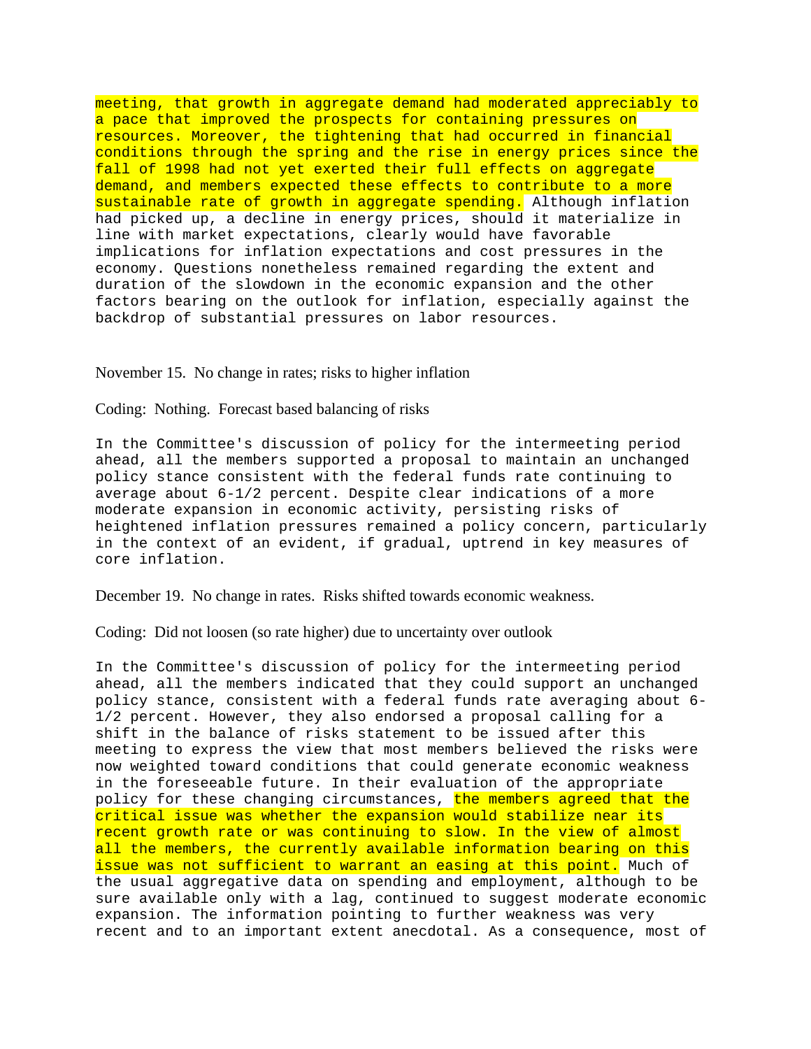meeting, that growth in aggregate demand had moderated appreciably to a pace that improved the prospects for containing pressures on resources. Moreover, the tightening that had occurred in financial conditions through the spring and the rise in energy prices since the fall of 1998 had not yet exerted their full effects on aggregate demand, and members expected these effects to contribute to a more sustainable rate of growth in aggregate spending. Although inflation had picked up, a decline in energy prices, should it materialize in line with market expectations, clearly would have favorable implications for inflation expectations and cost pressures in the economy. Questions nonetheless remained regarding the extent and duration of the slowdown in the economic expansion and the other factors bearing on the outlook for inflation, especially against the backdrop of substantial pressures on labor resources.

November 15. No change in rates; risks to higher inflation

Coding: Nothing. Forecast based balancing of risks

In the Committee's discussion of policy for the intermeeting period ahead, all the members supported a proposal to maintain an unchanged policy stance consistent with the federal funds rate continuing to average about 6-1/2 percent. Despite clear indications of a more moderate expansion in economic activity, persisting risks of heightened inflation pressures remained a policy concern, particularly in the context of an evident, if gradual, uptrend in key measures of core inflation.

December 19. No change in rates. Risks shifted towards economic weakness.

Coding: Did not loosen (so rate higher) due to uncertainty over outlook

In the Committee's discussion of policy for the intermeeting period ahead, all the members indicated that they could support an unchanged policy stance, consistent with a federal funds rate averaging about 6-1/2 percent. However, they also endorsed a proposal calling for a shift in the balance of risks statement to be issued after this meeting to express the view that most members believed the risks were now weighted toward conditions that could generate economic weakness in the foreseeable future. In their evaluation of the appropriate policy for these changing circumstances, the members agreed that the critical issue was whether the expansion would stabilize near its recent growth rate or was continuing to slow. In the view of almost all the members, the currently available information bearing on this issue was not sufficient to warrant an easing at this point. Much of the usual aggregative data on spending and employment, although to be sure available only with a lag, continued to suggest moderate economic expansion. The information pointing to further weakness was very recent and to an important extent anecdotal. As a consequence, most of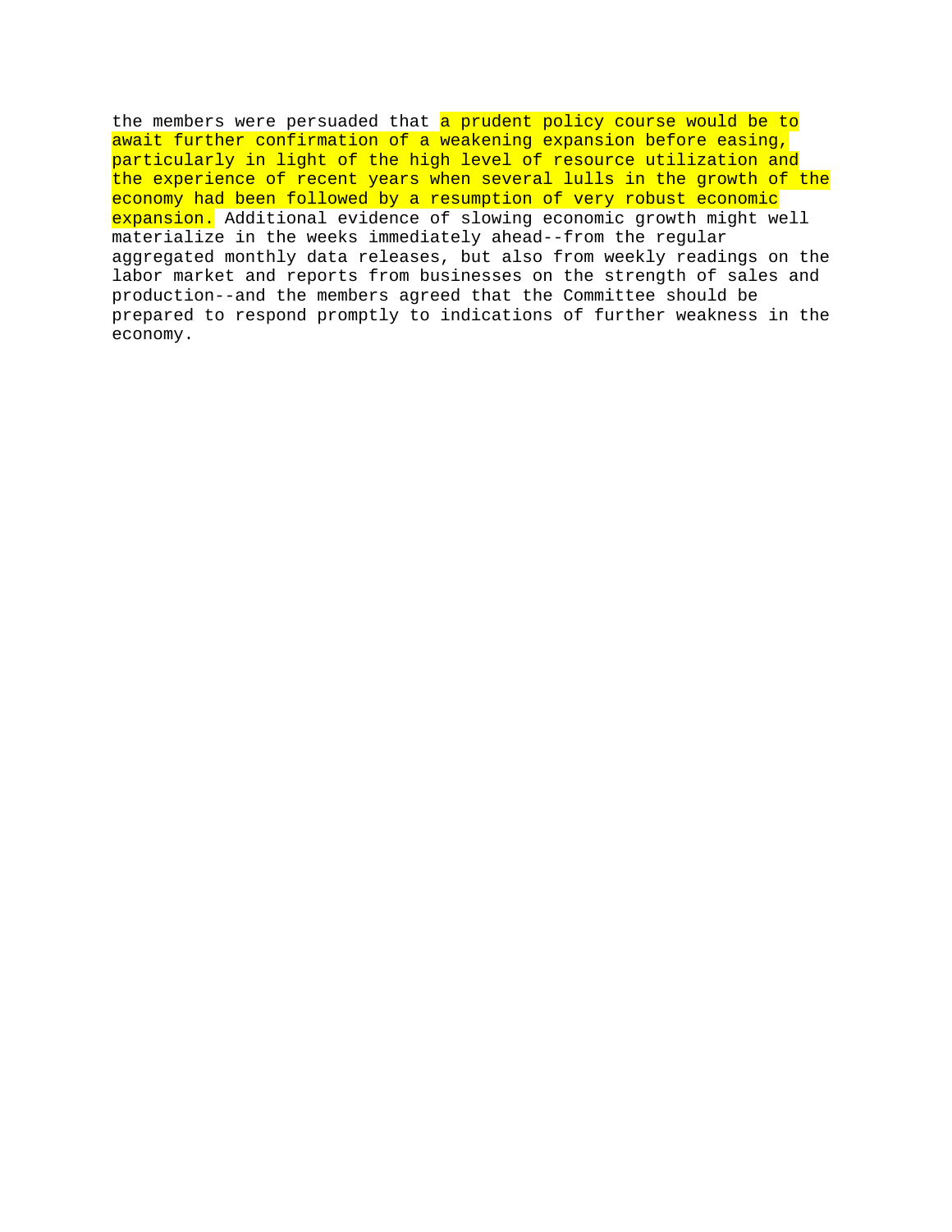the members were persuaded that a prudent policy course would be to await further confirmation of a weakening expansion before easing, particularly in light of the high level of resource utilization and the experience of recent years when several lulls in the growth of the economy had been followed by a resumption of very robust economic expansion. Additional evidence of slowing economic growth might well materialize in the weeks immediately ahead--from the regular aggregated monthly data releases, but also from weekly readings on the labor market and reports from businesses on the strength of sales and production--and the members agreed that the Committee should be prepared to respond promptly to indications of further weakness in the economy.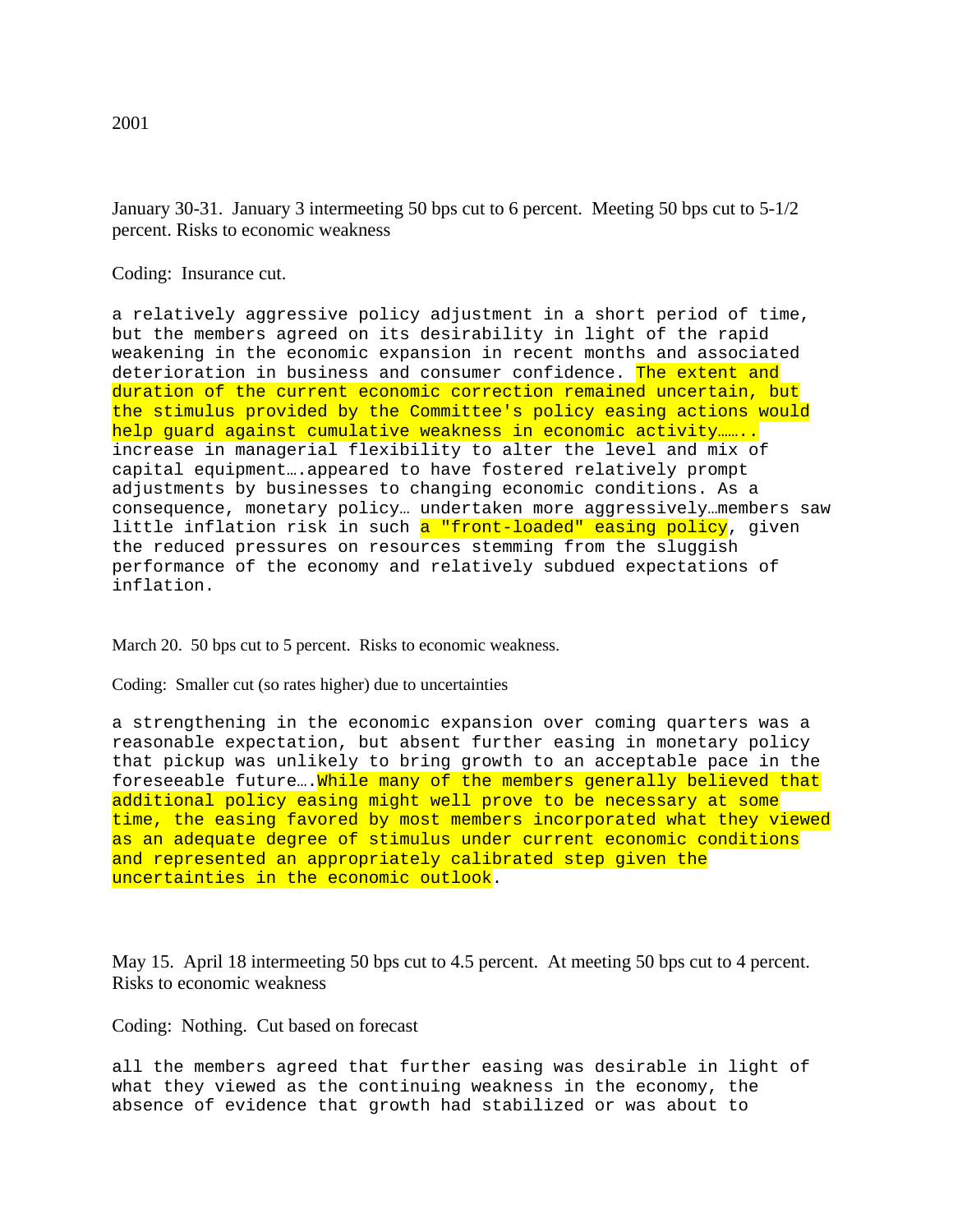2001

January 30-31. January 3 intermeeting 50 bps cut to 6 percent. Meeting 50 bps cut to 5-1/2 percent. Risks to economic weakness

Coding: Insurance cut.

a relatively aggressive policy adjustment in a short period of time, but the members agreed on its desirability in light of the rapid weakening in the economic expansion in recent months and associated deterioration in business and consumer confidence. The extent and duration of the current economic correction remained uncertain, but the stimulus provided by the Committee's policy easing actions would help guard against cumulative weakness in economic activity…….. increase in managerial flexibility to alter the level and mix of capital equipment….appeared to have fostered relatively prompt adjustments by businesses to changing economic conditions. As a consequence, monetary policy… undertaken more aggressively…members saw little inflation risk in such a "front-loaded" easing policy, given the reduced pressures on resources stemming from the sluggish performance of the economy and relatively subdued expectations of inflation.

March 20. 50 bps cut to 5 percent. Risks to economic weakness.

Coding: Smaller cut (so rates higher) due to uncertainties

a strengthening in the economic expansion over coming quarters was a reasonable expectation, but absent further easing in monetary policy that pickup was unlikely to bring growth to an acceptable pace in the foreseeable future….While many of the members generally believed that additional policy easing might well prove to be necessary at some time, the easing favored by most members incorporated what they viewed as an adequate degree of stimulus under current economic conditions and represented an appropriately calibrated step given the uncertainties in the economic outlook.

May 15. April 18 intermeeting 50 bps cut to 4.5 percent. At meeting 50 bps cut to 4 percent. Risks to economic weakness

Coding: Nothing. Cut based on forecast

all the members agreed that further easing was desirable in light of what they viewed as the continuing weakness in the economy, the absence of evidence that growth had stabilized or was about to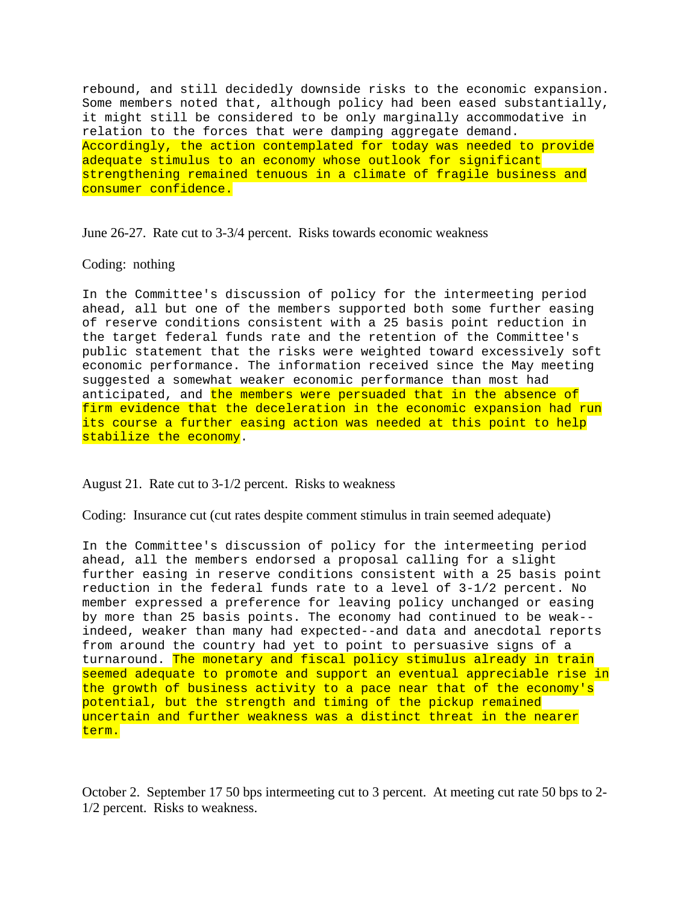rebound, and still decidedly downside risks to the economic expansion. Some members noted that, although policy had been eased substantially, it might still be considered to be only marginally accommodative in relation to the forces that were damping aggregate demand. Accordingly, the action contemplated for today was needed to provide adequate stimulus to an economy whose outlook for significant strengthening remained tenuous in a climate of fragile business and consumer confidence.

June 26-27. Rate cut to 3-3/4 percent. Risks towards economic weakness

Coding: nothing

In the Committee's discussion of policy for the intermeeting period ahead, all but one of the members supported both some further easing of reserve conditions consistent with a 25 basis point reduction in the target federal funds rate and the retention of the Committee's public statement that the risks were weighted toward excessively soft economic performance. The information received since the May meeting suggested a somewhat weaker economic performance than most had anticipated, and the members were persuaded that in the absence of firm evidence that the deceleration in the economic expansion had run its course a further easing action was needed at this point to help stabilize the economy.

August 21. Rate cut to 3-1/2 percent. Risks to weakness

Coding: Insurance cut (cut rates despite comment stimulus in train seemed adequate)

In the Committee's discussion of policy for the intermeeting period ahead, all the members endorsed a proposal calling for a slight further easing in reserve conditions consistent with a 25 basis point reduction in the federal funds rate to a level of 3-1/2 percent. No member expressed a preference for leaving policy unchanged or easing by more than 25 basis points. The economy had continued to be weak--indeed, weaker than many had expected--and data and anecdotal reports from around the country had yet to point to persuasive signs of a turnaround. The monetary and fiscal policy stimulus already in train seemed adequate to promote and support an eventual appreciable rise in the growth of business activity to a pace near that of the economy's potential, but the strength and timing of the pickup remained uncertain and further weakness was a distinct threat in the nearer term.

October 2. September 17 50 bps intermeeting cut to 3 percent. At meeting cut rate 50 bps to 2-1/2 percent. Risks to weakness.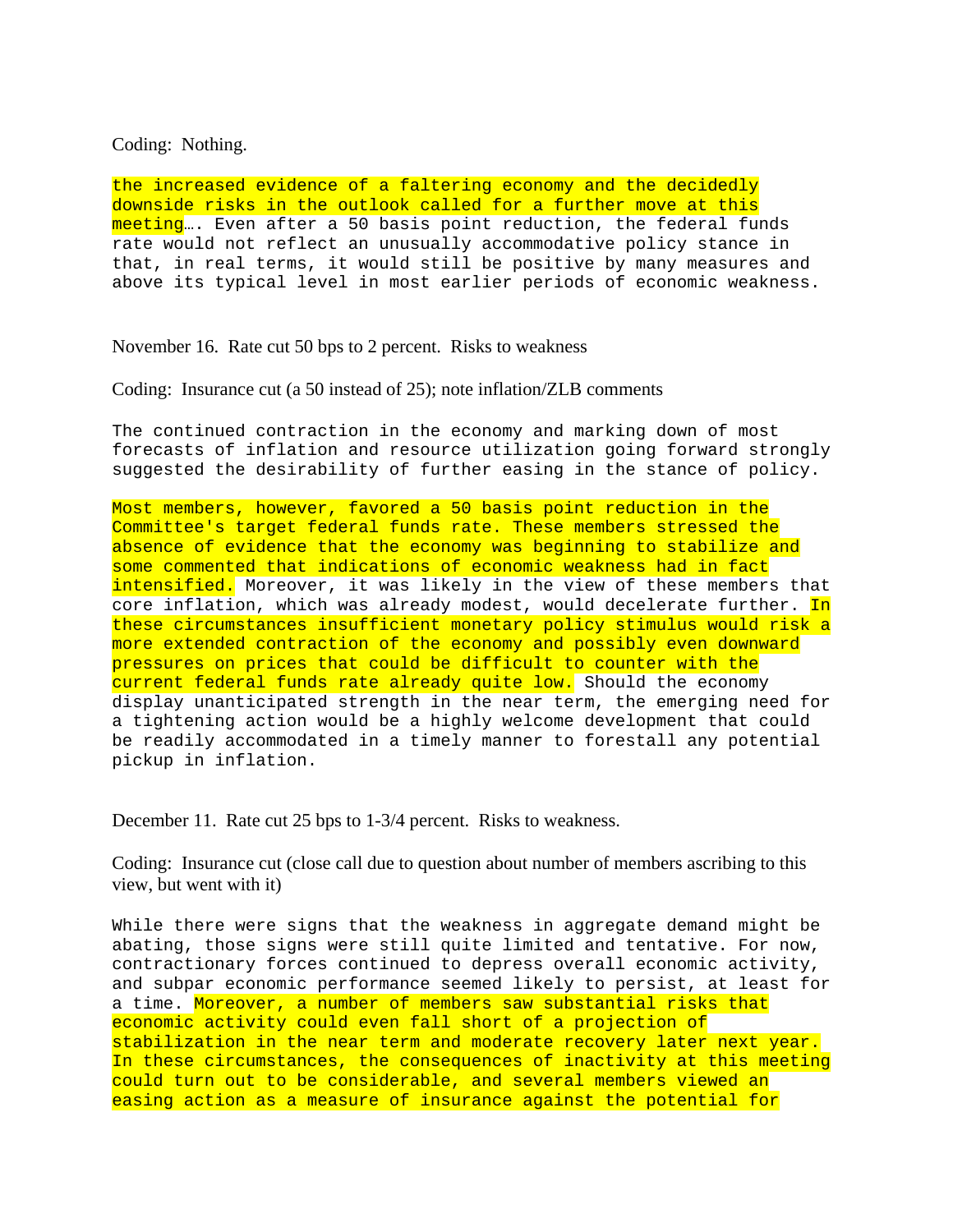Coding: Nothing.

the increased evidence of a faltering economy and the decidedly downside risks in the outlook called for a further move at this meeting…. Even after a 50 basis point reduction, the federal funds rate would not reflect an unusually accommodative policy stance in that, in real terms, it would still be positive by many measures and above its typical level in most earlier periods of economic weakness.

November 16. Rate cut 50 bps to 2 percent. Risks to weakness

Coding: Insurance cut (a 50 instead of 25); note inflation/ZLB comments

The continued contraction in the economy and marking down of most forecasts of inflation and resource utilization going forward strongly suggested the desirability of further easing in the stance of policy.

Most members, however, favored a 50 basis point reduction in the Committee's target federal funds rate. These members stressed the absence of evidence that the economy was beginning to stabilize and some commented that indications of economic weakness had in fact intensified. Moreover, it was likely in the view of these members that core inflation, which was already modest, would decelerate further. In these circumstances insufficient monetary policy stimulus would risk a more extended contraction of the economy and possibly even downward pressures on prices that could be difficult to counter with the current federal funds rate already quite low. Should the economy display unanticipated strength in the near term, the emerging need for a tightening action would be a highly welcome development that could be readily accommodated in a timely manner to forestall any potential pickup in inflation.

December 11. Rate cut 25 bps to 1-3/4 percent. Risks to weakness.

Coding: Insurance cut (close call due to question about number of members ascribing to this view, but went with it)

While there were signs that the weakness in aggregate demand might be abating, those signs were still quite limited and tentative. For now, contractionary forces continued to depress overall economic activity, and subpar economic performance seemed likely to persist, at least for a time. Moreover, a number of members saw substantial risks that economic activity could even fall short of a projection of stabilization in the near term and moderate recovery later next year. In these circumstances, the consequences of inactivity at this meeting could turn out to be considerable, and several members viewed an easing action as a measure of insurance against the potential for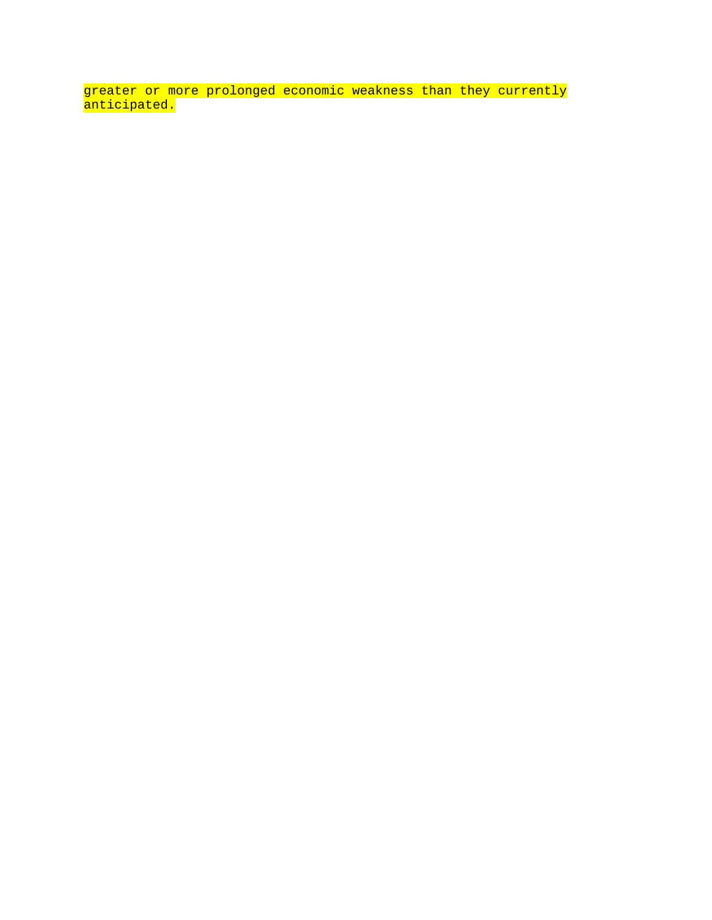greater or more prolonged economic weakness than they currently anticipated.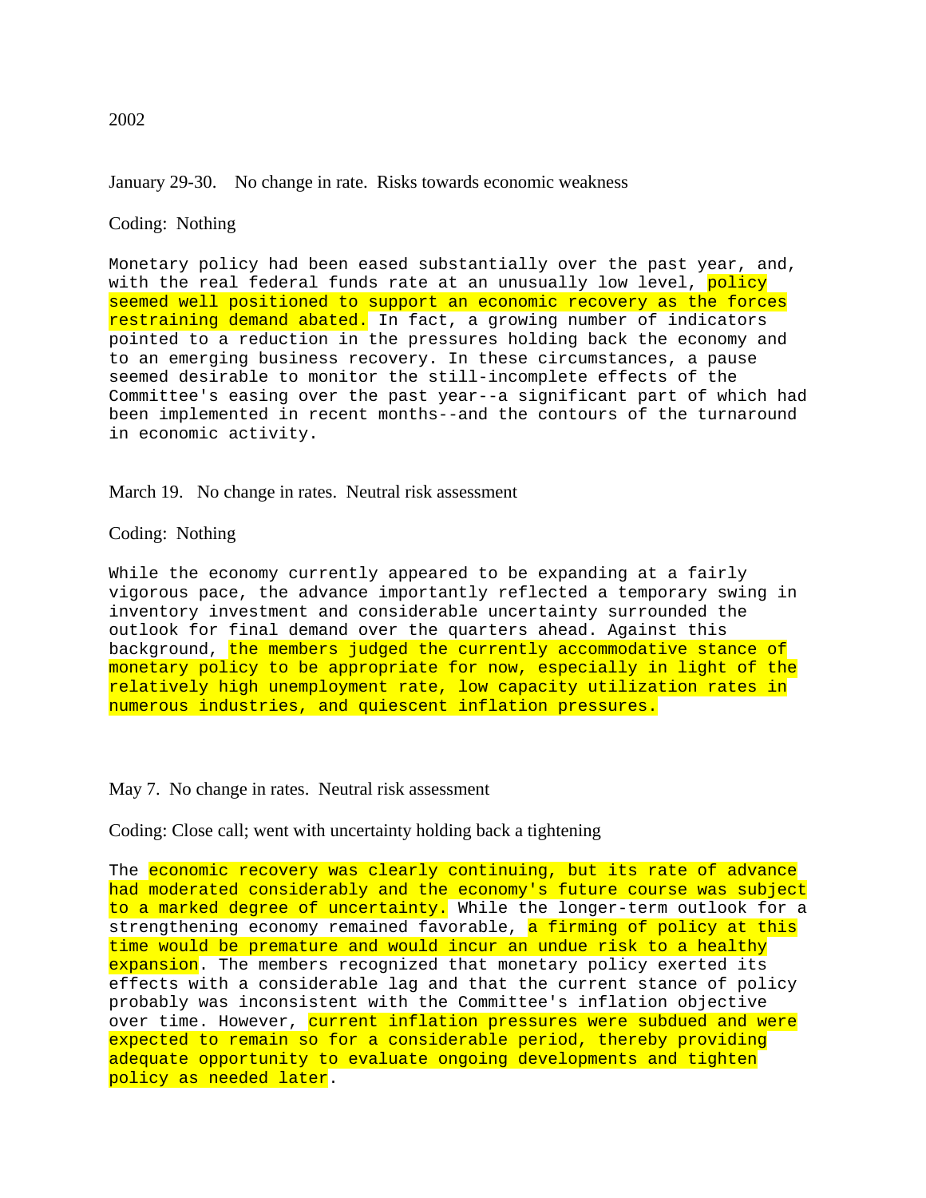2002

January 29-30. No change in rate. Risks towards economic weakness

Coding: Nothing

Monetary policy had been eased substantially over the past year, and, with the real federal funds rate at an unusually low level, policy seemed well positioned to support an economic recovery as the forces restraining demand abated. In fact, a growing number of indicators pointed to a reduction in the pressures holding back the economy and to an emerging business recovery. In these circumstances, a pause seemed desirable to monitor the still-incomplete effects of the Committee's easing over the past year--a significant part of which had been implemented in recent months--and the contours of the turnaround in economic activity.

March 19. No change in rates. Neutral risk assessment

Coding: Nothing

While the economy currently appeared to be expanding at a fairly vigorous pace, the advance importantly reflected a temporary swing in inventory investment and considerable uncertainty surrounded the outlook for final demand over the quarters ahead. Against this background, the members judged the currently accommodative stance of monetary policy to be appropriate for now, especially in light of the relatively high unemployment rate, low capacity utilization rates in numerous industries, and quiescent inflation pressures.

May 7. No change in rates. Neutral risk assessment

Coding: Close call; went with uncertainty holding back a tightening

The economic recovery was clearly continuing, but its rate of advance had moderated considerably and the economy's future course was subject to a marked degree of uncertainty. While the longer-term outlook for a strengthening economy remained favorable, a firming of policy at this time would be premature and would incur an undue risk to a healthy expansion. The members recognized that monetary policy exerted its effects with a considerable lag and that the current stance of policy probably was inconsistent with the Committee's inflation objective over time. However, current inflation pressures were subdued and were expected to remain so for a considerable period, thereby providing adequate opportunity to evaluate ongoing developments and tighten policy as needed later.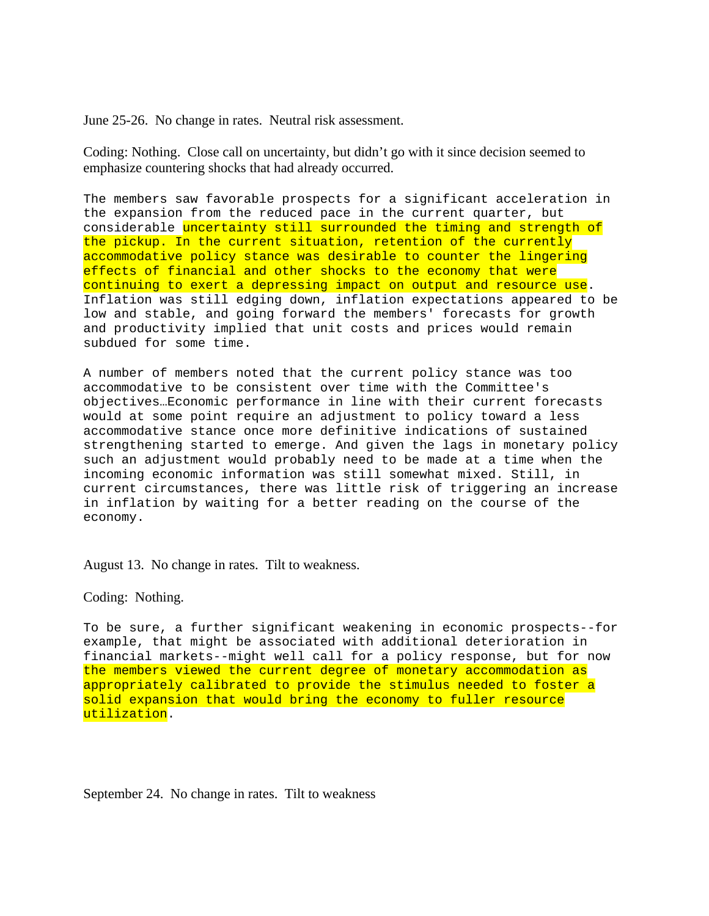June 25-26. No change in rates. Neutral risk assessment.

Coding: Nothing. Close call on uncertainty, but didn't go with it since decision seemed to emphasize countering shocks that had already occurred.

```
The members saw favorable prospects for a significant acceleration in
the expansion from the reduced pace in the current quarter, but
considerable uncertainty still surrounded the timing and strength of
the pickup. In the current situation, retention of the currently
accommodative policy stance was desirable to counter the lingering
effects of financial and other shocks to the economy that were
continuing to exert a depressing impact on output and resource use.
Inflation was still edging down, inflation expectations appeared to be
low and stable, and going forward the members' forecasts for growth
and productivity implied that unit costs and prices would remain
subdued for some time.

A number of members noted that the current policy stance was too
accommodative to be consistent over time with the Committee's
objectives…Economic performance in line with their current forecasts
would at some point require an adjustment to policy toward a less
accommodative stance once more definitive indications of sustained
strengthening started to emerge. And given the lags in monetary policy
such an adjustment would probably need to be made at a time when the
incoming economic information was still somewhat mixed. Still, in
current circumstances, there was little risk of triggering an increase
in inflation by waiting for a better reading on the course of the
economy.
```

August 13. No change in rates. Tilt to weakness.

Coding: Nothing.

```
To be sure, a further significant weakening in economic prospects--for
example, that might be associated with additional deterioration in
financial markets--might well call for a policy response, but for now
the members viewed the current degree of monetary accommodation as
appropriately calibrated to provide the stimulus needed to foster a
solid expansion that would bring the economy to fuller resource
utilization.
```

September 24. No change in rates. Tilt to weakness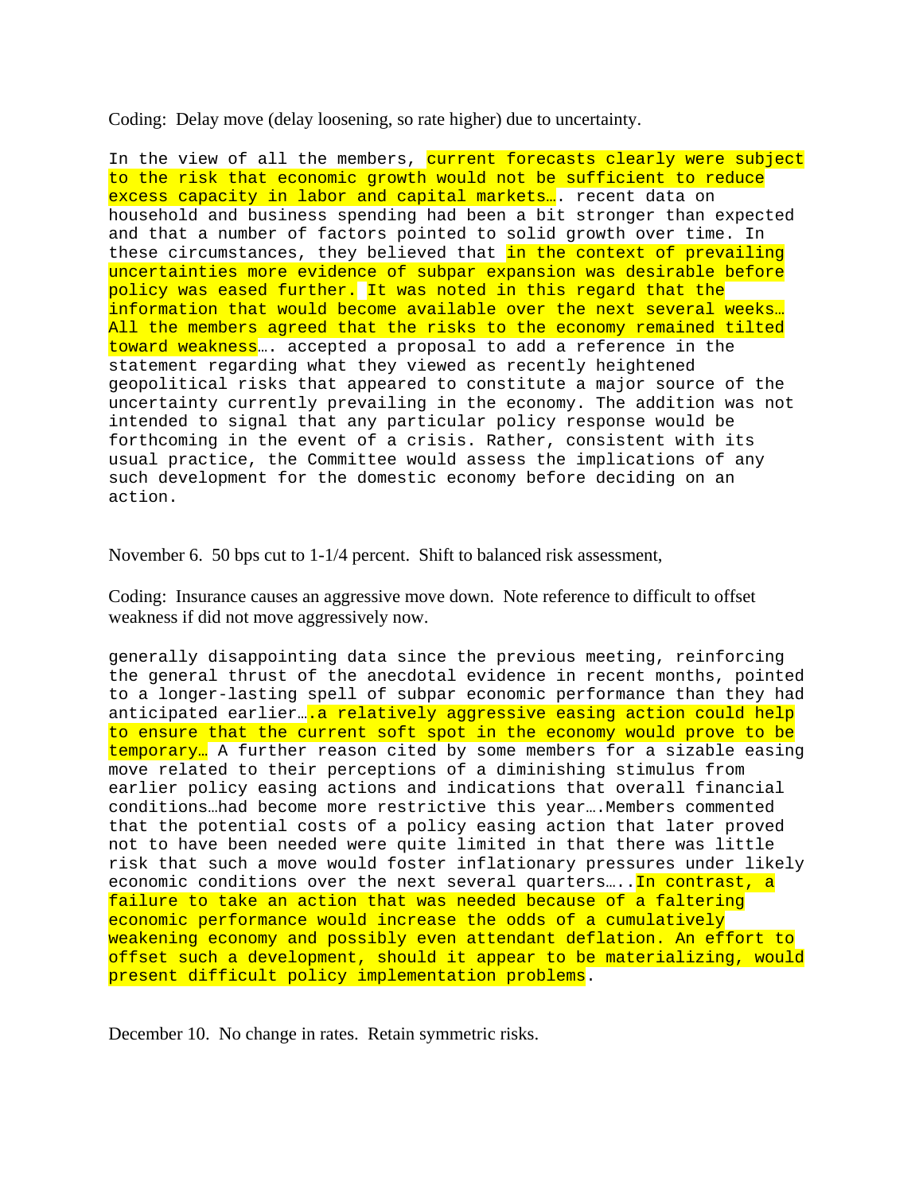Coding: Delay move (delay loosening, so rate higher) due to uncertainty.

In the view of all the members, current forecasts clearly were subject to the risk that economic growth would not be sufficient to reduce excess capacity in labor and capital markets…. recent data on household and business spending had been a bit stronger than expected and that a number of factors pointed to solid growth over time. In these circumstances, they believed that in the context of prevailing uncertainties more evidence of subpar expansion was desirable before policy was eased further. It was noted in this regard that the information that would become available over the next several weeks… All the members agreed that the risks to the economy remained tilted toward weakness…. accepted a proposal to add a reference in the statement regarding what they viewed as recently heightened geopolitical risks that appeared to constitute a major source of the uncertainty currently prevailing in the economy. The addition was not intended to signal that any particular policy response would be forthcoming in the event of a crisis. Rather, consistent with its usual practice, the Committee would assess the implications of any such development for the domestic economy before deciding on an action.

November 6. 50 bps cut to 1-1/4 percent. Shift to balanced risk assessment,

Coding: Insurance causes an aggressive move down. Note reference to difficult to offset weakness if did not move aggressively now.

generally disappointing data since the previous meeting, reinforcing the general thrust of the anecdotal evidence in recent months, pointed to a longer-lasting spell of subpar economic performance than they had anticipated earlier….a relatively aggressive easing action could help to ensure that the current soft spot in the economy would prove to be temporary… A further reason cited by some members for a sizable easing move related to their perceptions of a diminishing stimulus from earlier policy easing actions and indications that overall financial conditions…had become more restrictive this year….Members commented that the potential costs of a policy easing action that later proved not to have been needed were quite limited in that there was little risk that such a move would foster inflationary pressures under likely economic conditions over the next several quarters…..In contrast, a failure to take an action that was needed because of a faltering economic performance would increase the odds of a cumulatively weakening economy and possibly even attendant deflation. An effort to offset such a development, should it appear to be materializing, would present difficult policy implementation problems.

December 10. No change in rates. Retain symmetric risks.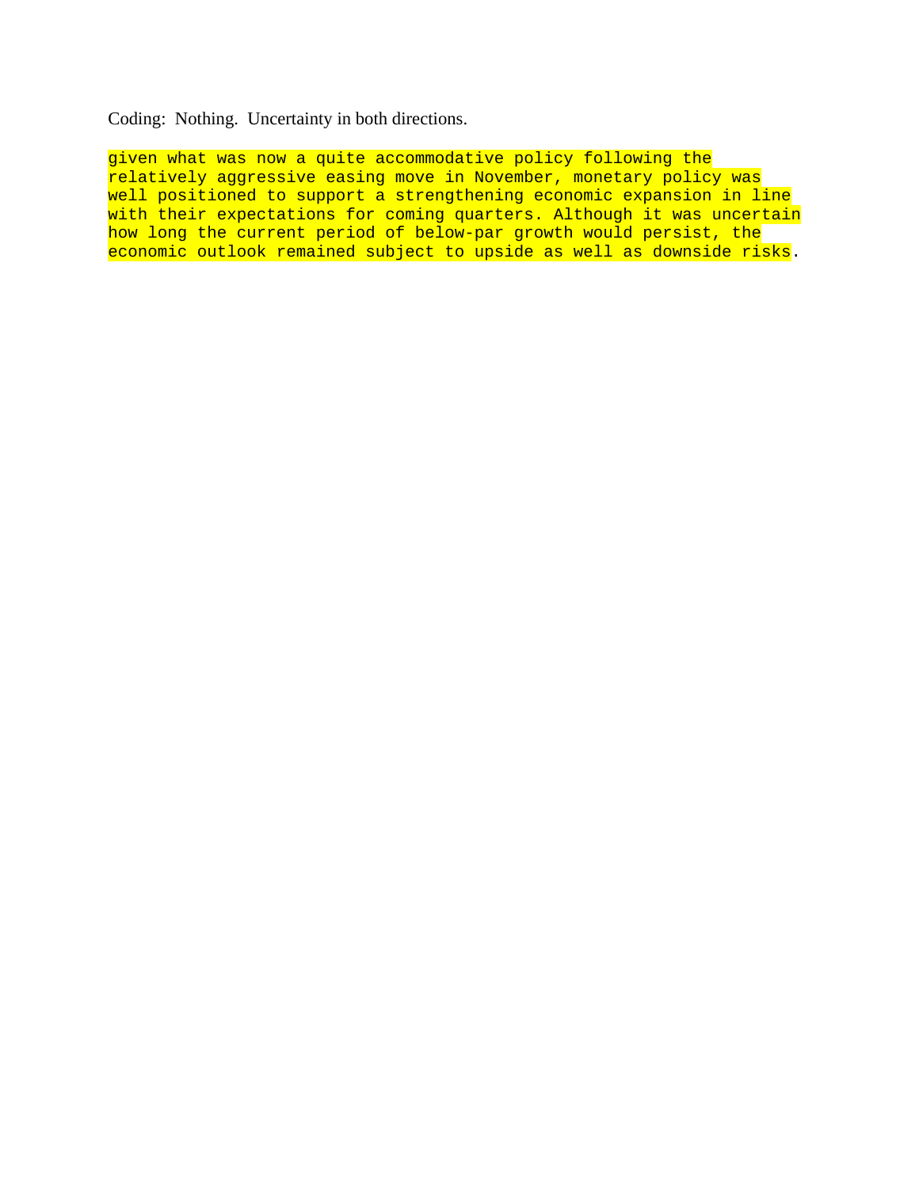Coding: Nothing. Uncertainty in both directions.

given what was now a quite accommodative policy following the relatively aggressive easing move in November, monetary policy was well positioned to support a strengthening economic expansion in line with their expectations for coming quarters. Although it was uncertain how long the current period of below-par growth would persist, the economic outlook remained subject to upside as well as downside risks.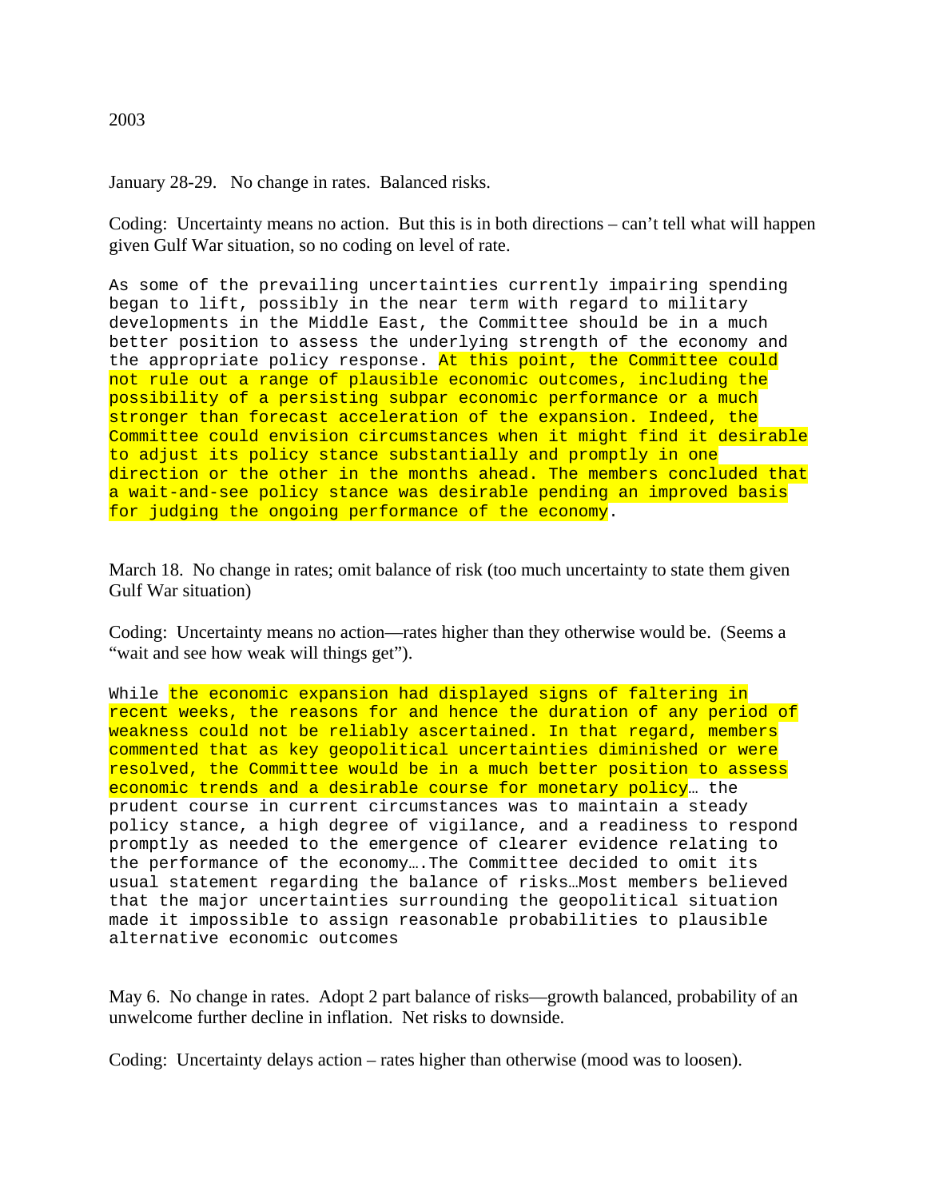2003

January 28-29. No change in rates. Balanced risks.

Coding: Uncertainty means no action. But this is in both directions – can't tell what will happen given Gulf War situation, so no coding on level of rate.

```
As some of the prevailing uncertainties currently impairing spending
began to lift, possibly in the near term with regard to military
developments in the Middle East, the Committee should be in a much
better position to assess the underlying strength of the economy and
the appropriate policy response. At this point, the Committee could
not rule out a range of plausible economic outcomes, including the
possibility of a persisting subpar economic performance or a much
stronger than forecast acceleration of the expansion. Indeed, the
Committee could envision circumstances when it might find it desirable
to adjust its policy stance substantially and promptly in one
direction or the other in the months ahead. The members concluded that
a wait-and-see policy stance was desirable pending an improved basis
for judging the ongoing performance of the economy.
```

March 18. No change in rates; omit balance of risk (too much uncertainty to state them given Gulf War situation)

Coding: Uncertainty means no action—rates higher than they otherwise would be. (Seems a "wait and see how weak will things get").

```
While the economic expansion had displayed signs of faltering in
recent weeks, the reasons for and hence the duration of any period of
weakness could not be reliably ascertained. In that regard, members
commented that as key geopolitical uncertainties diminished or were
resolved, the Committee would be in a much better position to assess
economic trends and a desirable course for monetary policy… the
prudent course in current circumstances was to maintain a steady
policy stance, a high degree of vigilance, and a readiness to respond
promptly as needed to the emergence of clearer evidence relating to
the performance of the economy….The Committee decided to omit its
usual statement regarding the balance of risks…Most members believed
that the major uncertainties surrounding the geopolitical situation
made it impossible to assign reasonable probabilities to plausible
alternative economic outcomes
```

May 6. No change in rates. Adopt 2 part balance of risks—growth balanced, probability of an unwelcome further decline in inflation. Net risks to downside.

Coding: Uncertainty delays action – rates higher than otherwise (mood was to loosen).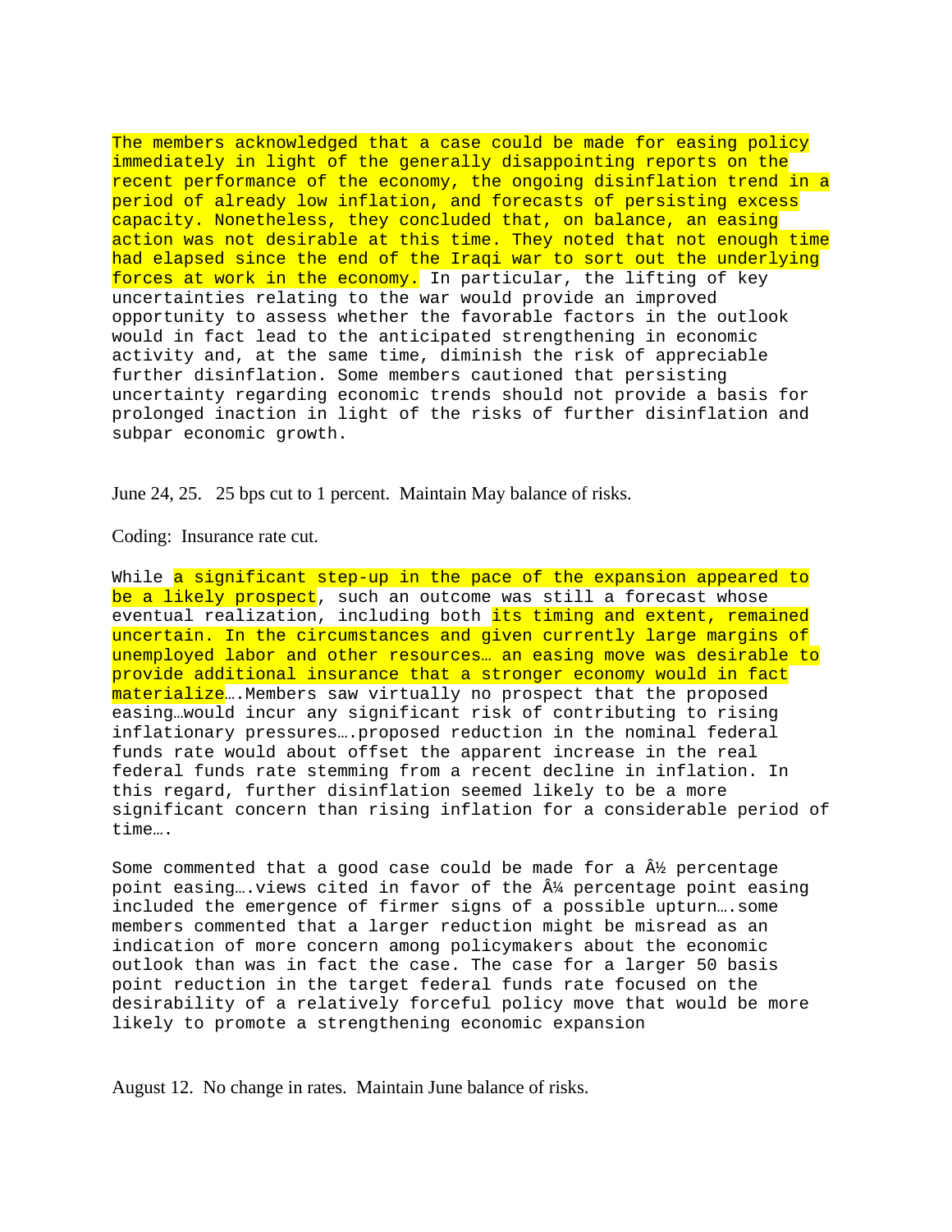The members acknowledged that a case could be made for easing policy immediately in light of the generally disappointing reports on the recent performance of the economy, the ongoing disinflation trend in a period of already low inflation, and forecasts of persisting excess capacity. Nonetheless, they concluded that, on balance, an easing action was not desirable at this time. They noted that not enough time had elapsed since the end of the Iraqi war to sort out the underlying forces at work in the economy. In particular, the lifting of key uncertainties relating to the war would provide an improved opportunity to assess whether the favorable factors in the outlook would in fact lead to the anticipated strengthening in economic activity and, at the same time, diminish the risk of appreciable further disinflation. Some members cautioned that persisting uncertainty regarding economic trends should not provide a basis for prolonged inaction in light of the risks of further disinflation and subpar economic growth.

June 24, 25. 25 bps cut to 1 percent. Maintain May balance of risks.

Coding: Insurance rate cut.

While a significant step-up in the pace of the expansion appeared to be a likely prospect, such an outcome was still a forecast whose eventual realization, including both its timing and extent, remained uncertain. In the circumstances and given currently large margins of unemployed labor and other resources… an easing move was desirable to provide additional insurance that a stronger economy would in fact materialize….Members saw virtually no prospect that the proposed easing…would incur any significant risk of contributing to rising inflationary pressures….proposed reduction in the nominal federal funds rate would about offset the apparent increase in the real federal funds rate stemming from a recent decline in inflation. In this regard, further disinflation seemed likely to be a more significant concern than rising inflation for a considerable period of time….

Some commented that a good case could be made for a Â½ percentage point easing….views cited in favor of the Â¼ percentage point easing included the emergence of firmer signs of a possible upturn….some members commented that a larger reduction might be misread as an indication of more concern among policymakers about the economic outlook than was in fact the case. The case for a larger 50 basis point reduction in the target federal funds rate focused on the desirability of a relatively forceful policy move that would be more likely to promote a strengthening economic expansion

August 12. No change in rates. Maintain June balance of risks.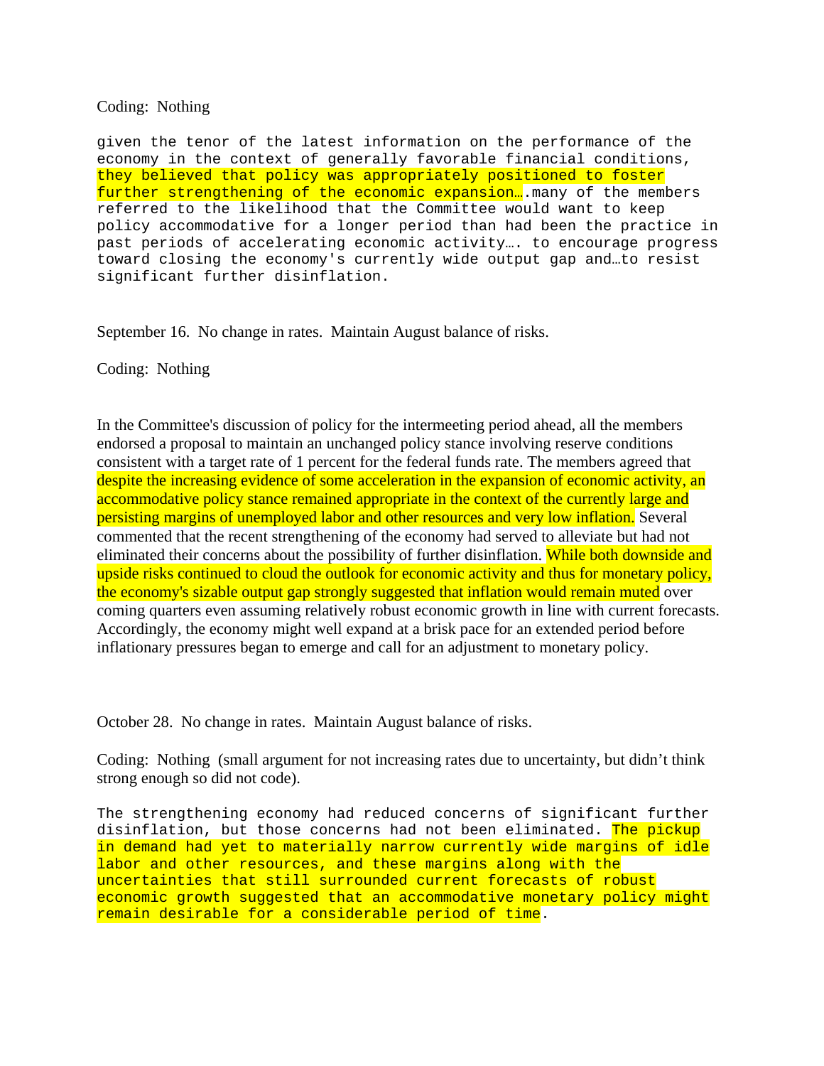Coding: Nothing

```
given the tenor of the latest information on the performance of the
economy in the context of generally favorable financial conditions,
they believed that policy was appropriately positioned to foster
further strengthening of the economic expansion….many of the members
referred to the likelihood that the Committee would want to keep
policy accommodative for a longer period than had been the practice in
past periods of accelerating economic activity…. to encourage progress
toward closing the economy's currently wide output gap and…to resist
significant further disinflation.
```

September 16. No change in rates. Maintain August balance of risks.

Coding: Nothing

In the Committee's discussion of policy for the intermeeting period ahead, all the members endorsed a proposal to maintain an unchanged policy stance involving reserve conditions consistent with a target rate of 1 percent for the federal funds rate. The members agreed that despite the increasing evidence of some acceleration in the expansion of economic activity, an accommodative policy stance remained appropriate in the context of the currently large and persisting margins of unemployed labor and other resources and very low inflation. Several commented that the recent strengthening of the economy had served to alleviate but had not eliminated their concerns about the possibility of further disinflation. While both downside and upside risks continued to cloud the outlook for economic activity and thus for monetary policy, the economy's sizable output gap strongly suggested that inflation would remain muted over coming quarters even assuming relatively robust economic growth in line with current forecasts. Accordingly, the economy might well expand at a brisk pace for an extended period before inflationary pressures began to emerge and call for an adjustment to monetary policy.

October 28. No change in rates. Maintain August balance of risks.

Coding: Nothing (small argument for not increasing rates due to uncertainty, but didn't think strong enough so did not code).

```
The strengthening economy had reduced concerns of significant further
disinflation, but those concerns had not been eliminated. The pickup
in demand had yet to materially narrow currently wide margins of idle
labor and other resources, and these margins along with the
uncertainties that still surrounded current forecasts of robust
economic growth suggested that an accommodative monetary policy might
remain desirable for a considerable period of time.
```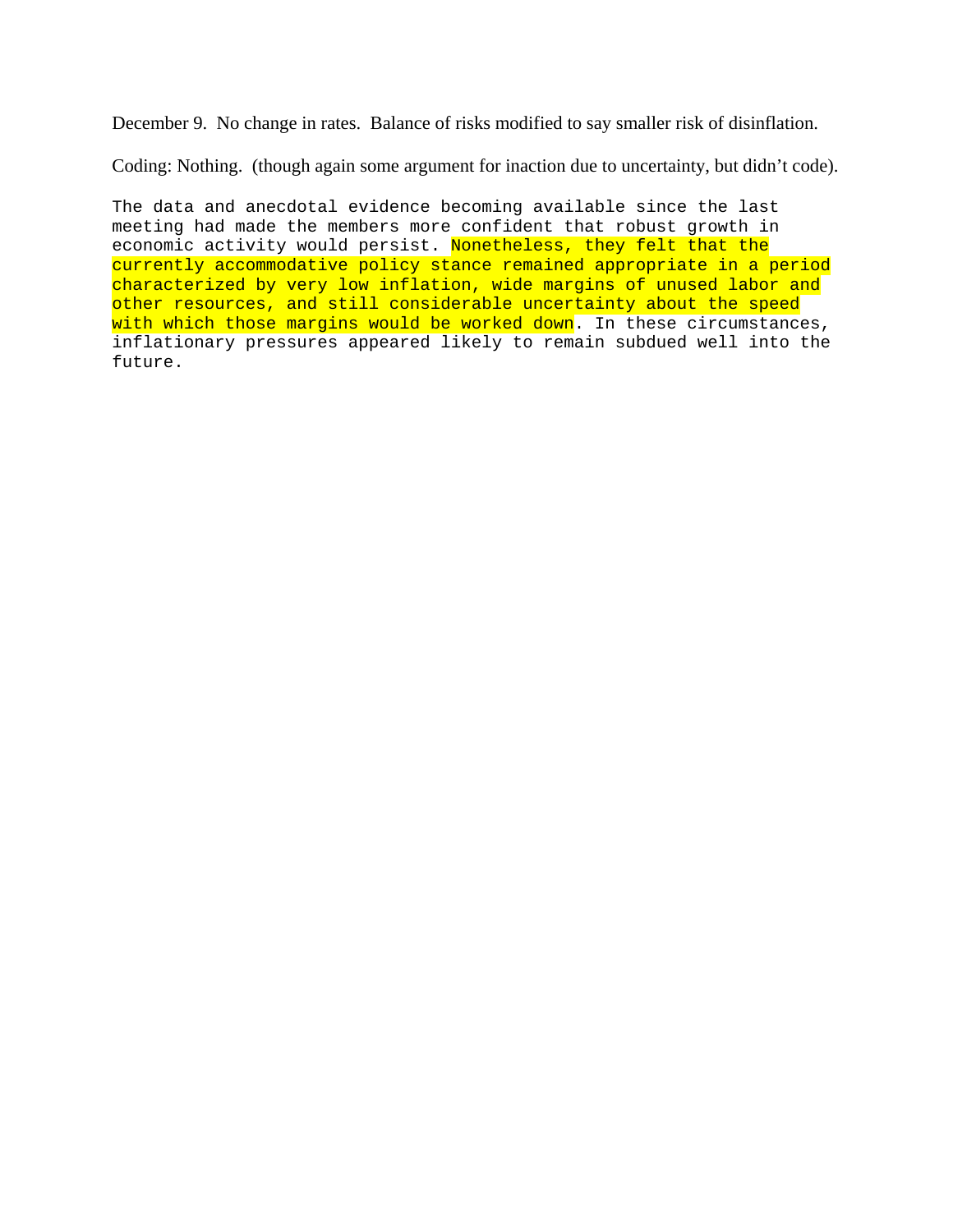December 9. No change in rates. Balance of risks modified to say smaller risk of disinflation.

Coding: Nothing. (though again some argument for inaction due to uncertainty, but didn't code).

The data and anecdotal evidence becoming available since the last meeting had made the members more confident that robust growth in economic activity would persist. Nonetheless, they felt that the currently accommodative policy stance remained appropriate in a period characterized by very low inflation, wide margins of unused labor and other resources, and still considerable uncertainty about the speed with which those margins would be worked down. In these circumstances, inflationary pressures appeared likely to remain subdued well into the future.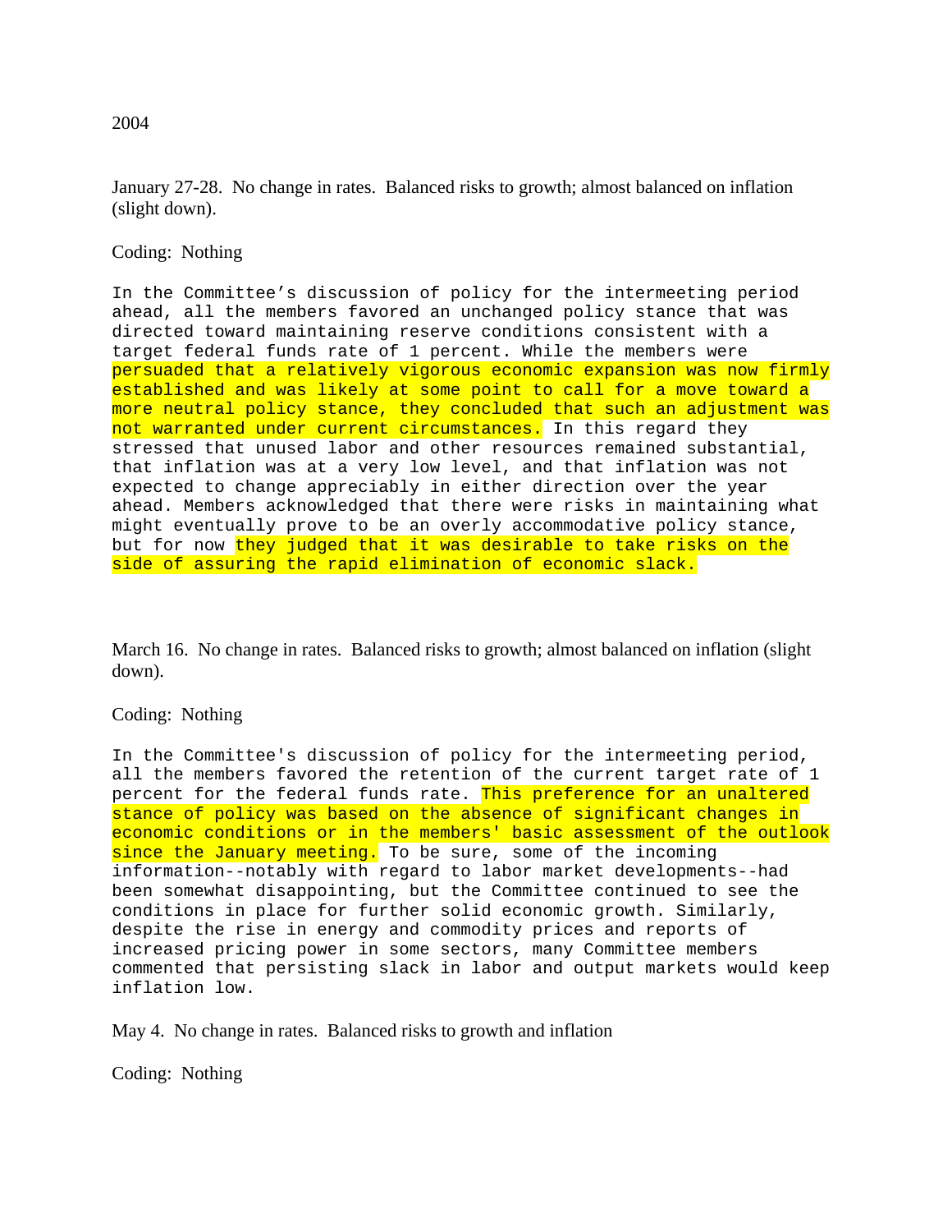2004

January 27-28. No change in rates. Balanced risks to growth; almost balanced on inflation (slight down).

Coding: Nothing

In the Committee's discussion of policy for the intermeeting period ahead, all the members favored an unchanged policy stance that was directed toward maintaining reserve conditions consistent with a target federal funds rate of 1 percent. While the members were persuaded that a relatively vigorous economic expansion was now firmly established and was likely at some point to call for a move toward a more neutral policy stance, they concluded that such an adjustment was not warranted under current circumstances. In this regard they stressed that unused labor and other resources remained substantial, that inflation was at a very low level, and that inflation was not expected to change appreciably in either direction over the year ahead. Members acknowledged that there were risks in maintaining what might eventually prove to be an overly accommodative policy stance, but for now they judged that it was desirable to take risks on the side of assuring the rapid elimination of economic slack.

March 16. No change in rates. Balanced risks to growth; almost balanced on inflation (slight down).

Coding: Nothing

In the Committee's discussion of policy for the intermeeting period, all the members favored the retention of the current target rate of 1 percent for the federal funds rate. This preference for an unaltered stance of policy was based on the absence of significant changes in economic conditions or in the members' basic assessment of the outlook since the January meeting. To be sure, some of the incoming information--notably with regard to labor market developments--had been somewhat disappointing, but the Committee continued to see the conditions in place for further solid economic growth. Similarly, despite the rise in energy and commodity prices and reports of increased pricing power in some sectors, many Committee members commented that persisting slack in labor and output markets would keep inflation low.

May 4. No change in rates. Balanced risks to growth and inflation

Coding: Nothing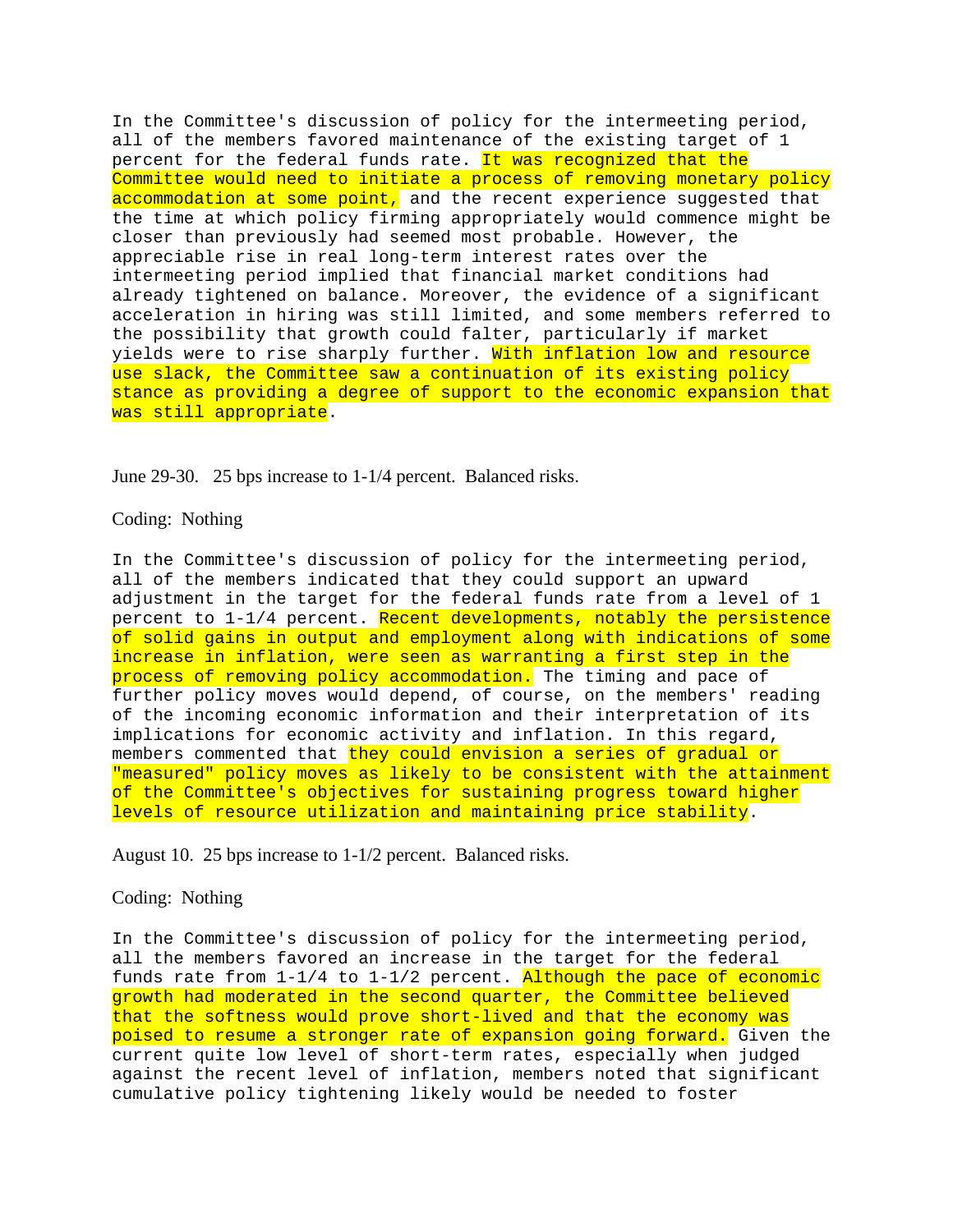In the Committee's discussion of policy for the intermeeting period, all of the members favored maintenance of the existing target of 1 percent for the federal funds rate. It was recognized that the Committee would need to initiate a process of removing monetary policy accommodation at some point, and the recent experience suggested that the time at which policy firming appropriately would commence might be closer than previously had seemed most probable. However, the appreciable rise in real long-term interest rates over the intermeeting period implied that financial market conditions had already tightened on balance. Moreover, the evidence of a significant acceleration in hiring was still limited, and some members referred to the possibility that growth could falter, particularly if market yields were to rise sharply further. With inflation low and resource use slack, the Committee saw a continuation of its existing policy stance as providing a degree of support to the economic expansion that was still appropriate.

June 29-30. 25 bps increase to 1-1/4 percent. Balanced risks.

Coding: Nothing

In the Committee's discussion of policy for the intermeeting period, all of the members indicated that they could support an upward adjustment in the target for the federal funds rate from a level of 1 percent to 1-1/4 percent. Recent developments, notably the persistence of solid gains in output and employment along with indications of some increase in inflation, were seen as warranting a first step in the process of removing policy accommodation. The timing and pace of further policy moves would depend, of course, on the members' reading of the incoming economic information and their interpretation of its implications for economic activity and inflation. In this regard, members commented that they could envision a series of gradual or "measured" policy moves as likely to be consistent with the attainment of the Committee's objectives for sustaining progress toward higher levels of resource utilization and maintaining price stability.

August 10. 25 bps increase to 1-1/2 percent. Balanced risks.

Coding: Nothing

In the Committee's discussion of policy for the intermeeting period, all the members favored an increase in the target for the federal funds rate from 1-1/4 to 1-1/2 percent. Although the pace of economic growth had moderated in the second quarter, the Committee believed that the softness would prove short-lived and that the economy was poised to resume a stronger rate of expansion going forward. Given the current quite low level of short-term rates, especially when judged against the recent level of inflation, members noted that significant cumulative policy tightening likely would be needed to foster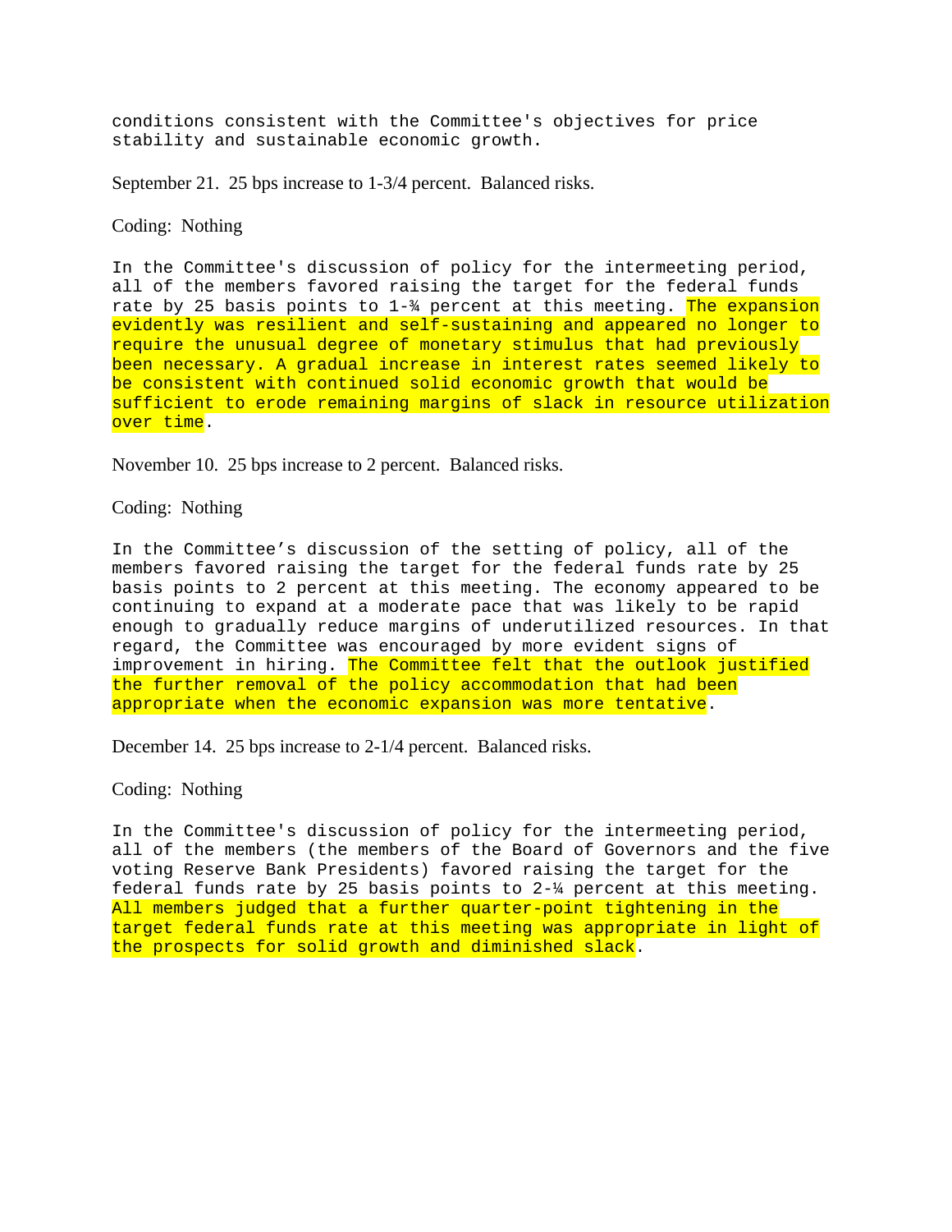conditions consistent with the Committee's objectives for price stability and sustainable economic growth.

September 21. 25 bps increase to 1-3/4 percent. Balanced risks.

Coding: Nothing

In the Committee's discussion of policy for the intermeeting period, all of the members favored raising the target for the federal funds rate by 25 basis points to 1-¾ percent at this meeting. The expansion evidently was resilient and self-sustaining and appeared no longer to require the unusual degree of monetary stimulus that had previously been necessary. A gradual increase in interest rates seemed likely to be consistent with continued solid economic growth that would be sufficient to erode remaining margins of slack in resource utilization over time.

November 10. 25 bps increase to 2 percent. Balanced risks.

Coding: Nothing

In the Committee's discussion of the setting of policy, all of the members favored raising the target for the federal funds rate by 25 basis points to 2 percent at this meeting. The economy appeared to be continuing to expand at a moderate pace that was likely to be rapid enough to gradually reduce margins of underutilized resources. In that regard, the Committee was encouraged by more evident signs of improvement in hiring. The Committee felt that the outlook justified the further removal of the policy accommodation that had been appropriate when the economic expansion was more tentative.

December 14. 25 bps increase to 2-1/4 percent. Balanced risks.

Coding: Nothing

In the Committee's discussion of policy for the intermeeting period, all of the members (the members of the Board of Governors and the five voting Reserve Bank Presidents) favored raising the target for the federal funds rate by 25 basis points to 2-¼ percent at this meeting. All members judged that a further quarter-point tightening in the target federal funds rate at this meeting was appropriate in light of the prospects for solid growth and diminished slack.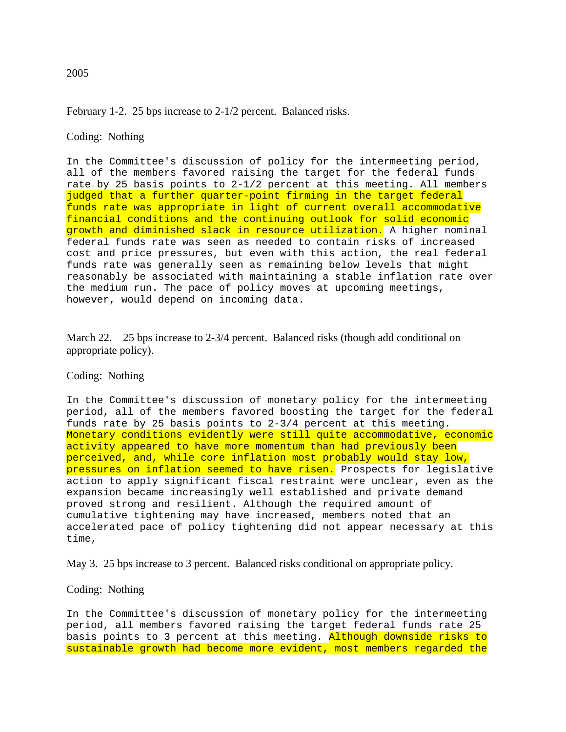2005

February 1-2. 25 bps increase to 2-1/2 percent. Balanced risks.

Coding: Nothing

In the Committee's discussion of policy for the intermeeting period, all of the members favored raising the target for the federal funds rate by 25 basis points to 2-1/2 percent at this meeting. All members judged that a further quarter-point firming in the target federal funds rate was appropriate in light of current overall accommodative financial conditions and the continuing outlook for solid economic growth and diminished slack in resource utilization. A higher nominal federal funds rate was seen as needed to contain risks of increased cost and price pressures, but even with this action, the real federal funds rate was generally seen as remaining below levels that might reasonably be associated with maintaining a stable inflation rate over the medium run. The pace of policy moves at upcoming meetings, however, would depend on incoming data.

March 22. 25 bps increase to 2-3/4 percent. Balanced risks (though add conditional on appropriate policy).

Coding: Nothing

In the Committee's discussion of monetary policy for the intermeeting period, all of the members favored boosting the target for the federal funds rate by 25 basis points to 2-3/4 percent at this meeting. Monetary conditions evidently were still quite accommodative, economic activity appeared to have more momentum than had previously been perceived, and, while core inflation most probably would stay low, pressures on inflation seemed to have risen. Prospects for legislative action to apply significant fiscal restraint were unclear, even as the expansion became increasingly well established and private demand proved strong and resilient. Although the required amount of cumulative tightening may have increased, members noted that an accelerated pace of policy tightening did not appear necessary at this time,

May 3. 25 bps increase to 3 percent. Balanced risks conditional on appropriate policy.

Coding: Nothing

In the Committee's discussion of monetary policy for the intermeeting period, all members favored raising the target federal funds rate 25 basis points to 3 percent at this meeting. Although downside risks to sustainable growth had become more evident, most members regarded the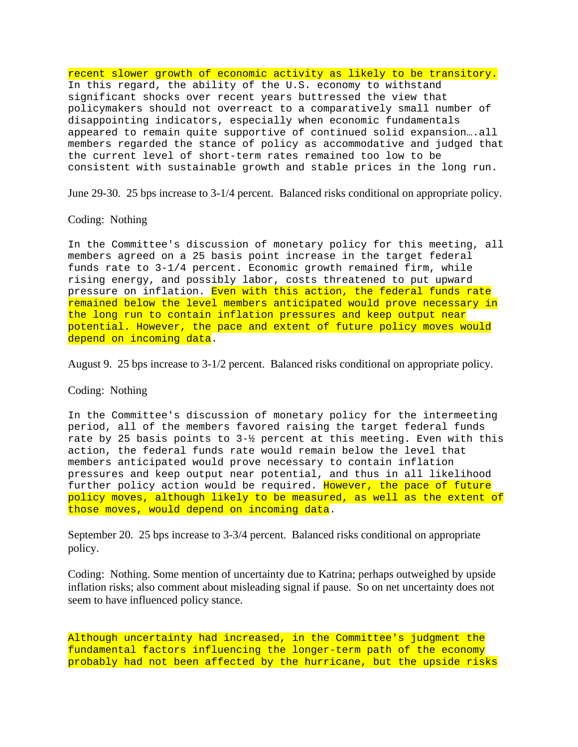recent slower growth of economic activity as likely to be transitory. In this regard, the ability of the U.S. economy to withstand significant shocks over recent years buttressed the view that policymakers should not overreact to a comparatively small number of disappointing indicators, especially when economic fundamentals appeared to remain quite supportive of continued solid expansion….all members regarded the stance of policy as accommodative and judged that the current level of short-term rates remained too low to be consistent with sustainable growth and stable prices in the long run.

June 29-30. 25 bps increase to 3-1/4 percent. Balanced risks conditional on appropriate policy.

Coding: Nothing

In the Committee's discussion of monetary policy for this meeting, all members agreed on a 25 basis point increase in the target federal funds rate to 3-1/4 percent. Economic growth remained firm, while rising energy, and possibly labor, costs threatened to put upward pressure on inflation. Even with this action, the federal funds rate remained below the level members anticipated would prove necessary in the long run to contain inflation pressures and keep output near potential. However, the pace and extent of future policy moves would depend on incoming data.

August 9. 25 bps increase to 3-1/2 percent. Balanced risks conditional on appropriate policy.

Coding: Nothing

In the Committee's discussion of monetary policy for the intermeeting period, all of the members favored raising the target federal funds rate by 25 basis points to 3-½ percent at this meeting. Even with this action, the federal funds rate would remain below the level that members anticipated would prove necessary to contain inflation pressures and keep output near potential, and thus in all likelihood further policy action would be required. However, the pace of future policy moves, although likely to be measured, as well as the extent of those moves, would depend on incoming data.

September 20. 25 bps increase to 3-3/4 percent. Balanced risks conditional on appropriate policy.

Coding: Nothing. Some mention of uncertainty due to Katrina; perhaps outweighed by upside inflation risks; also comment about misleading signal if pause. So on net uncertainty does not seem to have influenced policy stance.

Although uncertainty had increased, in the Committee's judgment the fundamental factors influencing the longer-term path of the economy probably had not been affected by the hurricane, but the upside risks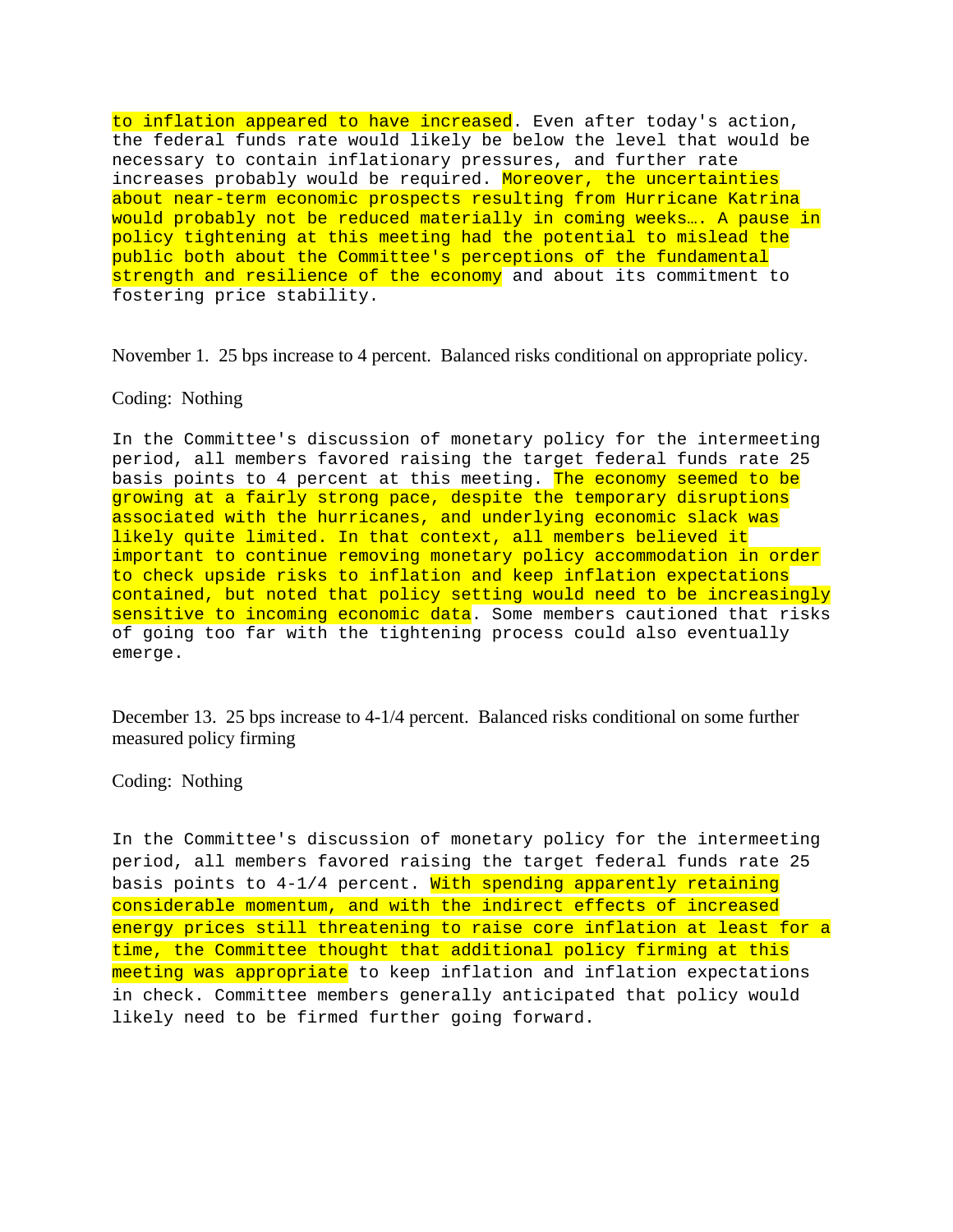to inflation appeared to have increased. Even after today's action, the federal funds rate would likely be below the level that would be necessary to contain inflationary pressures, and further rate increases probably would be required. Moreover, the uncertainties about near-term economic prospects resulting from Hurricane Katrina would probably not be reduced materially in coming weeks…. A pause in policy tightening at this meeting had the potential to mislead the public both about the Committee's perceptions of the fundamental strength and resilience of the economy and about its commitment to fostering price stability.

November 1. 25 bps increase to 4 percent. Balanced risks conditional on appropriate policy.

Coding: Nothing

In the Committee's discussion of monetary policy for the intermeeting period, all members favored raising the target federal funds rate 25 basis points to 4 percent at this meeting. The economy seemed to be growing at a fairly strong pace, despite the temporary disruptions associated with the hurricanes, and underlying economic slack was likely quite limited. In that context, all members believed it important to continue removing monetary policy accommodation in order to check upside risks to inflation and keep inflation expectations contained, but noted that policy setting would need to be increasingly sensitive to incoming economic data. Some members cautioned that risks of going too far with the tightening process could also eventually emerge.

December 13. 25 bps increase to 4-1/4 percent. Balanced risks conditional on some further measured policy firming

Coding: Nothing

In the Committee's discussion of monetary policy for the intermeeting period, all members favored raising the target federal funds rate 25 basis points to 4-1/4 percent. With spending apparently retaining considerable momentum, and with the indirect effects of increased energy prices still threatening to raise core inflation at least for a time, the Committee thought that additional policy firming at this meeting was appropriate to keep inflation and inflation expectations in check. Committee members generally anticipated that policy would likely need to be firmed further going forward.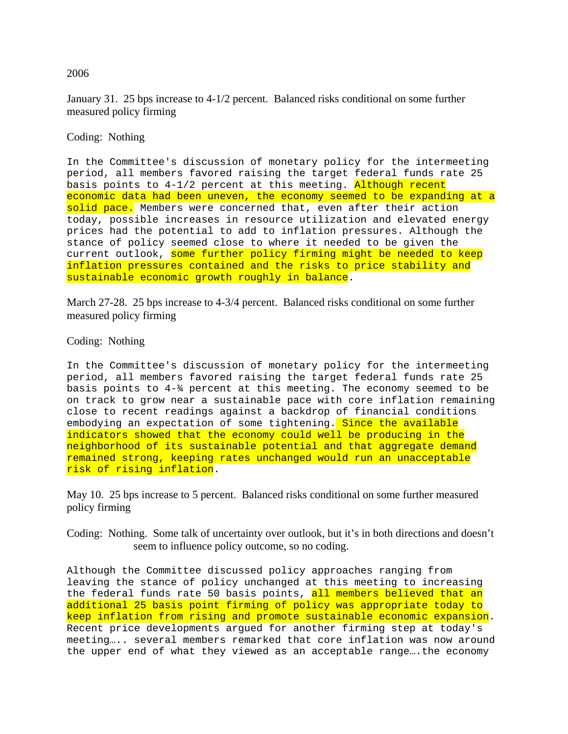2006

January 31. 25 bps increase to 4-1/2 percent. Balanced risks conditional on some further measured policy firming

Coding: Nothing

```
In the Committee's discussion of monetary policy for the intermeeting
period, all members favored raising the target federal funds rate 25
basis points to 4-1/2 percent at this meeting. Although recent
economic data had been uneven, the economy seemed to be expanding at a
solid pace. Members were concerned that, even after their action
today, possible increases in resource utilization and elevated energy
prices had the potential to add to inflation pressures. Although the
stance of policy seemed close to where it needed to be given the
current outlook, some further policy firming might be needed to keep
inflation pressures contained and the risks to price stability and
sustainable economic growth roughly in balance.
```

March 27-28. 25 bps increase to 4-3/4 percent. Balanced risks conditional on some further measured policy firming

Coding: Nothing

```
In the Committee's discussion of monetary policy for the intermeeting
period, all members favored raising the target federal funds rate 25
basis points to 4-¾ percent at this meeting. The economy seemed to be
on track to grow near a sustainable pace with core inflation remaining
close to recent readings against a backdrop of financial conditions
embodying an expectation of some tightening. Since the available
indicators showed that the economy could well be producing in the
neighborhood of its sustainable potential and that aggregate demand
remained strong, keeping rates unchanged would run an unacceptable
risk of rising inflation.
```

May 10. 25 bps increase to 5 percent. Balanced risks conditional on some further measured policy firming

Coding: Nothing. Some talk of uncertainty over outlook, but it's in both directions and doesn't seem to influence policy outcome, so no coding.

```
Although the Committee discussed policy approaches ranging from
leaving the stance of policy unchanged at this meeting to increasing
the federal funds rate 50 basis points, all members believed that an
additional 25 basis point firming of policy was appropriate today to
keep inflation from rising and promote sustainable economic expansion.
Recent price developments argued for another firming step at today's
meeting….. several members remarked that core inflation was now around
the upper end of what they viewed as an acceptable range….the economy
```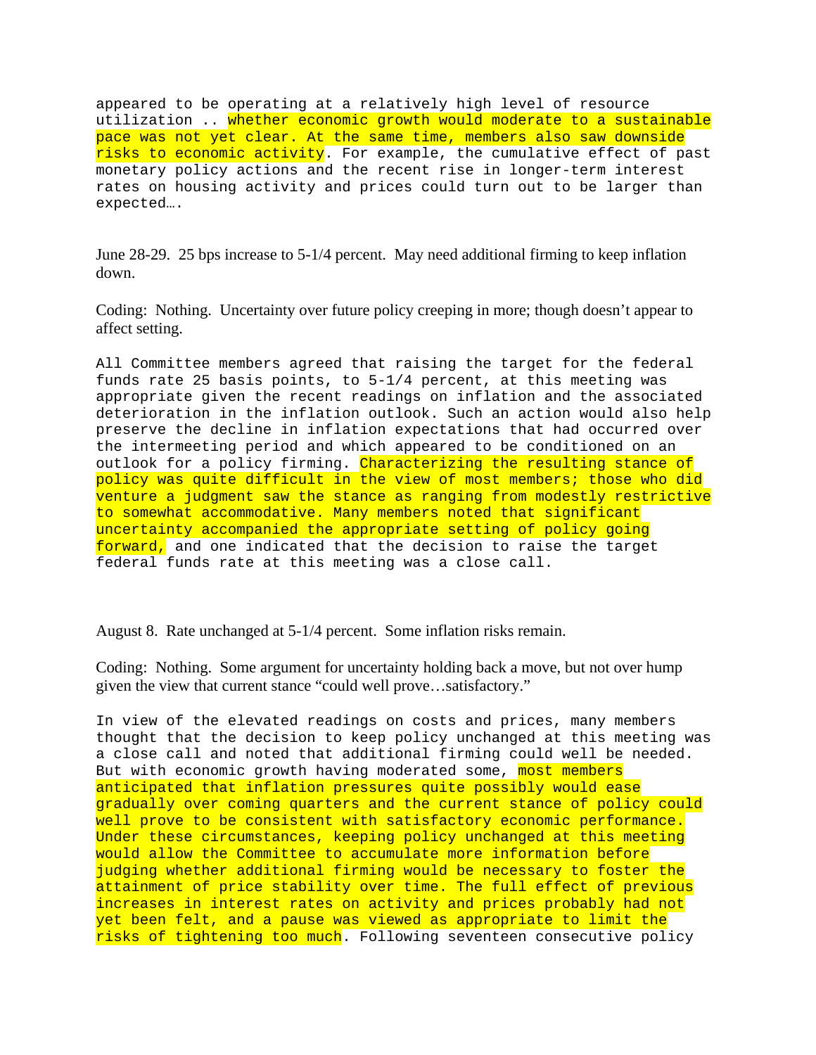appeared to be operating at a relatively high level of resource utilization .. whether economic growth would moderate to a sustainable pace was not yet clear. At the same time, members also saw downside risks to economic activity. For example, the cumulative effect of past monetary policy actions and the recent rise in longer-term interest rates on housing activity and prices could turn out to be larger than expected….

June 28-29. 25 bps increase to 5-1/4 percent. May need additional firming to keep inflation down.

Coding: Nothing. Uncertainty over future policy creeping in more; though doesn't appear to affect setting.

All Committee members agreed that raising the target for the federal funds rate 25 basis points, to 5-1/4 percent, at this meeting was appropriate given the recent readings on inflation and the associated deterioration in the inflation outlook. Such an action would also help preserve the decline in inflation expectations that had occurred over the intermeeting period and which appeared to be conditioned on an outlook for a policy firming. Characterizing the resulting stance of policy was quite difficult in the view of most members; those who did venture a judgment saw the stance as ranging from modestly restrictive to somewhat accommodative. Many members noted that significant uncertainty accompanied the appropriate setting of policy going forward, and one indicated that the decision to raise the target federal funds rate at this meeting was a close call.

August 8. Rate unchanged at 5-1/4 percent. Some inflation risks remain.

Coding: Nothing. Some argument for uncertainty holding back a move, but not over hump given the view that current stance "could well prove…satisfactory."

In view of the elevated readings on costs and prices, many members thought that the decision to keep policy unchanged at this meeting was a close call and noted that additional firming could well be needed. But with economic growth having moderated some, most members anticipated that inflation pressures quite possibly would ease gradually over coming quarters and the current stance of policy could well prove to be consistent with satisfactory economic performance. Under these circumstances, keeping policy unchanged at this meeting would allow the Committee to accumulate more information before judging whether additional firming would be necessary to foster the attainment of price stability over time. The full effect of previous increases in interest rates on activity and prices probably had not yet been felt, and a pause was viewed as appropriate to limit the risks of tightening too much. Following seventeen consecutive policy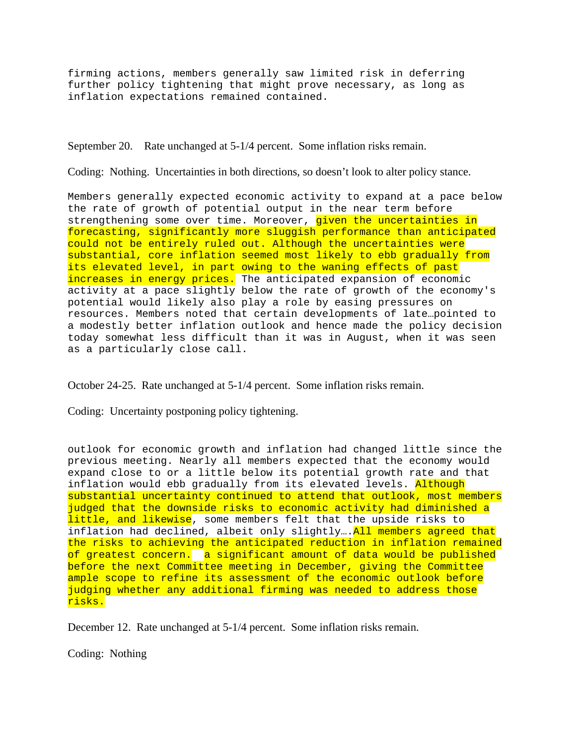firming actions, members generally saw limited risk in deferring further policy tightening that might prove necessary, as long as inflation expectations remained contained.

September 20.   Rate unchanged at 5-1/4 percent.  Some inflation risks remain.

Coding:  Nothing.  Uncertainties in both directions, so doesn't look to alter policy stance.

Members generally expected economic activity to expand at a pace below the rate of growth of potential output in the near term before strengthening some over time. Moreover, given the uncertainties in forecasting, significantly more sluggish performance than anticipated could not be entirely ruled out. Although the uncertainties were substantial, core inflation seemed most likely to ebb gradually from its elevated level, in part owing to the waning effects of past increases in energy prices. The anticipated expansion of economic activity at a pace slightly below the rate of growth of the economy's potential would likely also play a role by easing pressures on resources. Members noted that certain developments of late…pointed to a modestly better inflation outlook and hence made the policy decision today somewhat less difficult than it was in August, when it was seen as a particularly close call.

October 24-25.  Rate unchanged at 5-1/4 percent.  Some inflation risks remain.

Coding:  Uncertainty postponing policy tightening.

outlook for economic growth and inflation had changed little since the previous meeting. Nearly all members expected that the economy would expand close to or a little below its potential growth rate and that inflation would ebb gradually from its elevated levels. Although substantial uncertainty continued to attend that outlook, most members judged that the downside risks to economic activity had diminished a little, and likewise, some members felt that the upside risks to inflation had declined, albeit only slightly….All members agreed that the risks to achieving the anticipated reduction in inflation remained of greatest concern.  a significant amount of data would be published before the next Committee meeting in December, giving the Committee ample scope to refine its assessment of the economic outlook before judging whether any additional firming was needed to address those risks.

December 12.  Rate unchanged at 5-1/4 percent.  Some inflation risks remain.

Coding:  Nothing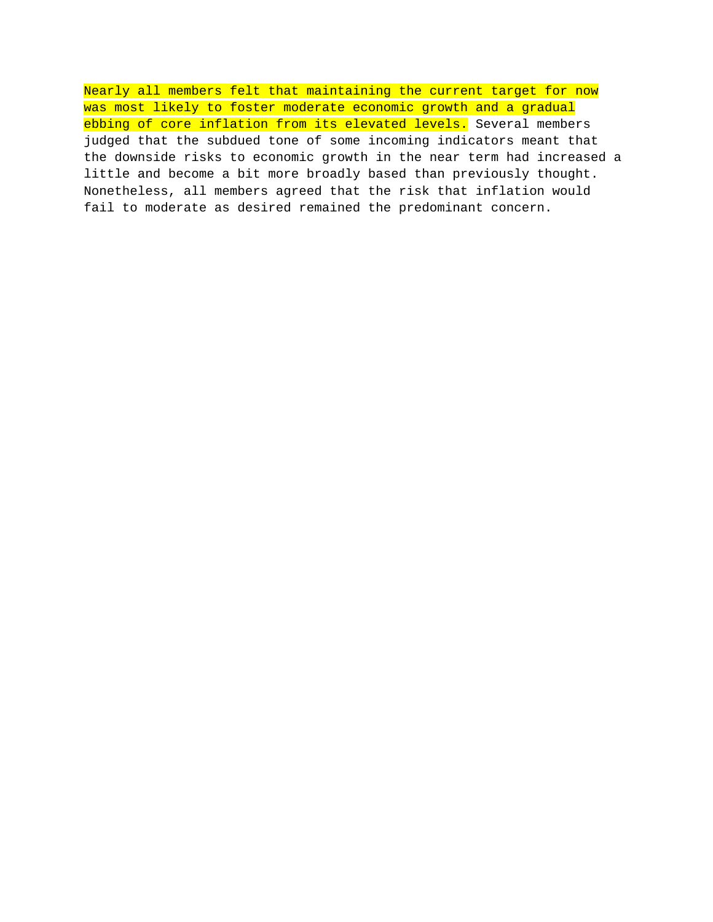Nearly all members felt that maintaining the current target for now was most likely to foster moderate economic growth and a gradual ebbing of core inflation from its elevated levels. Several members judged that the subdued tone of some incoming indicators meant that the downside risks to economic growth in the near term had increased a little and become a bit more broadly based than previously thought. Nonetheless, all members agreed that the risk that inflation would fail to moderate as desired remained the predominant concern.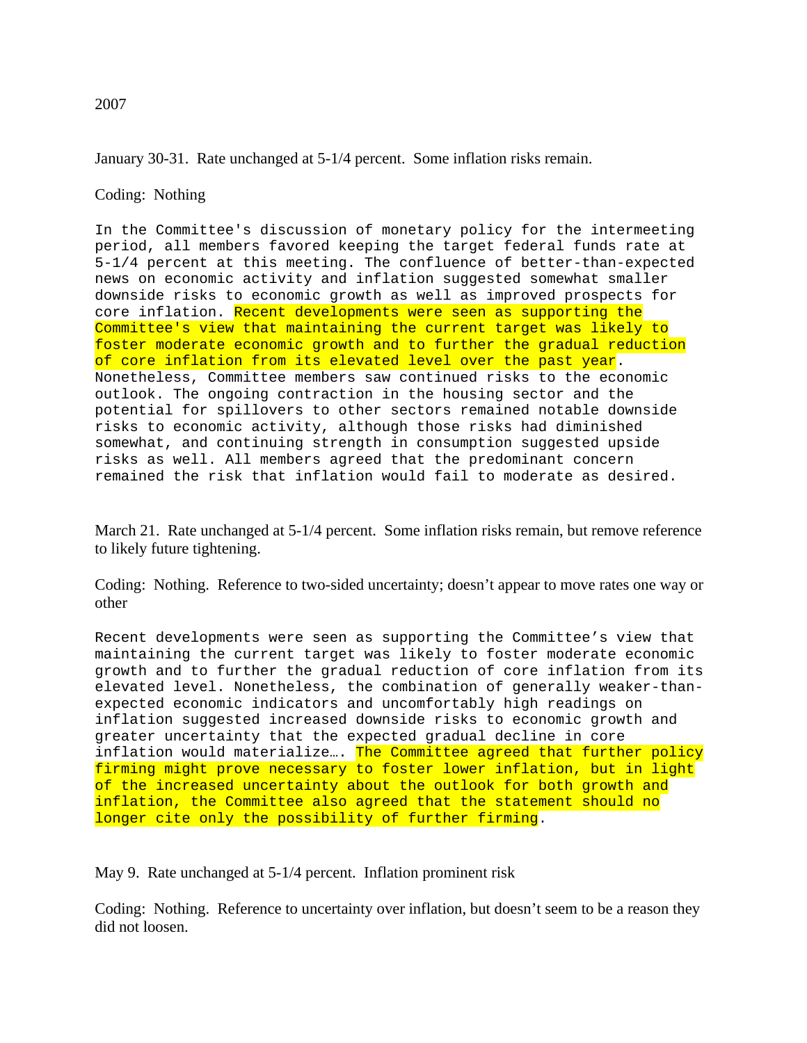2007

January 30-31.  Rate unchanged at 5-1/4 percent.  Some inflation risks remain.

Coding:  Nothing

In the Committee's discussion of monetary policy for the intermeeting period, all members favored keeping the target federal funds rate at 5-1/4 percent at this meeting. The confluence of better-than-expected news on economic activity and inflation suggested somewhat smaller downside risks to economic growth as well as improved prospects for core inflation. Recent developments were seen as supporting the Committee's view that maintaining the current target was likely to foster moderate economic growth and to further the gradual reduction of core inflation from its elevated level over the past year. Nonetheless, Committee members saw continued risks to the economic outlook. The ongoing contraction in the housing sector and the potential for spillovers to other sectors remained notable downside risks to economic activity, although those risks had diminished somewhat, and continuing strength in consumption suggested upside risks as well. All members agreed that the predominant concern remained the risk that inflation would fail to moderate as desired.

March 21.  Rate unchanged at 5-1/4 percent.  Some inflation risks remain, but remove reference to likely future tightening.

Coding:  Nothing.  Reference to two-sided uncertainty; doesn't appear to move rates one way or other

Recent developments were seen as supporting the Committee's view that maintaining the current target was likely to foster moderate economic growth and to further the gradual reduction of core inflation from its elevated level. Nonetheless, the combination of generally weaker-than-expected economic indicators and uncomfortably high readings on inflation suggested increased downside risks to economic growth and greater uncertainty that the expected gradual decline in core inflation would materialize…. The Committee agreed that further policy firming might prove necessary to foster lower inflation, but in light of the increased uncertainty about the outlook for both growth and inflation, the Committee also agreed that the statement should no longer cite only the possibility of further firming.

May 9.  Rate unchanged at 5-1/4 percent.  Inflation prominent risk

Coding:  Nothing.  Reference to uncertainty over inflation, but doesn't seem to be a reason they did not loosen.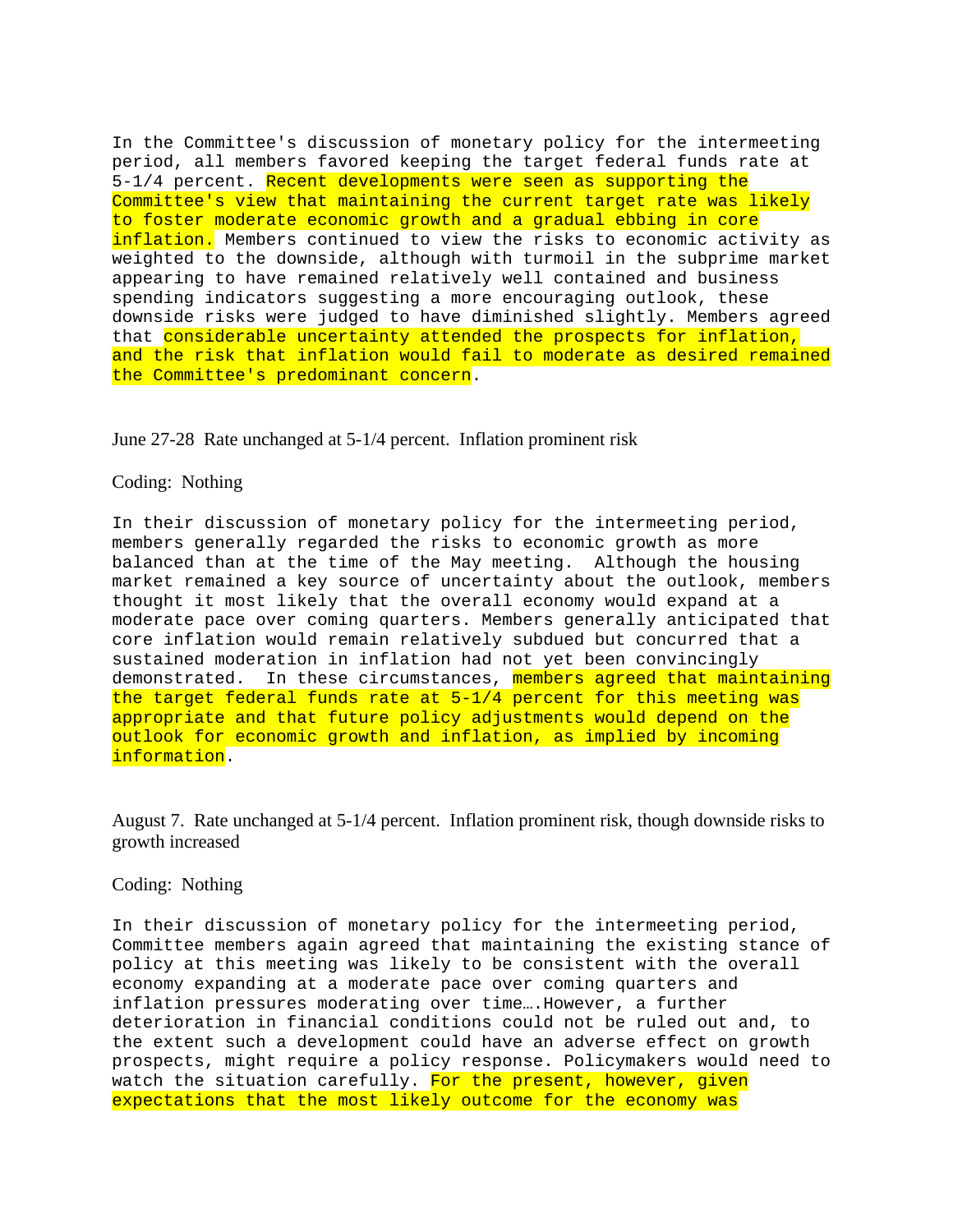In the Committee's discussion of monetary policy for the intermeeting period, all members favored keeping the target federal funds rate at 5-1/4 percent. Recent developments were seen as supporting the Committee's view that maintaining the current target rate was likely to foster moderate economic growth and a gradual ebbing in core inflation. Members continued to view the risks to economic activity as weighted to the downside, although with turmoil in the subprime market appearing to have remained relatively well contained and business spending indicators suggesting a more encouraging outlook, these downside risks were judged to have diminished slightly. Members agreed that considerable uncertainty attended the prospects for inflation, and the risk that inflation would fail to moderate as desired remained the Committee's predominant concern.

June 27-28 Rate unchanged at 5-1/4 percent. Inflation prominent risk

Coding: Nothing

In their discussion of monetary policy for the intermeeting period, members generally regarded the risks to economic growth as more balanced than at the time of the May meeting. Although the housing market remained a key source of uncertainty about the outlook, members thought it most likely that the overall economy would expand at a moderate pace over coming quarters. Members generally anticipated that core inflation would remain relatively subdued but concurred that a sustained moderation in inflation had not yet been convincingly demonstrated. In these circumstances, members agreed that maintaining the target federal funds rate at 5-1/4 percent for this meeting was appropriate and that future policy adjustments would depend on the outlook for economic growth and inflation, as implied by incoming information.

August 7. Rate unchanged at 5-1/4 percent. Inflation prominent risk, though downside risks to growth increased

Coding: Nothing

In their discussion of monetary policy for the intermeeting period, Committee members again agreed that maintaining the existing stance of policy at this meeting was likely to be consistent with the overall economy expanding at a moderate pace over coming quarters and inflation pressures moderating over time….However, a further deterioration in financial conditions could not be ruled out and, to the extent such a development could have an adverse effect on growth prospects, might require a policy response. Policymakers would need to watch the situation carefully. For the present, however, given expectations that the most likely outcome for the economy was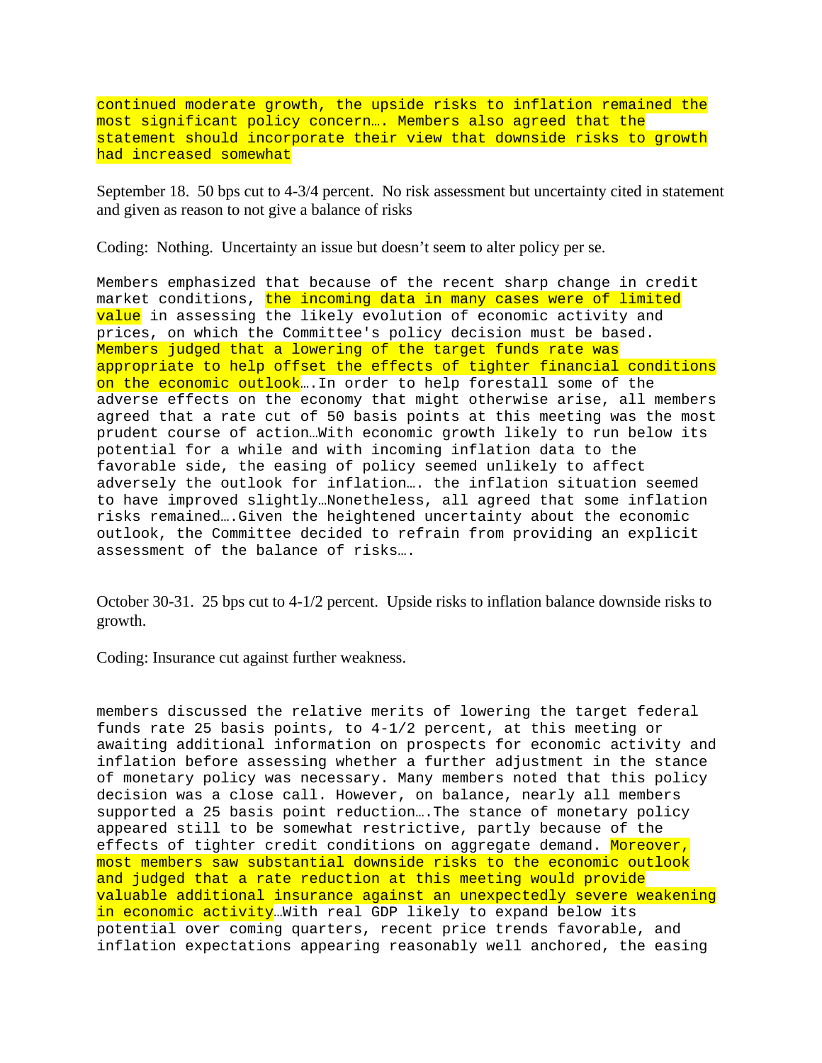continued moderate growth, the upside risks to inflation remained the most significant policy concern…. Members also agreed that the statement should incorporate their view that downside risks to growth had increased somewhat

September 18. 50 bps cut to 4-3/4 percent. No risk assessment but uncertainty cited in statement and given as reason to not give a balance of risks

Coding: Nothing. Uncertainty an issue but doesn't seem to alter policy per se.

Members emphasized that because of the recent sharp change in credit market conditions, the incoming data in many cases were of limited value in assessing the likely evolution of economic activity and prices, on which the Committee's policy decision must be based. Members judged that a lowering of the target funds rate was appropriate to help offset the effects of tighter financial conditions on the economic outlook….In order to help forestall some of the adverse effects on the economy that might otherwise arise, all members agreed that a rate cut of 50 basis points at this meeting was the most prudent course of action…With economic growth likely to run below its potential for a while and with incoming inflation data to the favorable side, the easing of policy seemed unlikely to affect adversely the outlook for inflation…. the inflation situation seemed to have improved slightly…Nonetheless, all agreed that some inflation risks remained….Given the heightened uncertainty about the economic outlook, the Committee decided to refrain from providing an explicit assessment of the balance of risks….

October 30-31. 25 bps cut to 4-1/2 percent. Upside risks to inflation balance downside risks to growth.

Coding: Insurance cut against further weakness.

members discussed the relative merits of lowering the target federal funds rate 25 basis points, to 4-1/2 percent, at this meeting or awaiting additional information on prospects for economic activity and inflation before assessing whether a further adjustment in the stance of monetary policy was necessary. Many members noted that this policy decision was a close call. However, on balance, nearly all members supported a 25 basis point reduction….The stance of monetary policy appeared still to be somewhat restrictive, partly because of the effects of tighter credit conditions on aggregate demand. Moreover, most members saw substantial downside risks to the economic outlook and judged that a rate reduction at this meeting would provide valuable additional insurance against an unexpectedly severe weakening in economic activity…With real GDP likely to expand below its potential over coming quarters, recent price trends favorable, and inflation expectations appearing reasonably well anchored, the easing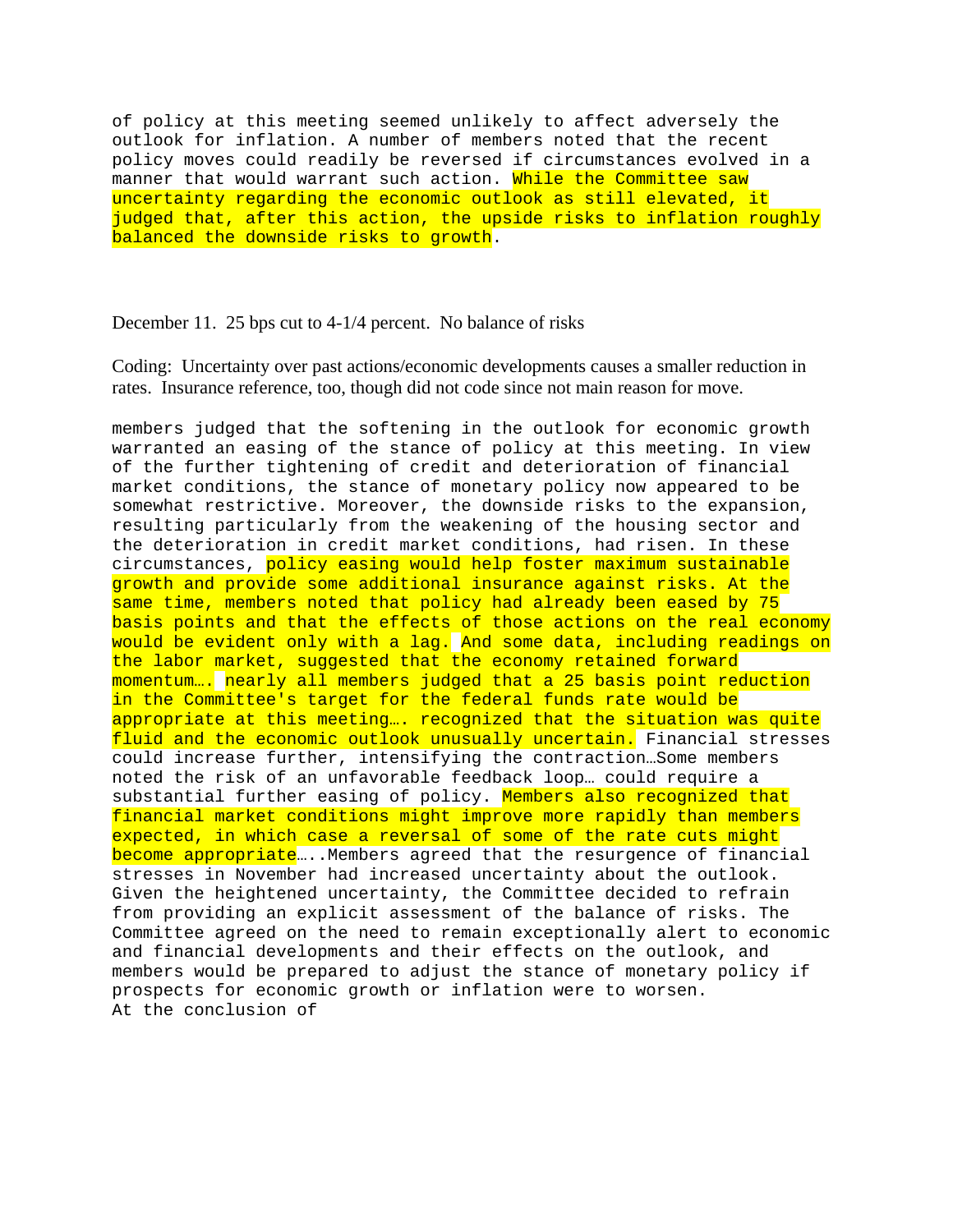of policy at this meeting seemed unlikely to affect adversely the outlook for inflation. A number of members noted that the recent policy moves could readily be reversed if circumstances evolved in a manner that would warrant such action. While the Committee saw uncertainty regarding the economic outlook as still elevated, it judged that, after this action, the upside risks to inflation roughly balanced the downside risks to growth.

December 11. 25 bps cut to 4-1/4 percent. No balance of risks

Coding: Uncertainty over past actions/economic developments causes a smaller reduction in rates. Insurance reference, too, though did not code since not main reason for move.

members judged that the softening in the outlook for economic growth warranted an easing of the stance of policy at this meeting. In view of the further tightening of credit and deterioration of financial market conditions, the stance of monetary policy now appeared to be somewhat restrictive. Moreover, the downside risks to the expansion, resulting particularly from the weakening of the housing sector and the deterioration in credit market conditions, had risen. In these circumstances, policy easing would help foster maximum sustainable growth and provide some additional insurance against risks. At the same time, members noted that policy had already been eased by 75 basis points and that the effects of those actions on the real economy would be evident only with a lag. And some data, including readings on the labor market, suggested that the economy retained forward momentum…. nearly all members judged that a 25 basis point reduction in the Committee's target for the federal funds rate would be appropriate at this meeting…. recognized that the situation was quite fluid and the economic outlook unusually uncertain. Financial stresses could increase further, intensifying the contraction…Some members noted the risk of an unfavorable feedback loop… could require a substantial further easing of policy. Members also recognized that financial market conditions might improve more rapidly than members expected, in which case a reversal of some of the rate cuts might become appropriate…..Members agreed that the resurgence of financial stresses in November had increased uncertainty about the outlook. Given the heightened uncertainty, the Committee decided to refrain from providing an explicit assessment of the balance of risks. The Committee agreed on the need to remain exceptionally alert to economic and financial developments and their effects on the outlook, and members would be prepared to adjust the stance of monetary policy if prospects for economic growth or inflation were to worsen.
At the conclusion of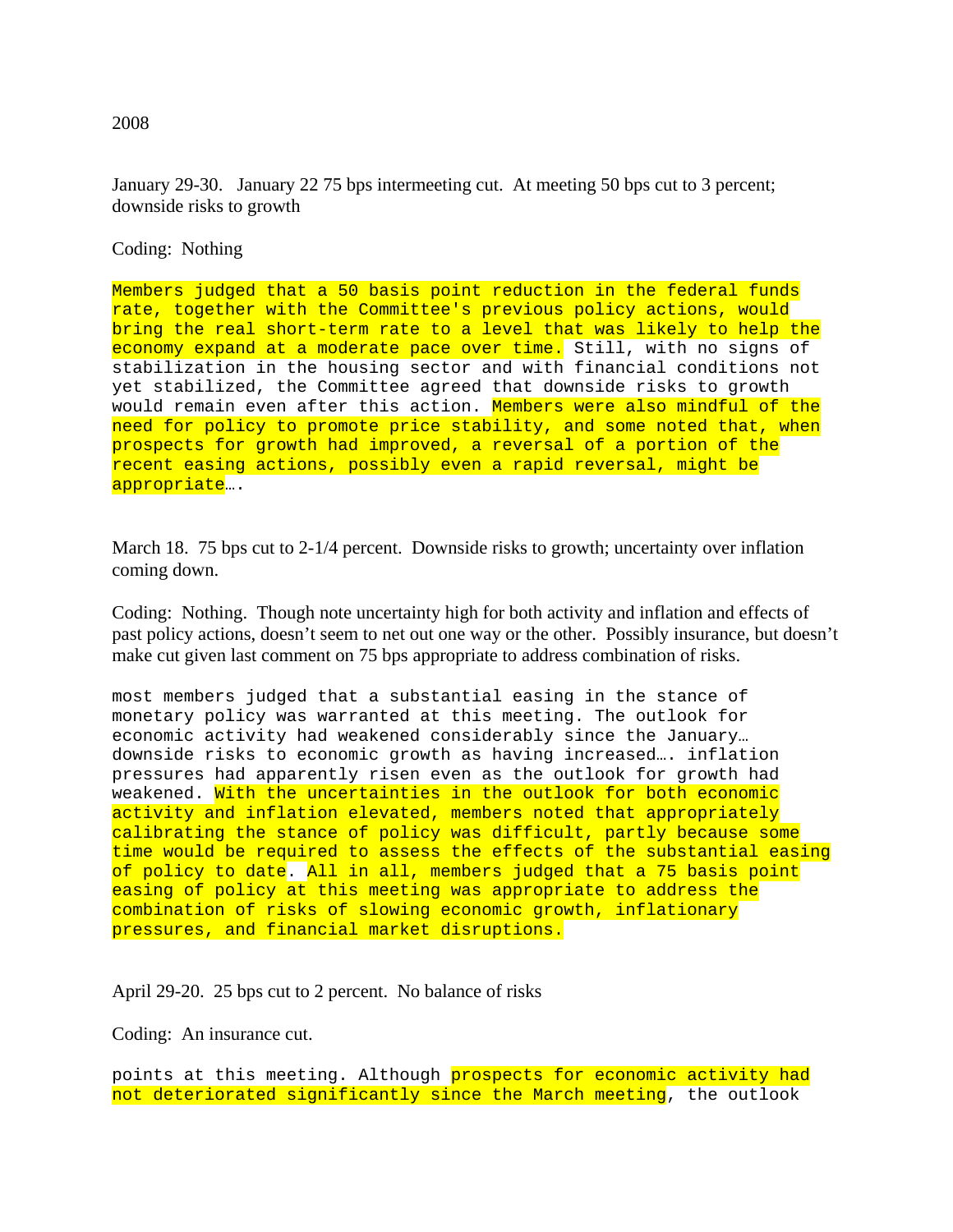2008

January 29-30. January 22 75 bps intermeeting cut. At meeting 50 bps cut to 3 percent; downside risks to growth

Coding: Nothing

```
Members judged that a 50 basis point reduction in the federal funds
rate, together with the Committee's previous policy actions, would
bring the real short-term rate to a level that was likely to help the
economy expand at a moderate pace over time. Still, with no signs of
stabilization in the housing sector and with financial conditions not
yet stabilized, the Committee agreed that downside risks to growth
would remain even after this action. Members were also mindful of the
need for policy to promote price stability, and some noted that, when
prospects for growth had improved, a reversal of a portion of the
recent easing actions, possibly even a rapid reversal, might be
appropriate….
```

March 18. 75 bps cut to 2-1/4 percent. Downside risks to growth; uncertainty over inflation coming down.

Coding: Nothing. Though note uncertainty high for both activity and inflation and effects of past policy actions, doesn't seem to net out one way or the other. Possibly insurance, but doesn't make cut given last comment on 75 bps appropriate to address combination of risks.

```
most members judged that a substantial easing in the stance of
monetary policy was warranted at this meeting. The outlook for
economic activity had weakened considerably since the January…
downside risks to economic growth as having increased…. inflation
pressures had apparently risen even as the outlook for growth had
weakened. With the uncertainties in the outlook for both economic
activity and inflation elevated, members noted that appropriately
calibrating the stance of policy was difficult, partly because some
time would be required to assess the effects of the substantial easing
of policy to date. All in all, members judged that a 75 basis point
easing of policy at this meeting was appropriate to address the
combination of risks of slowing economic growth, inflationary
pressures, and financial market disruptions.
```

April 29-20. 25 bps cut to 2 percent. No balance of risks

Coding: An insurance cut.

```
points at this meeting. Although prospects for economic activity had
not deteriorated significantly since the March meeting, the outlook
```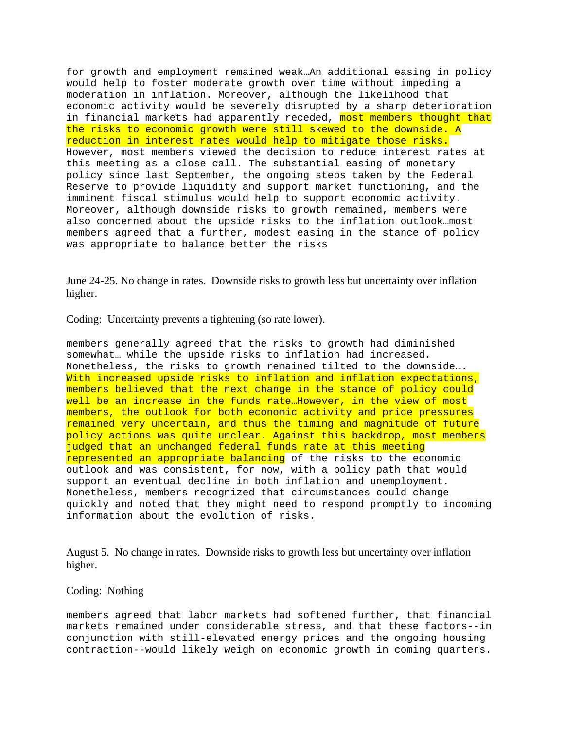for growth and employment remained weak…An additional easing in policy would help to foster moderate growth over time without impeding a moderation in inflation. Moreover, although the likelihood that economic activity would be severely disrupted by a sharp deterioration in financial markets had apparently receded, most members thought that the risks to economic growth were still skewed to the downside. A reduction in interest rates would help to mitigate those risks. However, most members viewed the decision to reduce interest rates at this meeting as a close call. The substantial easing of monetary policy since last September, the ongoing steps taken by the Federal Reserve to provide liquidity and support market functioning, and the imminent fiscal stimulus would help to support economic activity. Moreover, although downside risks to growth remained, members were also concerned about the upside risks to the inflation outlook…most members agreed that a further, modest easing in the stance of policy was appropriate to balance better the risks

June 24-25. No change in rates. Downside risks to growth less but uncertainty over inflation higher.

Coding: Uncertainty prevents a tightening (so rate lower).

members generally agreed that the risks to growth had diminished somewhat… while the upside risks to inflation had increased. Nonetheless, the risks to growth remained tilted to the downside…. With increased upside risks to inflation and inflation expectations, members believed that the next change in the stance of policy could well be an increase in the funds rate…However, in the view of most members, the outlook for both economic activity and price pressures remained very uncertain, and thus the timing and magnitude of future policy actions was quite unclear. Against this backdrop, most members judged that an unchanged federal funds rate at this meeting represented an appropriate balancing of the risks to the economic outlook and was consistent, for now, with a policy path that would support an eventual decline in both inflation and unemployment. Nonetheless, members recognized that circumstances could change quickly and noted that they might need to respond promptly to incoming information about the evolution of risks.

August 5. No change in rates. Downside risks to growth less but uncertainty over inflation higher.

Coding: Nothing

members agreed that labor markets had softened further, that financial markets remained under considerable stress, and that these factors--in conjunction with still-elevated energy prices and the ongoing housing contraction--would likely weigh on economic growth in coming quarters.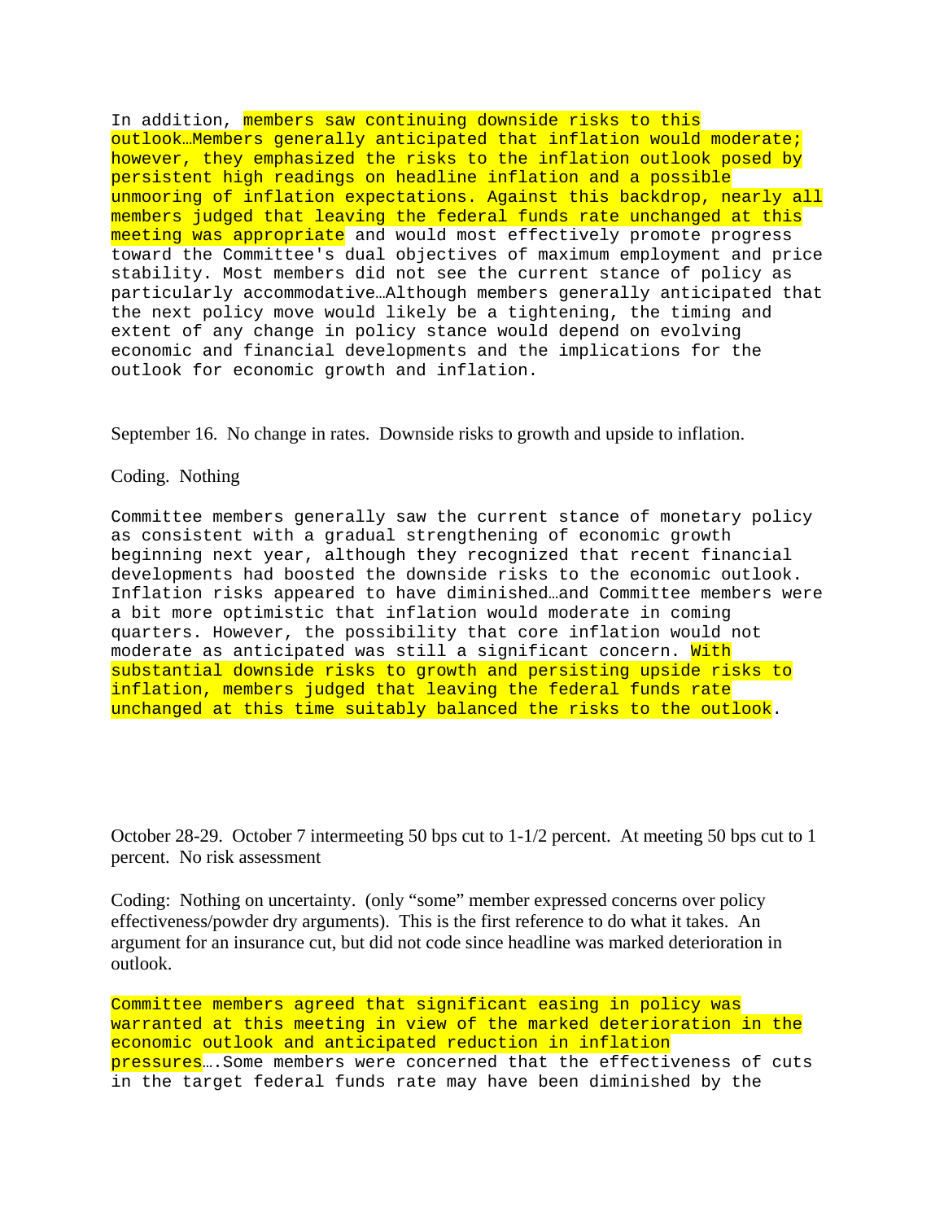In addition, members saw continuing downside risks to this outlook…Members generally anticipated that inflation would moderate; however, they emphasized the risks to the inflation outlook posed by persistent high readings on headline inflation and a possible unmooring of inflation expectations. Against this backdrop, nearly all members judged that leaving the federal funds rate unchanged at this meeting was appropriate and would most effectively promote progress toward the Committee's dual objectives of maximum employment and price stability. Most members did not see the current stance of policy as particularly accommodative…Although members generally anticipated that the next policy move would likely be a tightening, the timing and extent of any change in policy stance would depend on evolving economic and financial developments and the implications for the outlook for economic growth and inflation.

September 16. No change in rates. Downside risks to growth and upside to inflation.

Coding. Nothing

Committee members generally saw the current stance of monetary policy as consistent with a gradual strengthening of economic growth beginning next year, although they recognized that recent financial developments had boosted the downside risks to the economic outlook. Inflation risks appeared to have diminished…and Committee members were a bit more optimistic that inflation would moderate in coming quarters. However, the possibility that core inflation would not moderate as anticipated was still a significant concern. With substantial downside risks to growth and persisting upside risks to inflation, members judged that leaving the federal funds rate unchanged at this time suitably balanced the risks to the outlook.

October 28-29. October 7 intermeeting 50 bps cut to 1-1/2 percent. At meeting 50 bps cut to 1 percent. No risk assessment

Coding: Nothing on uncertainty. (only "some" member expressed concerns over policy effectiveness/powder dry arguments). This is the first reference to do what it takes. An argument for an insurance cut, but did not code since headline was marked deterioration in outlook.

Committee members agreed that significant easing in policy was warranted at this meeting in view of the marked deterioration in the economic outlook and anticipated reduction in inflation pressures….Some members were concerned that the effectiveness of cuts in the target federal funds rate may have been diminished by the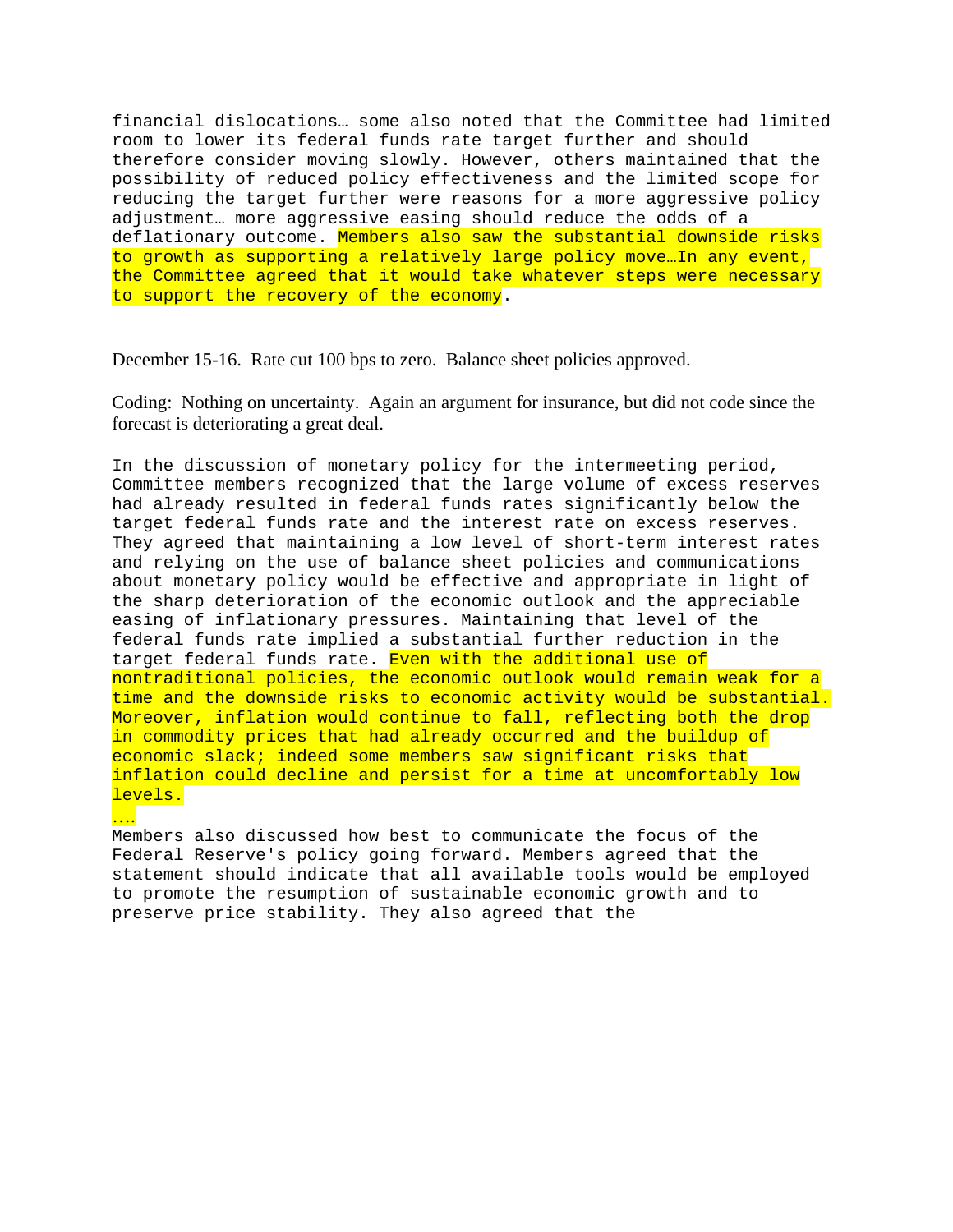financial dislocations… some also noted that the Committee had limited room to lower its federal funds rate target further and should therefore consider moving slowly. However, others maintained that the possibility of reduced policy effectiveness and the limited scope for reducing the target further were reasons for a more aggressive policy adjustment… more aggressive easing should reduce the odds of a deflationary outcome. Members also saw the substantial downside risks to growth as supporting a relatively large policy move…In any event, the Committee agreed that it would take whatever steps were necessary to support the recovery of the economy.

December 15-16. Rate cut 100 bps to zero. Balance sheet policies approved.

Coding: Nothing on uncertainty. Again an argument for insurance, but did not code since the forecast is deteriorating a great deal.

In the discussion of monetary policy for the intermeeting period, Committee members recognized that the large volume of excess reserves had already resulted in federal funds rates significantly below the target federal funds rate and the interest rate on excess reserves. They agreed that maintaining a low level of short-term interest rates and relying on the use of balance sheet policies and communications about monetary policy would be effective and appropriate in light of the sharp deterioration of the economic outlook and the appreciable easing of inflationary pressures. Maintaining that level of the federal funds rate implied a substantial further reduction in the target federal funds rate. Even with the additional use of nontraditional policies, the economic outlook would remain weak for a time and the downside risks to economic activity would be substantial. Moreover, inflation would continue to fall, reflecting both the drop in commodity prices that had already occurred and the buildup of economic slack; indeed some members saw significant risks that inflation could decline and persist for a time at uncomfortably low levels.

….

Members also discussed how best to communicate the focus of the Federal Reserve's policy going forward. Members agreed that the statement should indicate that all available tools would be employed to promote the resumption of sustainable economic growth and to preserve price stability. They also agreed that the